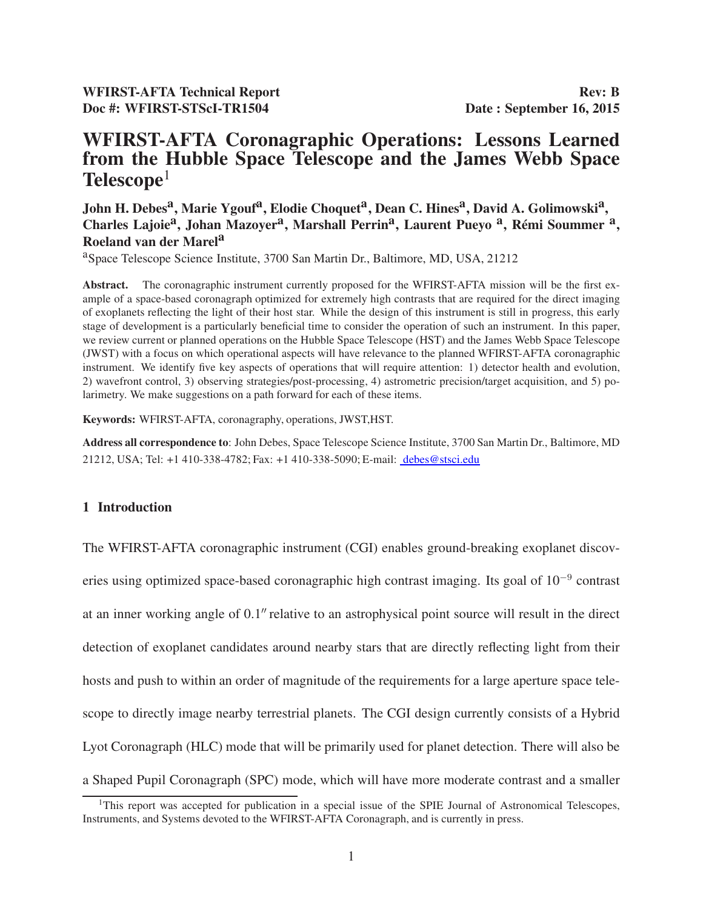**WFIRST-AFTA Technical Report** **Rev: B**
**Doc #: WFIRST-STScI-TR1504** **Date : September 16, 2015**

# WFIRST-AFTA Coronagraphic Operations: Lessons Learned from the Hubble Space Telescope and the James Webb Space Telescope[1]

**John H. Debes[a], Marie Ygouf[a], Elodie Choquet[a], Dean C. Hines[a], David A. Golimowski[a], Charles Lajoie[a], Johan Mazoyer[a], Marshall Perrin[a], Laurent Pueyo [a], Rémi Soummer [a], Roeland van der Marel[a]**

[a]Space Telescope Science Institute, 3700 San Martin Dr., Baltimore, MD, USA, 21212

**Abstract.** The coronagraphic instrument currently proposed for the WFIRST-AFTA mission will be the first example of a space-based coronagraph optimized for extremely high contrasts that are required for the direct imaging of exoplanets reflecting the light of their host star. While the design of this instrument is still in progress, this early stage of development is a particularly beneficial time to consider the operation of such an instrument. In this paper, we review current or planned operations on the Hubble Space Telescope (HST) and the James Webb Space Telescope (JWST) with a focus on which operational aspects will have relevance to the planned WFIRST-AFTA coronagraphic instrument. We identify five key aspects of operations that will require attention: 1) detector health and evolution, 2) wavefront control, 3) observing strategies/post-processing, 4) astrometric precision/target acquisition, and 5) polarimetry. We make suggestions on a path forward for each of these items.

**Keywords:** WFIRST-AFTA, coronagraphy, operations, JWST,HST.

**Address all correspondence to**: John Debes, Space Telescope Science Institute, 3700 San Martin Dr., Baltimore, MD 21212, USA; Tel: +1 410-338-4782; Fax: +1 410-338-5090; E-mail: debes@stsci.edu

## 1 Introduction

The WFIRST-AFTA coronagraphic instrument (CGI) enables ground-breaking exoplanet discoveries using optimized space-based coronagraphic high contrast imaging. Its goal of $10^{-9}$ contrast at an inner working angle of $0.1''$ relative to an astrophysical point source will result in the direct detection of exoplanet candidates around nearby stars that are directly reflecting light from their hosts and push to within an order of magnitude of the requirements for a large aperture space telescope to directly image nearby terrestrial planets. The CGI design currently consists of a Hybrid Lyot Coronagraph (HLC) mode that will be primarily used for planet detection. There will also be a Shaped Pupil Coronagraph (SPC) mode, which will have more moderate contrast and a smaller

[1]This report was accepted for publication in a special issue of the SPIE Journal of Astronomical Telescopes, Instruments, and Systems devoted to the WFIRST-AFTA Coronagraph, and is currently in press.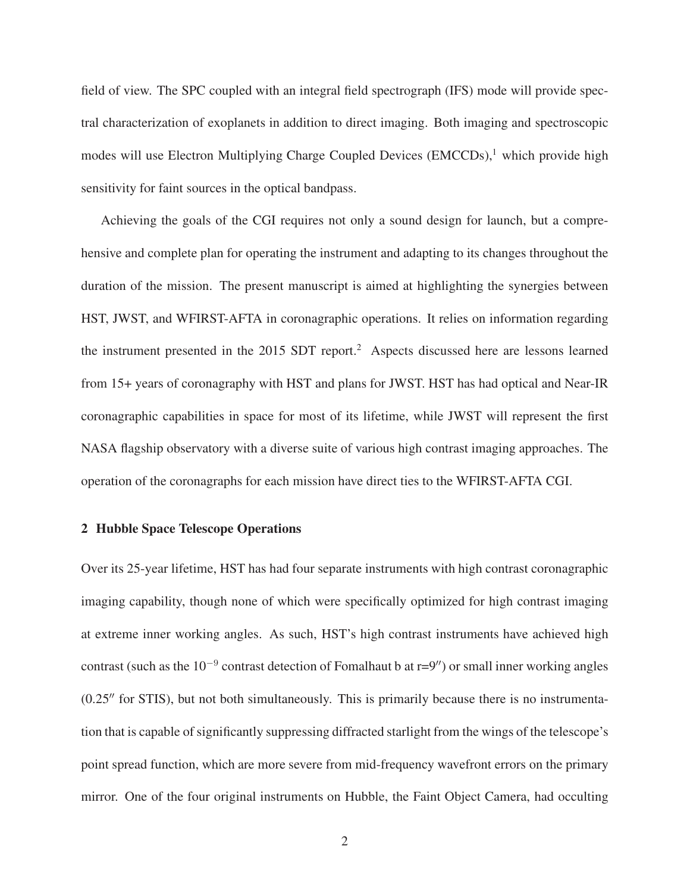field of view. The SPC coupled with an integral field spectrograph (IFS) mode will provide spectral characterization of exoplanets in addition to direct imaging. Both imaging and spectroscopic modes will use Electron Multiplying Charge Coupled Devices (EMCCDs),[1] which provide high sensitivity for faint sources in the optical bandpass.

Achieving the goals of the CGI requires not only a sound design for launch, but a comprehensive and complete plan for operating the instrument and adapting to its changes throughout the duration of the mission. The present manuscript is aimed at highlighting the synergies between HST, JWST, and WFIRST-AFTA in coronagraphic operations. It relies on information regarding the instrument presented in the 2015 SDT report.[2] Aspects discussed here are lessons learned from 15+ years of coronagraphy with HST and plans for JWST. HST has had optical and Near-IR coronagraphic capabilities in space for most of its lifetime, while JWST will represent the first NASA flagship observatory with a diverse suite of various high contrast imaging approaches. The operation of the coronagraphs for each mission have direct ties to the WFIRST-AFTA CGI.

## 2 Hubble Space Telescope Operations

Over its 25-year lifetime, HST has had four separate instruments with high contrast coronagraphic imaging capability, though none of which were specifically optimized for high contrast imaging at extreme inner working angles. As such, HST's high contrast instruments have achieved high contrast (such as the $10^{-9}$ contrast detection of Fomalhaut b at r=9″) or small inner working angles (0.25″ for STIS), but not both simultaneously. This is primarily because there is no instrumentation that is capable of significantly suppressing diffracted starlight from the wings of the telescope's point spread function, which are more severe from mid-frequency wavefront errors on the primary mirror. One of the four original instruments on Hubble, the Faint Object Camera, had occulting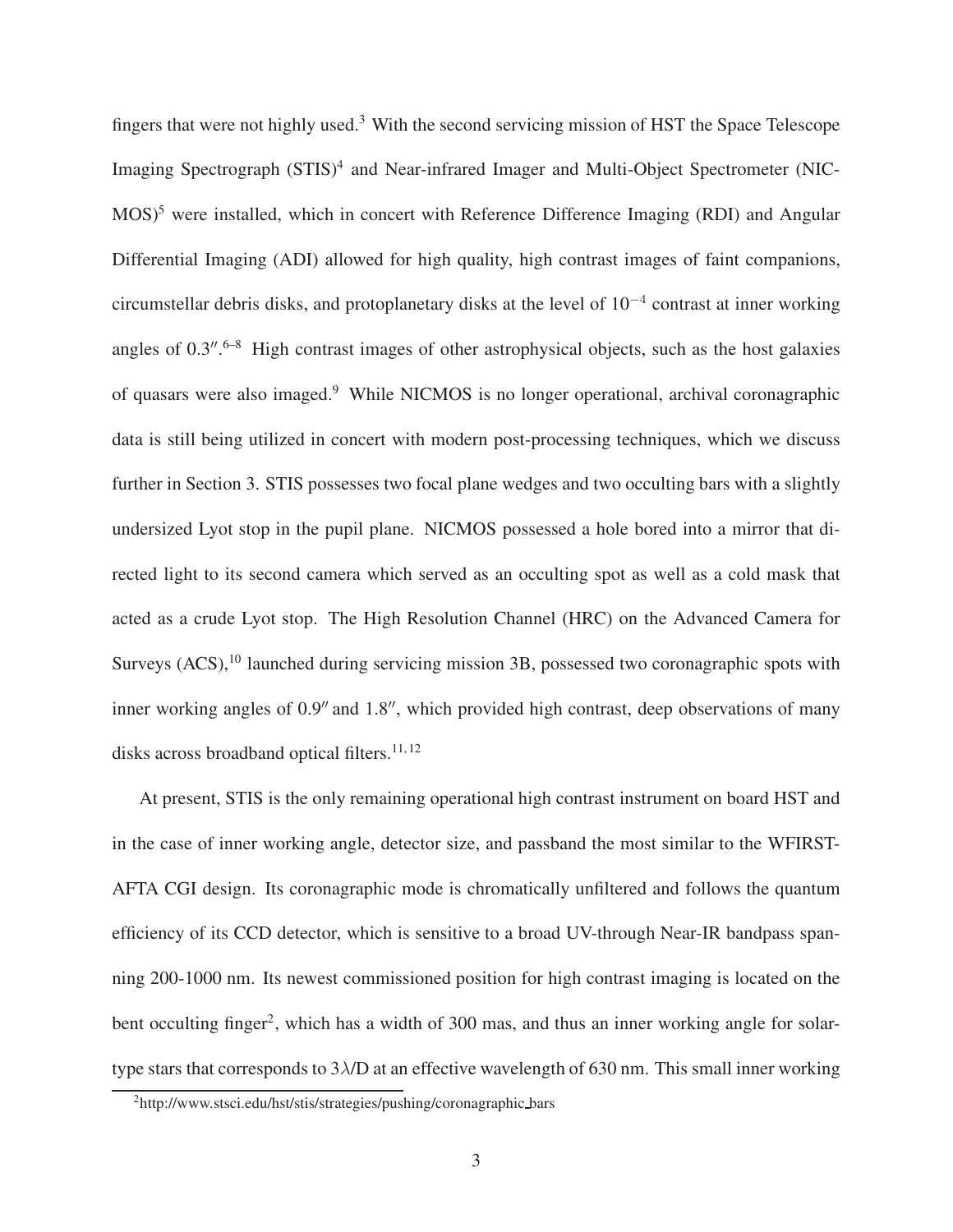fingers that were not highly used.[3] With the second servicing mission of HST the Space Telescope Imaging Spectrograph (STIS)[4] and Near-infrared Imager and Multi-Object Spectrometer (NICMOS)[5] were installed, which in concert with Reference Difference Imaging (RDI) and Angular Differential Imaging (ADI) allowed for high quality, high contrast images of faint companions, circumstellar debris disks, and protoplanetary disks at the level of $10^{-4}$ contrast at inner working angles of 0.3″.[6–8] High contrast images of other astrophysical objects, such as the host galaxies of quasars were also imaged.[9] While NICMOS is no longer operational, archival coronagraphic data is still being utilized in concert with modern post-processing techniques, which we discuss further in Section 3. STIS possesses two focal plane wedges and two occulting bars with a slightly undersized Lyot stop in the pupil plane. NICMOS possessed a hole bored into a mirror that directed light to its second camera which served as an occulting spot as well as a cold mask that acted as a crude Lyot stop. The High Resolution Channel (HRC) on the Advanced Camera for Surveys (ACS),[10] launched during servicing mission 3B, possessed two coronagraphic spots with inner working angles of 0.9″ and 1.8″, which provided high contrast, deep observations of many disks across broadband optical filters.[11,12]

At present, STIS is the only remaining operational high contrast instrument on board HST and in the case of inner working angle, detector size, and passband the most similar to the WFIRST-AFTA CGI design. Its coronagraphic mode is chromatically unfiltered and follows the quantum efficiency of its CCD detector, which is sensitive to a broad UV-through Near-IR bandpass spanning 200-1000 nm. Its newest commissioned position for high contrast imaging is located on the bent occulting finger[2], which has a width of 300 mas, and thus an inner working angle for solar-type stars that corresponds to $3\lambda/D$ at an effective wavelength of 630 nm. This small inner working

[2] http://www.stsci.edu/hst/stis/strategies/pushing/coronagraphic_bars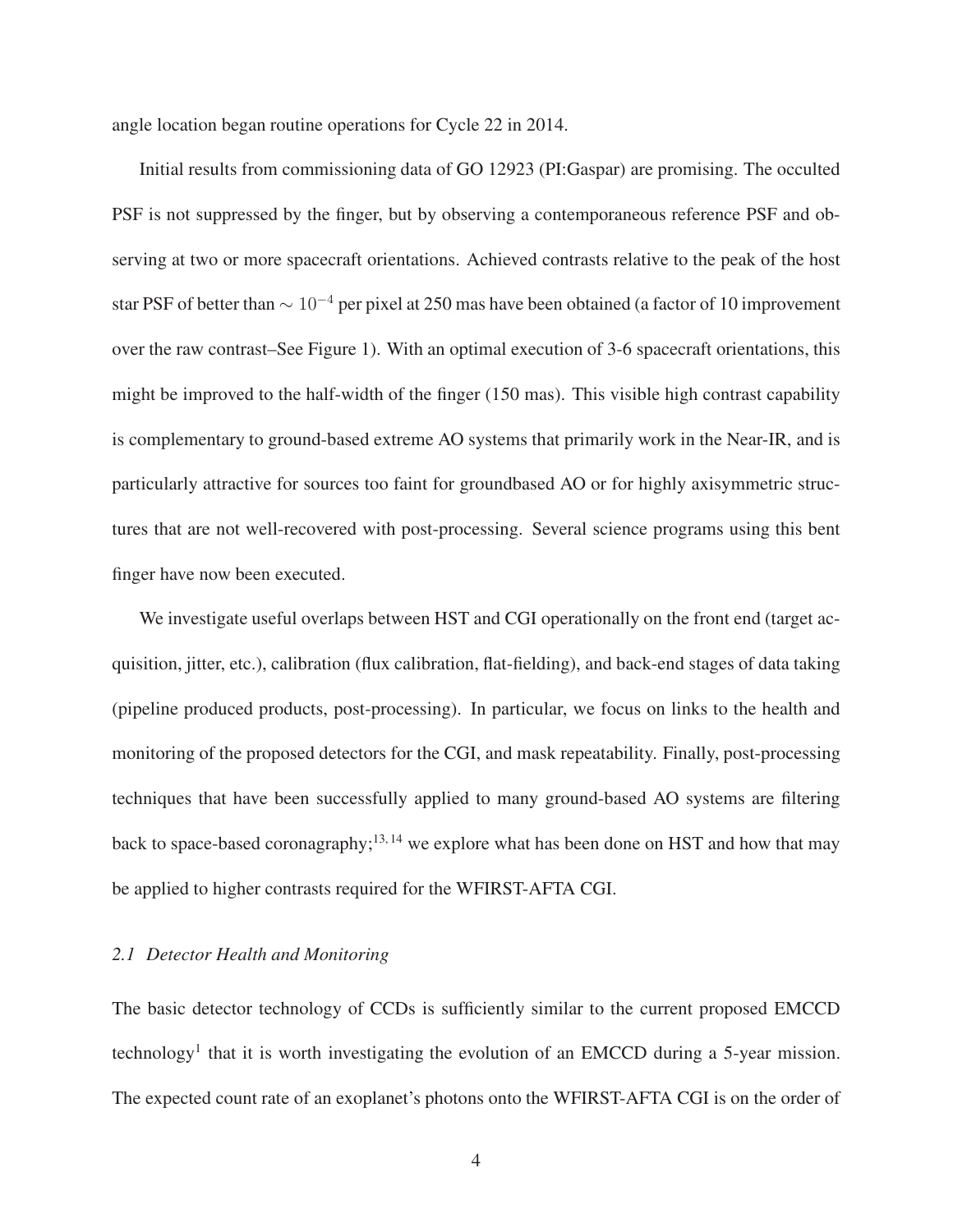angle location began routine operations for Cycle 22 in 2014.

Initial results from commissioning data of GO 12923 (PI:Gaspar) are promising. The occulted PSF is not suppressed by the finger, but by observing a contemporaneous reference PSF and observing at two or more spacecraft orientations. Achieved contrasts relative to the peak of the host star PSF of better than $\sim 10^{-4}$ per pixel at 250 mas have been obtained (a factor of 10 improvement over the raw contrast–See Figure 1). With an optimal execution of 3-6 spacecraft orientations, this might be improved to the half-width of the finger (150 mas). This visible high contrast capability is complementary to ground-based extreme AO systems that primarily work in the Near-IR, and is particularly attractive for sources too faint for groundbased AO or for highly axisymmetric structures that are not well-recovered with post-processing. Several science programs using this bent finger have now been executed.

We investigate useful overlaps between HST and CGI operationally on the front end (target acquisition, jitter, etc.), calibration (flux calibration, flat-fielding), and back-end stages of data taking (pipeline produced products, post-processing). In particular, we focus on links to the health and monitoring of the proposed detectors for the CGI, and mask repeatability. Finally, post-processing techniques that have been successfully applied to many ground-based AO systems are filtering back to space-based coronagraphy;[13, 14] we explore what has been done on HST and how that may be applied to higher contrasts required for the WFIRST-AFTA CGI.

### *2.1 Detector Health and Monitoring*

The basic detector technology of CCDs is sufficiently similar to the current proposed EMCCD technology[1] that it is worth investigating the evolution of an EMCCD during a 5-year mission. The expected count rate of an exoplanet's photons onto the WFIRST-AFTA CGI is on the order of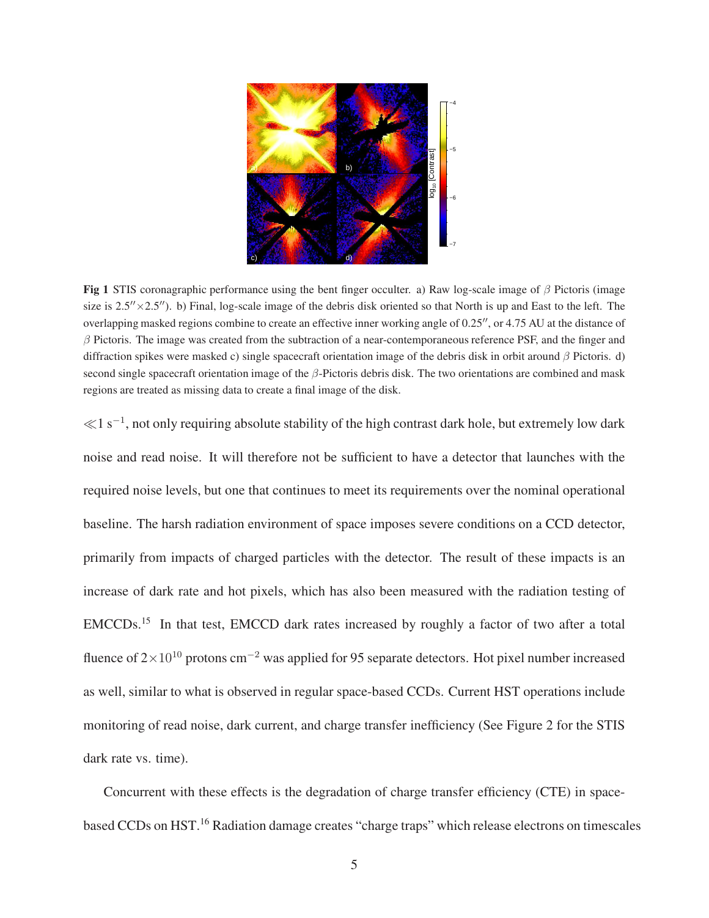**Fig 1** STIS coronagraphic performance using the bent finger occulter. a) Raw log-scale image of $\beta$ Pictoris (image size is $2.5'' \times 2.5''$). b) Final, log-scale image of the debris disk oriented so that North is up and East to the left. The overlapping masked regions combine to create an effective inner working angle of $0.25''$, or 4.75 AU at the distance of $\beta$ Pictoris. The image was created from the subtraction of a near-contemporaneous reference PSF, and the finger and diffraction spikes were masked c) single spacecraft orientation image of the debris disk in orbit around $\beta$ Pictoris. d) second single spacecraft orientation image of the $\beta$-Pictoris debris disk. The two orientations are combined and mask regions are treated as missing data to create a final image of the disk.

$\ll 1\ \mathrm{s}^{-1}$, not only requiring absolute stability of the high contrast dark hole, but extremely low dark noise and read noise. It will therefore not be sufficient to have a detector that launches with the required noise levels, but one that continues to meet its requirements over the nominal operational baseline. The harsh radiation environment of space imposes severe conditions on a CCD detector, primarily from impacts of charged particles with the detector. The result of these impacts is an increase of dark rate and hot pixels, which has also been measured with the radiation testing of EMCCDs.[15] In that test, EMCCD dark rates increased by roughly a factor of two after a total fluence of $2\times10^{10}$ protons $\mathrm{cm}^{-2}$ was applied for 95 separate detectors. Hot pixel number increased as well, similar to what is observed in regular space-based CCDs. Current HST operations include monitoring of read noise, dark current, and charge transfer inefficiency (See Figure 2 for the STIS dark rate vs. time).

Concurrent with these effects is the degradation of charge transfer efficiency (CTE) in space-based CCDs on HST.[16] Radiation damage creates "charge traps" which release electrons on timescales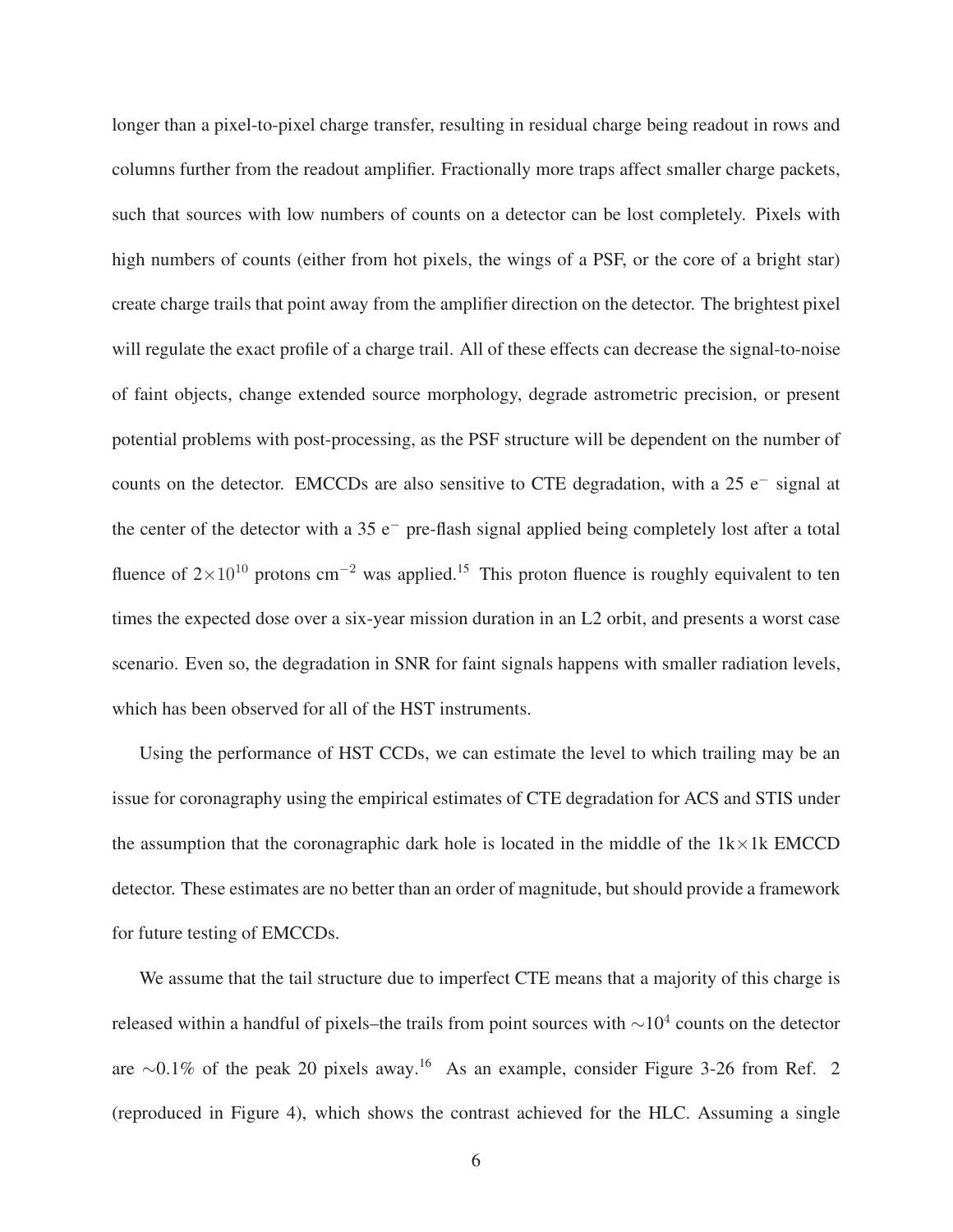longer than a pixel-to-pixel charge transfer, resulting in residual charge being readout in rows and columns further from the readout amplifier. Fractionally more traps affect smaller charge packets, such that sources with low numbers of counts on a detector can be lost completely. Pixels with high numbers of counts (either from hot pixels, the wings of a PSF, or the core of a bright star) create charge trails that point away from the amplifier direction on the detector. The brightest pixel will regulate the exact profile of a charge trail. All of these effects can decrease the signal-to-noise of faint objects, change extended source morphology, degrade astrometric precision, or present potential problems with post-processing, as the PSF structure will be dependent on the number of counts on the detector. EMCCDs are also sensitive to CTE degradation, with a 25 $e^-$ signal at the center of the detector with a 35 $e^-$ pre-flash signal applied being completely lost after a total fluence of $2\times10^{10}$ protons $cm^{-2}$ was applied.[15] This proton fluence is roughly equivalent to ten times the expected dose over a six-year mission duration in an L2 orbit, and presents a worst case scenario. Even so, the degradation in SNR for faint signals happens with smaller radiation levels, which has been observed for all of the HST instruments.

Using the performance of HST CCDs, we can estimate the level to which trailing may be an issue for coronagraphy using the empirical estimates of CTE degradation for ACS and STIS under the assumption that the coronagraphic dark hole is located in the middle of the 1k$\times$1k EMCCD detector. These estimates are no better than an order of magnitude, but should provide a framework for future testing of EMCCDs.

We assume that the tail structure due to imperfect CTE means that a majority of this charge is released within a handful of pixels–the trails from point sources with $\sim10^4$ counts on the detector are $\sim$0.1% of the peak 20 pixels away.[16] As an example, consider Figure 3-26 from Ref. 2 (reproduced in Figure 4), which shows the contrast achieved for the HLC. Assuming a single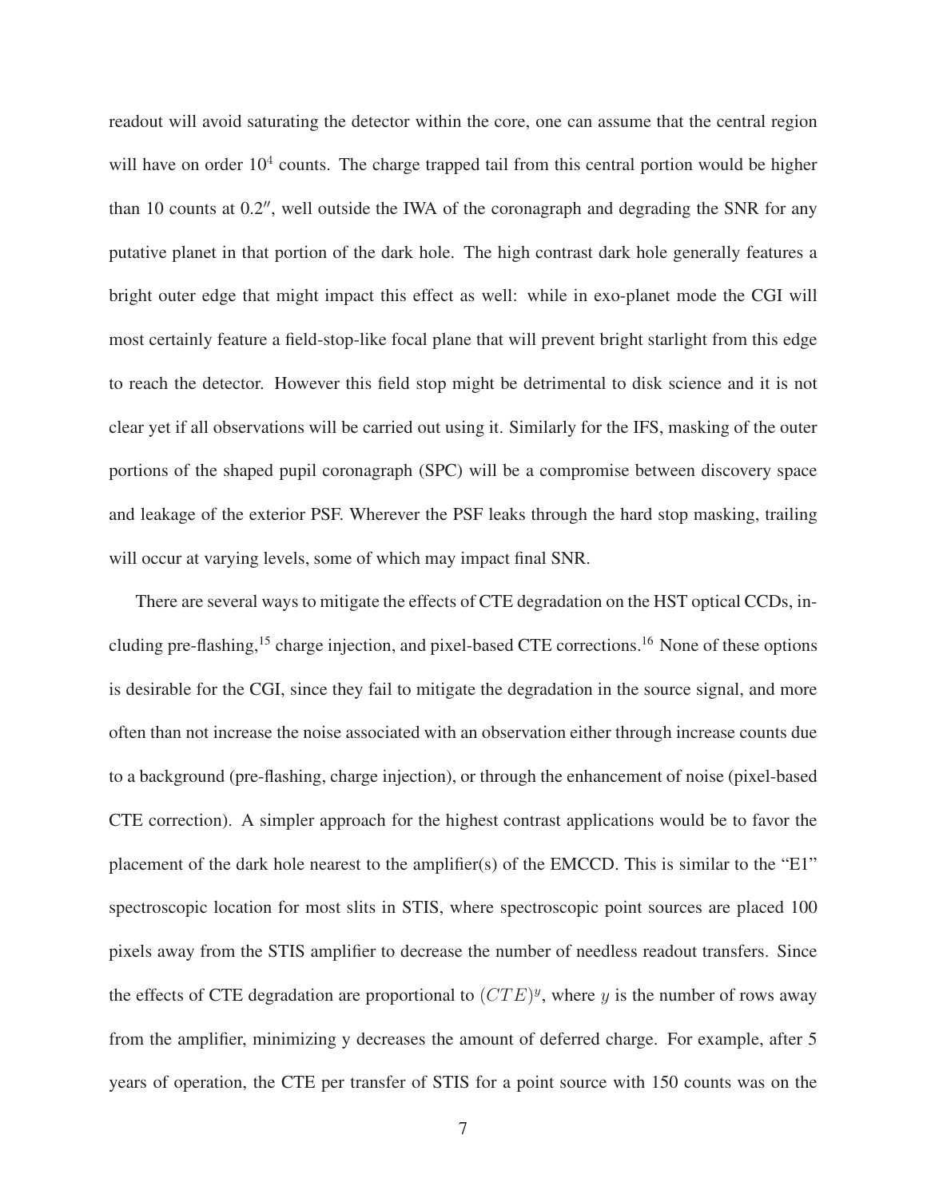readout will avoid saturating the detector within the core, one can assume that the central region will have on order $10^4$ counts. The charge trapped tail from this central portion would be higher than 10 counts at 0.2″, well outside the IWA of the coronagraph and degrading the SNR for any putative planet in that portion of the dark hole. The high contrast dark hole generally features a bright outer edge that might impact this effect as well: while in exo-planet mode the CGI will most certainly feature a field-stop-like focal plane that will prevent bright starlight from this edge to reach the detector. However this field stop might be detrimental to disk science and it is not clear yet if all observations will be carried out using it. Similarly for the IFS, masking of the outer portions of the shaped pupil coronagraph (SPC) will be a compromise between discovery space and leakage of the exterior PSF. Wherever the PSF leaks through the hard stop masking, trailing will occur at varying levels, some of which may impact final SNR.

There are several ways to mitigate the effects of CTE degradation on the HST optical CCDs, including pre-flashing,[15] charge injection, and pixel-based CTE corrections.[16] None of these options is desirable for the CGI, since they fail to mitigate the degradation in the source signal, and more often than not increase the noise associated with an observation either through increase counts due to a background (pre-flashing, charge injection), or through the enhancement of noise (pixel-based CTE correction). A simpler approach for the highest contrast applications would be to favor the placement of the dark hole nearest to the amplifier(s) of the EMCCD. This is similar to the "E1" spectroscopic location for most slits in STIS, where spectroscopic point sources are placed 100 pixels away from the STIS amplifier to decrease the number of needless readout transfers. Since the effects of CTE degradation are proportional to $(CTE)^y$, where $y$ is the number of rows away from the amplifier, minimizing y decreases the amount of deferred charge. For example, after 5 years of operation, the CTE per transfer of STIS for a point source with 150 counts was on the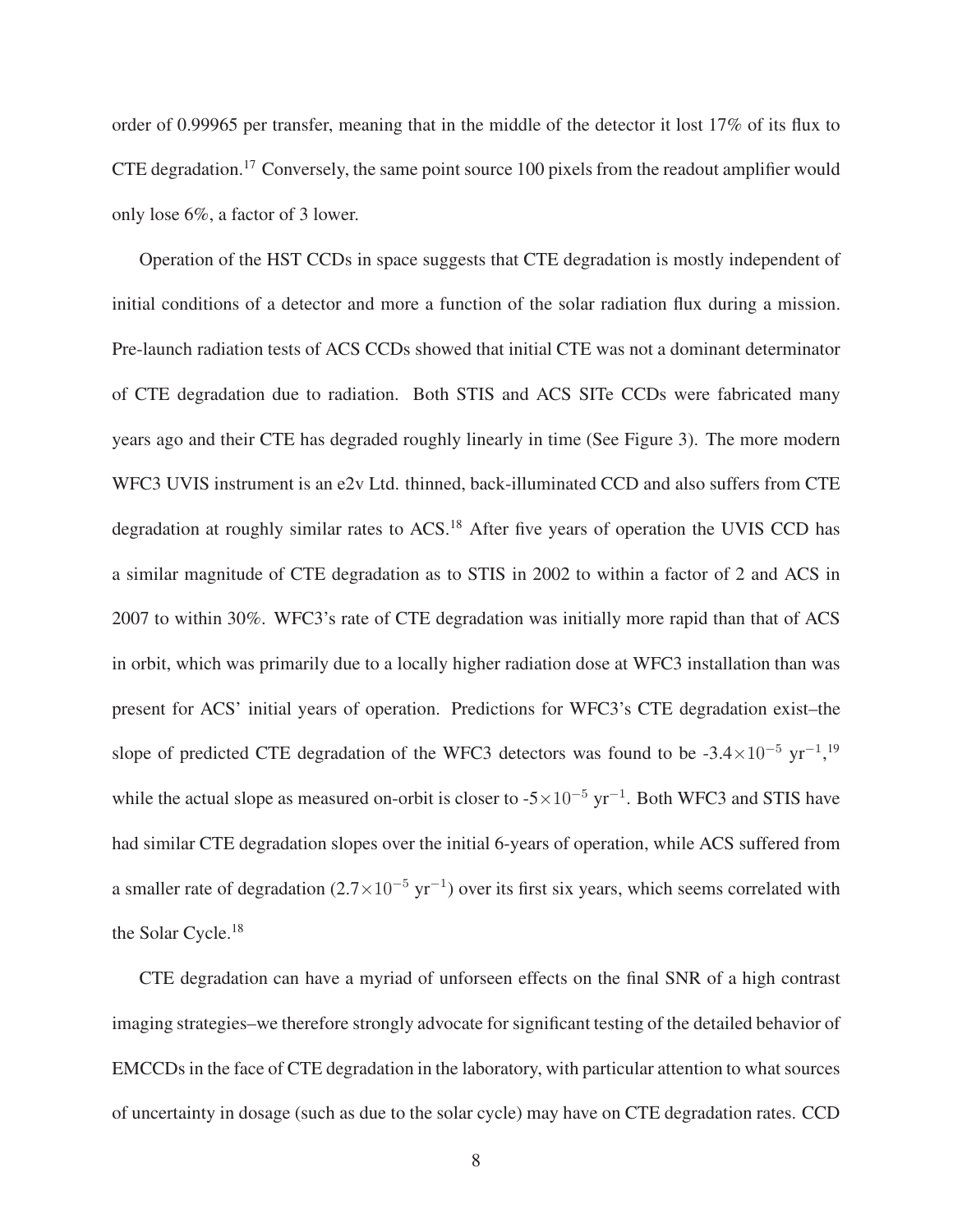order of 0.99965 per transfer, meaning that in the middle of the detector it lost 17% of its flux to CTE degradation.[17] Conversely, the same point source 100 pixels from the readout amplifier would only lose 6%, a factor of 3 lower.

Operation of the HST CCDs in space suggests that CTE degradation is mostly independent of initial conditions of a detector and more a function of the solar radiation flux during a mission. Pre-launch radiation tests of ACS CCDs showed that initial CTE was not a dominant determinator of CTE degradation due to radiation. Both STIS and ACS SITe CCDs were fabricated many years ago and their CTE has degraded roughly linearly in time (See Figure 3). The more modern WFC3 UVIS instrument is an e2v Ltd. thinned, back-illuminated CCD and also suffers from CTE degradation at roughly similar rates to ACS.[18] After five years of operation the UVIS CCD has a similar magnitude of CTE degradation as to STIS in 2002 to within a factor of 2 and ACS in 2007 to within 30%. WFC3's rate of CTE degradation was initially more rapid than that of ACS in orbit, which was primarily due to a locally higher radiation dose at WFC3 installation than was present for ACS' initial years of operation. Predictions for WFC3's CTE degradation exist–the slope of predicted CTE degradation of the WFC3 detectors was found to be $-3.4\times10^{-5}$ $\mathrm{yr}^{-1}$,[19] while the actual slope as measured on-orbit is closer to $-5\times10^{-5}$ $\mathrm{yr}^{-1}$. Both WFC3 and STIS have had similar CTE degradation slopes over the initial 6-years of operation, while ACS suffered from a smaller rate of degradation ($2.7\times10^{-5}$ $\mathrm{yr}^{-1}$) over its first six years, which seems correlated with the Solar Cycle.[18]

CTE degradation can have a myriad of unforseen effects on the final SNR of a high contrast imaging strategies–we therefore strongly advocate for significant testing of the detailed behavior of EMCCDs in the face of CTE degradation in the laboratory, with particular attention to what sources of uncertainty in dosage (such as due to the solar cycle) may have on CTE degradation rates. CCD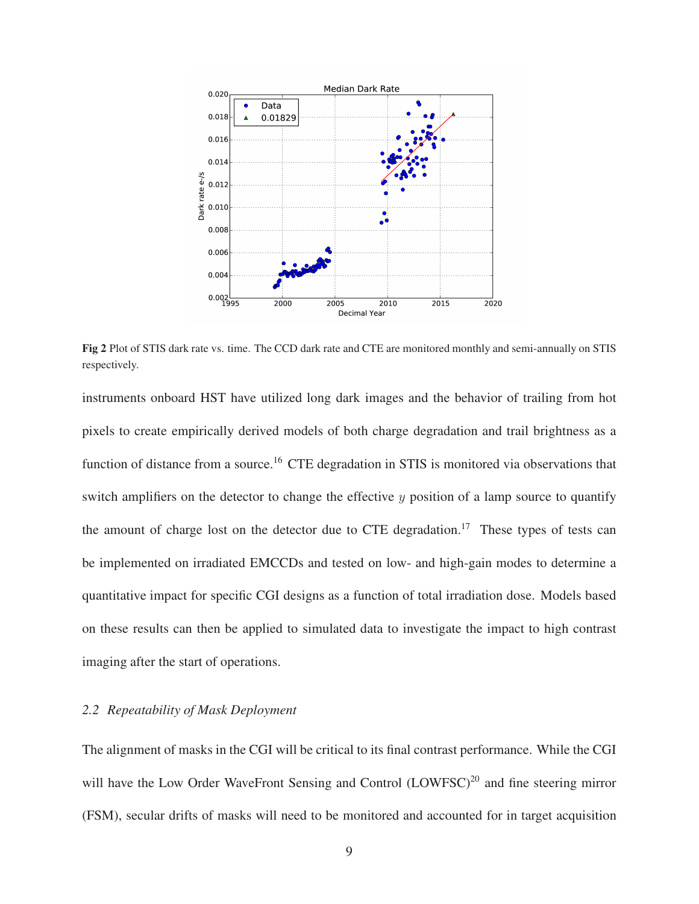**Fig 2** Plot of STIS dark rate vs. time. The CCD dark rate and CTE are monitored monthly and semi-annually on STIS respectively.

instruments onboard HST have utilized long dark images and the behavior of trailing from hot pixels to create empirically derived models of both charge degradation and trail brightness as a function of distance from a source.[16] CTE degradation in STIS is monitored via observations that switch amplifiers on the detector to change the effective $y$ position of a lamp source to quantify the amount of charge lost on the detector due to CTE degradation.[17] These types of tests can be implemented on irradiated EMCCDs and tested on low- and high-gain modes to determine a quantitative impact for specific CGI designs as a function of total irradiation dose. Models based on these results can then be applied to simulated data to investigate the impact to high contrast imaging after the start of operations.

### *2.2 Repeatability of Mask Deployment*

The alignment of masks in the CGI will be critical to its final contrast performance. While the CGI will have the Low Order WaveFront Sensing and Control (LOWFSC)[20] and fine steering mirror (FSM), secular drifts of masks will need to be monitored and accounted for in target acquisition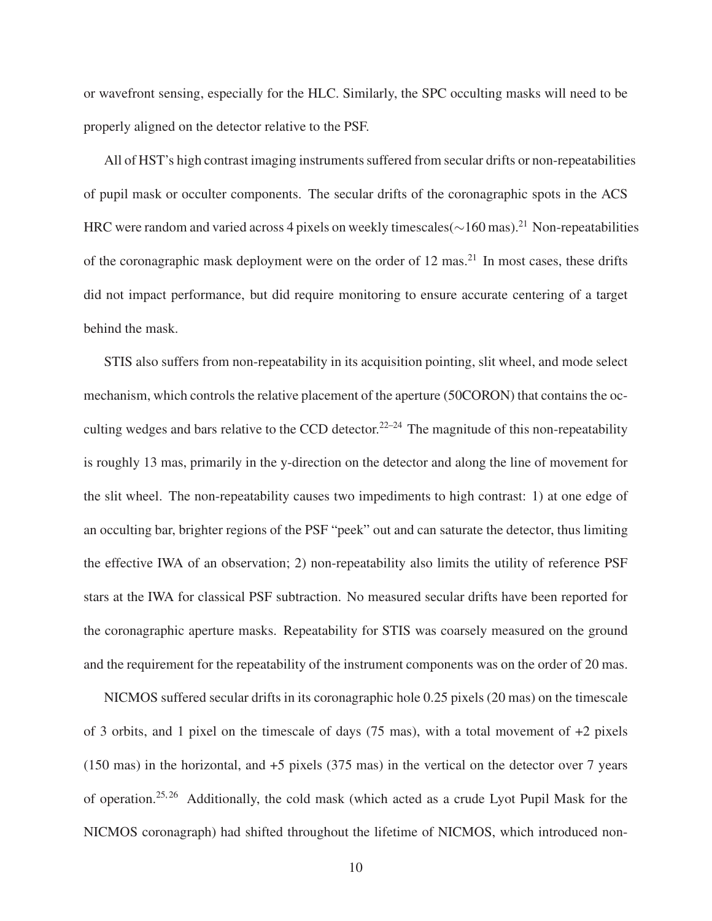or wavefront sensing, especially for the HLC. Similarly, the SPC occulting masks will need to be properly aligned on the detector relative to the PSF.

All of HST's high contrast imaging instruments suffered from secular drifts or non-repeatabilities of pupil mask or occulter components. The secular drifts of the coronagraphic spots in the ACS HRC were random and varied across 4 pixels on weekly timescales($\sim$160 mas).[21] Non-repeatabilities of the coronagraphic mask deployment were on the order of 12 mas.[21] In most cases, these drifts did not impact performance, but did require monitoring to ensure accurate centering of a target behind the mask.

STIS also suffers from non-repeatability in its acquisition pointing, slit wheel, and mode select mechanism, which controls the relative placement of the aperture (50CORON) that contains the occulting wedges and bars relative to the CCD detector.[22–24] The magnitude of this non-repeatability is roughly 13 mas, primarily in the y-direction on the detector and along the line of movement for the slit wheel. The non-repeatability causes two impediments to high contrast: 1) at one edge of an occulting bar, brighter regions of the PSF "peek" out and can saturate the detector, thus limiting the effective IWA of an observation; 2) non-repeatability also limits the utility of reference PSF stars at the IWA for classical PSF subtraction. No measured secular drifts have been reported for the coronagraphic aperture masks. Repeatability for STIS was coarsely measured on the ground and the requirement for the repeatability of the instrument components was on the order of 20 mas.

NICMOS suffered secular drifts in its coronagraphic hole 0.25 pixels (20 mas) on the timescale of 3 orbits, and 1 pixel on the timescale of days (75 mas), with a total movement of +2 pixels (150 mas) in the horizontal, and +5 pixels (375 mas) in the vertical on the detector over 7 years of operation.[25,26] Additionally, the cold mask (which acted as a crude Lyot Pupil Mask for the NICMOS coronagraph) had shifted throughout the lifetime of NICMOS, which introduced non-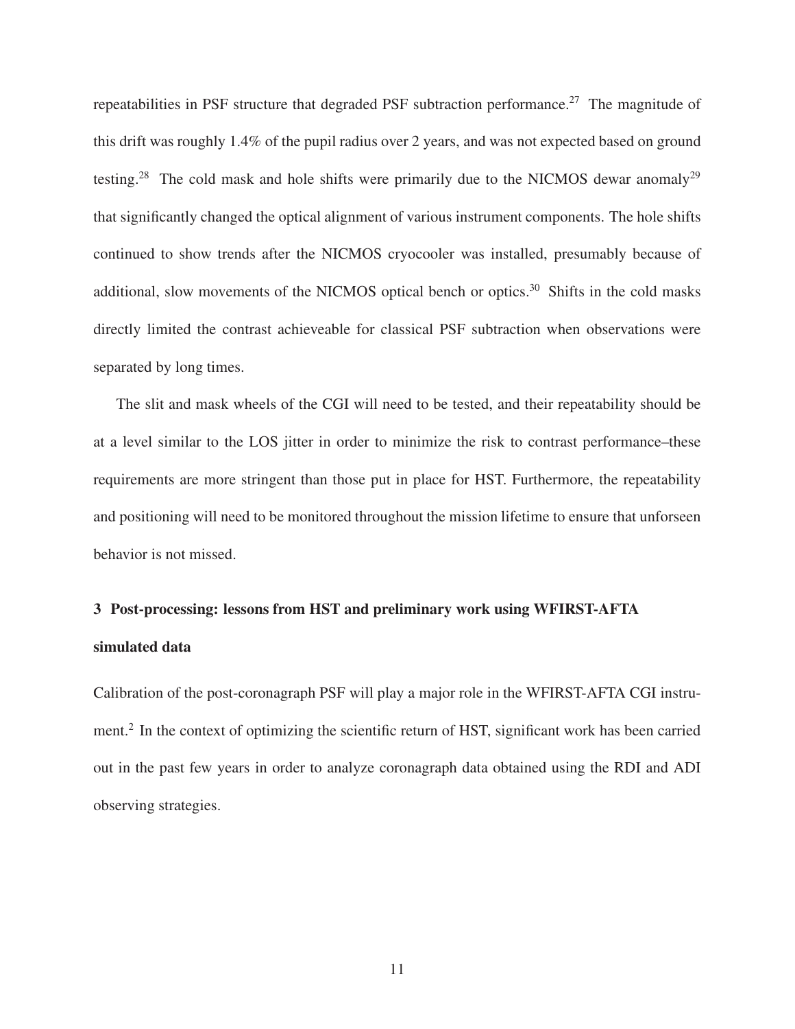repeatabilities in PSF structure that degraded PSF subtraction performance.[27] The magnitude of this drift was roughly 1.4% of the pupil radius over 2 years, and was not expected based on ground testing.[28] The cold mask and hole shifts were primarily due to the NICMOS dewar anomaly[29] that significantly changed the optical alignment of various instrument components. The hole shifts continued to show trends after the NICMOS cryocooler was installed, presumably because of additional, slow movements of the NICMOS optical bench or optics.[30] Shifts in the cold masks directly limited the contrast achieveable for classical PSF subtraction when observations were separated by long times.

The slit and mask wheels of the CGI will need to be tested, and their repeatability should be at a level similar to the LOS jitter in order to minimize the risk to contrast performance–these requirements are more stringent than those put in place for HST. Furthermore, the repeatability and positioning will need to be monitored throughout the mission lifetime to ensure that unforseen behavior is not missed.

## 3 Post-processing: lessons from HST and preliminary work using WFIRST-AFTA simulated data

Calibration of the post-coronagraph PSF will play a major role in the WFIRST-AFTA CGI instrument.[2] In the context of optimizing the scientific return of HST, significant work has been carried out in the past few years in order to analyze coronagraph data obtained using the RDI and ADI observing strategies.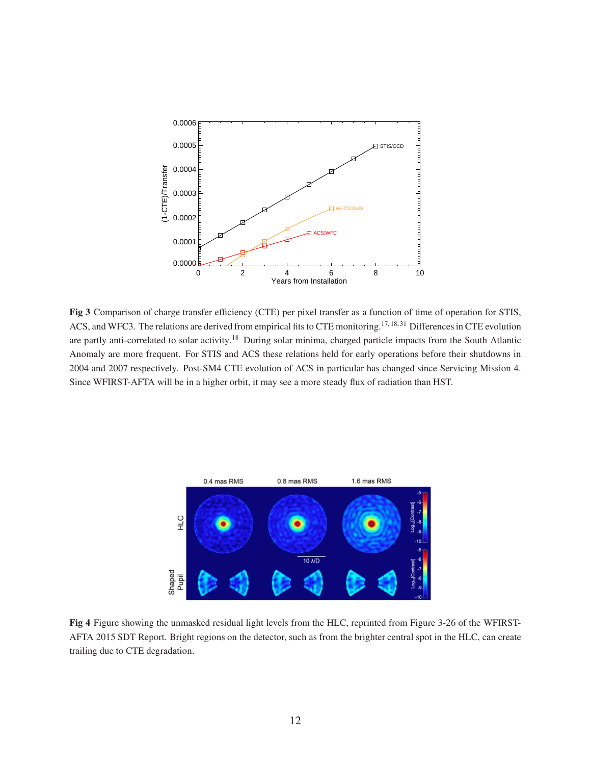**Fig 3** Comparison of charge transfer efficiency (CTE) per pixel transfer as a function of time of operation for STIS, ACS, and WFC3. The relations are derived from empirical fits to CTE monitoring.[17,18,31] Differences in CTE evolution are partly anti-correlated to solar activity.[18] During solar minima, charged particle impacts from the South Atlantic Anomaly are more frequent. For STIS and ACS these relations held for early operations before their shutdowns in 2004 and 2007 respectively. Post-SM4 CTE evolution of ACS in particular has changed since Servicing Mission 4. Since WFIRST-AFTA will be in a higher orbit, it may see a more steady flux of radiation than HST.

**Fig 4** Figure showing the unmasked residual light levels from the HLC, reprinted from Figure 3-26 of the WFIRST-AFTA 2015 SDT Report. Bright regions on the detector, such as from the brighter central spot in the HLC, can create trailing due to CTE degradation.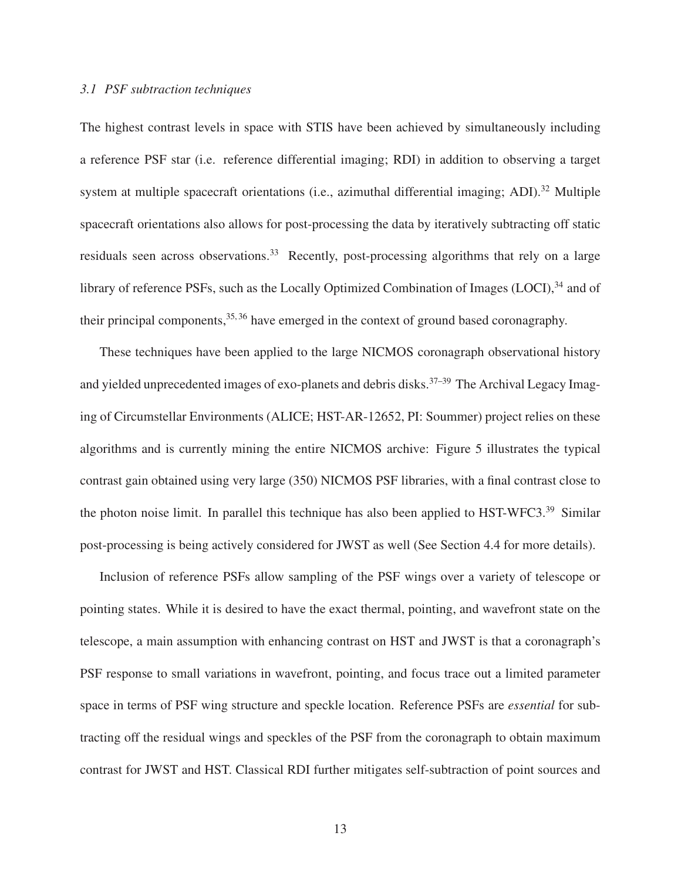### *3.1 PSF subtraction techniques*

The highest contrast levels in space with STIS have been achieved by simultaneously including a reference PSF star (i.e. reference differential imaging; RDI) in addition to observing a target system at multiple spacecraft orientations (i.e., azimuthal differential imaging; ADI).[32] Multiple spacecraft orientations also allows for post-processing the data by iteratively subtracting off static residuals seen across observations.[33] Recently, post-processing algorithms that rely on a large library of reference PSFs, such as the Locally Optimized Combination of Images (LOCI),[34] and of their principal components,[35,36] have emerged in the context of ground based coronagraphy.

These techniques have been applied to the large NICMOS coronagraph observational history and yielded unprecedented images of exo-planets and debris disks.[37–39] The Archival Legacy Imaging of Circumstellar Environments (ALICE; HST-AR-12652, PI: Soummer) project relies on these algorithms and is currently mining the entire NICMOS archive: Figure 5 illustrates the typical contrast gain obtained using very large (350) NICMOS PSF libraries, with a final contrast close to the photon noise limit. In parallel this technique has also been applied to HST-WFC3.[39] Similar post-processing is being actively considered for JWST as well (See Section 4.4 for more details).

Inclusion of reference PSFs allow sampling of the PSF wings over a variety of telescope or pointing states. While it is desired to have the exact thermal, pointing, and wavefront state on the telescope, a main assumption with enhancing contrast on HST and JWST is that a coronagraph's PSF response to small variations in wavefront, pointing, and focus trace out a limited parameter space in terms of PSF wing structure and speckle location. Reference PSFs are *essential* for subtracting off the residual wings and speckles of the PSF from the coronagraph to obtain maximum contrast for JWST and HST. Classical RDI further mitigates self-subtraction of point sources and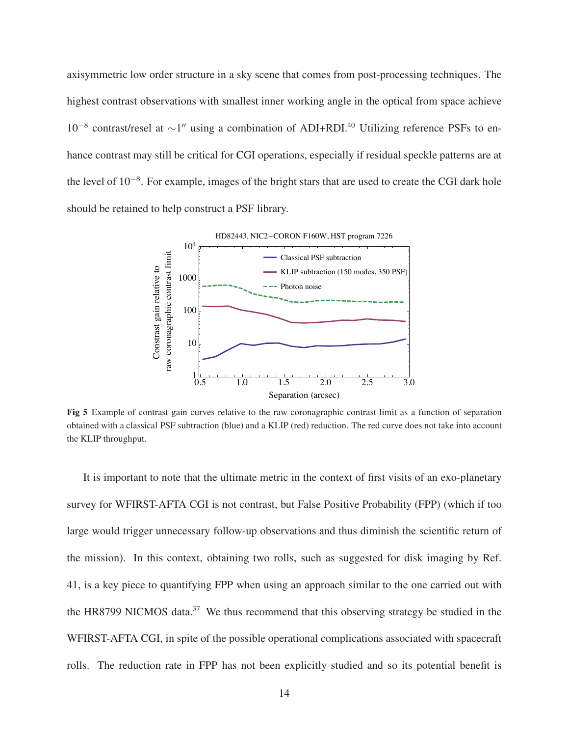axisymmetric low order structure in a sky scene that comes from post-processing techniques. The highest contrast observations with smallest inner working angle in the optical from space achieve $10^{-8}$ contrast/resel at $\sim 1''$ using a combination of ADI+RDI.[40] Utilizing reference PSFs to enhance contrast may still be critical for CGI operations, especially if residual speckle patterns are at the level of $10^{-8}$. For example, images of the bright stars that are used to create the CGI dark hole should be retained to help construct a PSF library.

**Fig 5** Example of contrast gain curves relative to the raw coronagraphic contrast limit as a function of separation obtained with a classical PSF subtraction (blue) and a KLIP (red) reduction. The red curve does not take into account the KLIP throughput.

It is important to note that the ultimate metric in the context of first visits of an exo-planetary survey for WFIRST-AFTA CGI is not contrast, but False Positive Probability (FPP) (which if too large would trigger unnecessary follow-up observations and thus diminish the scientific return of the mission). In this context, obtaining two rolls, such as suggested for disk imaging by Ref. 41, is a key piece to quantifying FPP when using an approach similar to the one carried out with the HR8799 NICMOS data.[37] We thus recommend that this observing strategy be studied in the WFIRST-AFTA CGI, in spite of the possible operational complications associated with spacecraft rolls. The reduction rate in FPP has not been explicitly studied and so its potential benefit is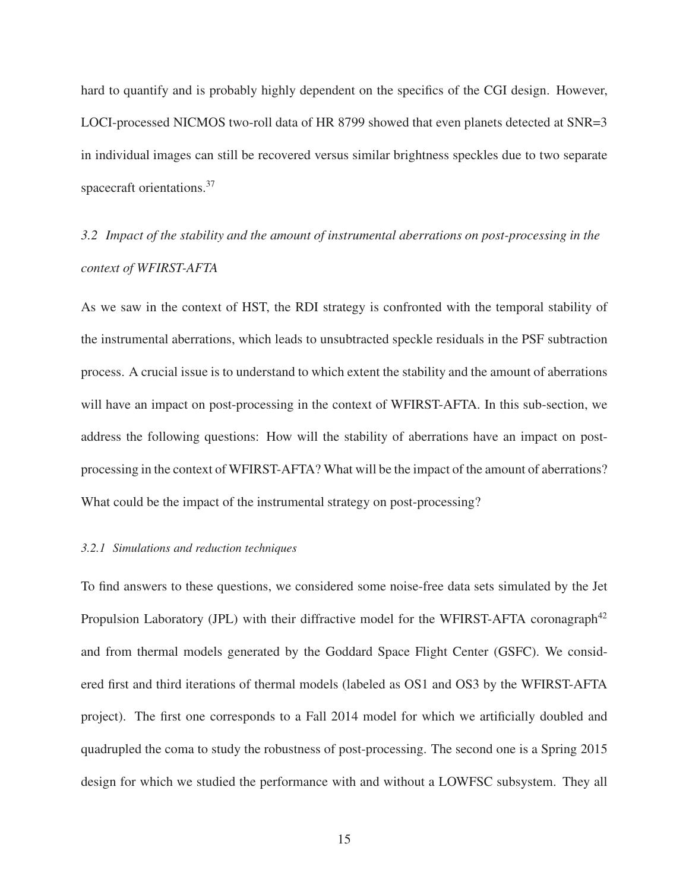hard to quantify and is probably highly dependent on the specifics of the CGI design. However, LOCI-processed NICMOS two-roll data of HR 8799 showed that even planets detected at SNR=3 in individual images can still be recovered versus similar brightness speckles due to two separate spacecraft orientations.[37]

### *3.2 Impact of the stability and the amount of instrumental aberrations on post-processing in the context of WFIRST-AFTA*

As we saw in the context of HST, the RDI strategy is confronted with the temporal stability of the instrumental aberrations, which leads to unsubtracted speckle residuals in the PSF subtraction process. A crucial issue is to understand to which extent the stability and the amount of aberrations will have an impact on post-processing in the context of WFIRST-AFTA. In this sub-section, we address the following questions: How will the stability of aberrations have an impact on post-processing in the context of WFIRST-AFTA? What will be the impact of the amount of aberrations? What could be the impact of the instrumental strategy on post-processing?

#### *3.2.1 Simulations and reduction techniques*

To find answers to these questions, we considered some noise-free data sets simulated by the Jet Propulsion Laboratory (JPL) with their diffractive model for the WFIRST-AFTA coronagraph[42] and from thermal models generated by the Goddard Space Flight Center (GSFC). We considered first and third iterations of thermal models (labeled as OS1 and OS3 by the WFIRST-AFTA project). The first one corresponds to a Fall 2014 model for which we artificially doubled and quadrupled the coma to study the robustness of post-processing. The second one is a Spring 2015 design for which we studied the performance with and without a LOWFSC subsystem. They all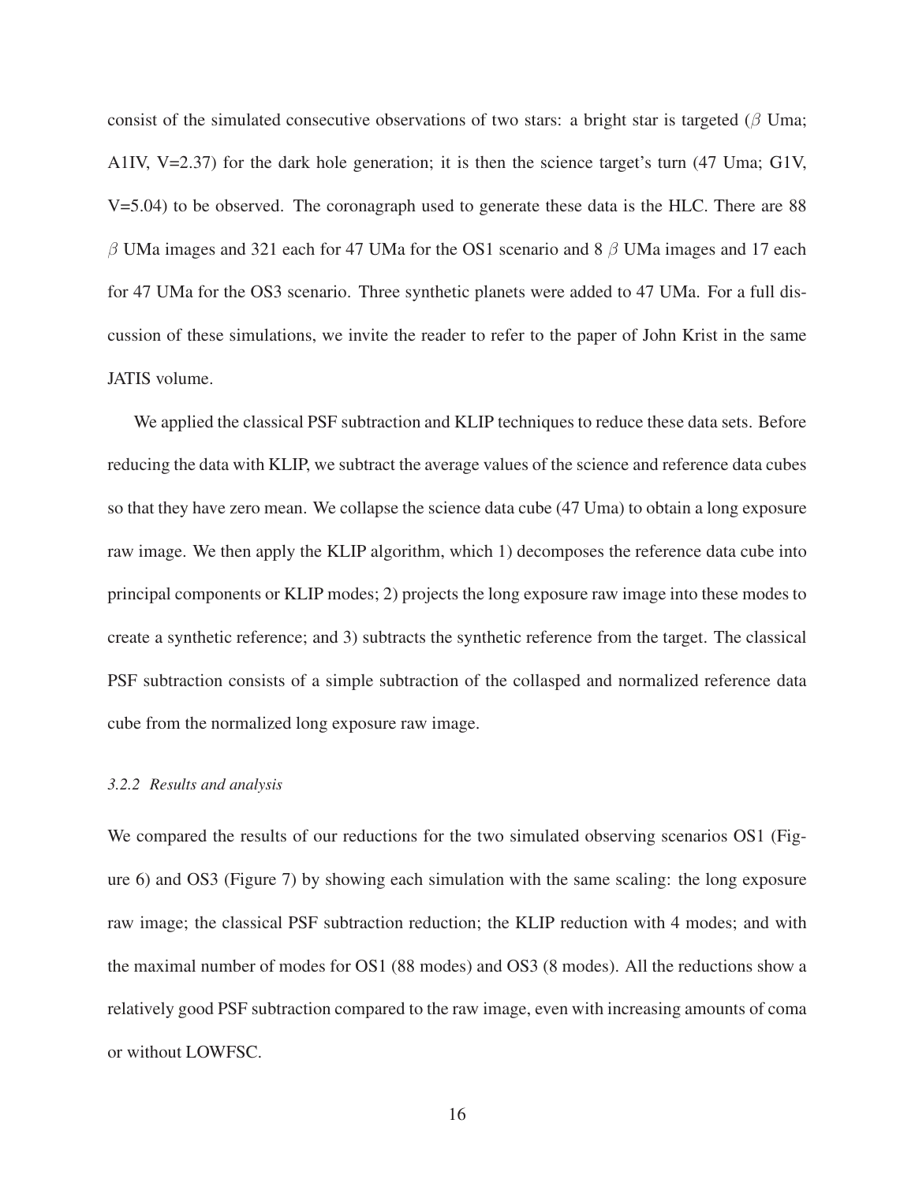consist of the simulated consecutive observations of two stars: a bright star is targeted ($\beta$ Uma; A1IV, V=2.37) for the dark hole generation; it is then the science target's turn (47 Uma; G1V, V=5.04) to be observed. The coronagraph used to generate these data is the HLC. There are 88 $\beta$ UMa images and 321 each for 47 UMa for the OS1 scenario and 8 $\beta$ UMa images and 17 each for 47 UMa for the OS3 scenario. Three synthetic planets were added to 47 UMa. For a full discussion of these simulations, we invite the reader to refer to the paper of John Krist in the same JATIS volume.

We applied the classical PSF subtraction and KLIP techniques to reduce these data sets. Before reducing the data with KLIP, we subtract the average values of the science and reference data cubes so that they have zero mean. We collapse the science data cube (47 Uma) to obtain a long exposure raw image. We then apply the KLIP algorithm, which 1) decomposes the reference data cube into principal components or KLIP modes; 2) projects the long exposure raw image into these modes to create a synthetic reference; and 3) subtracts the synthetic reference from the target. The classical PSF subtraction consists of a simple subtraction of the collasped and normalized reference data cube from the normalized long exposure raw image.

#### *3.2.2 Results and analysis*

We compared the results of our reductions for the two simulated observing scenarios OS1 (Figure 6) and OS3 (Figure 7) by showing each simulation with the same scaling: the long exposure raw image; the classical PSF subtraction reduction; the KLIP reduction with 4 modes; and with the maximal number of modes for OS1 (88 modes) and OS3 (8 modes). All the reductions show a relatively good PSF subtraction compared to the raw image, even with increasing amounts of coma or without LOWFSC.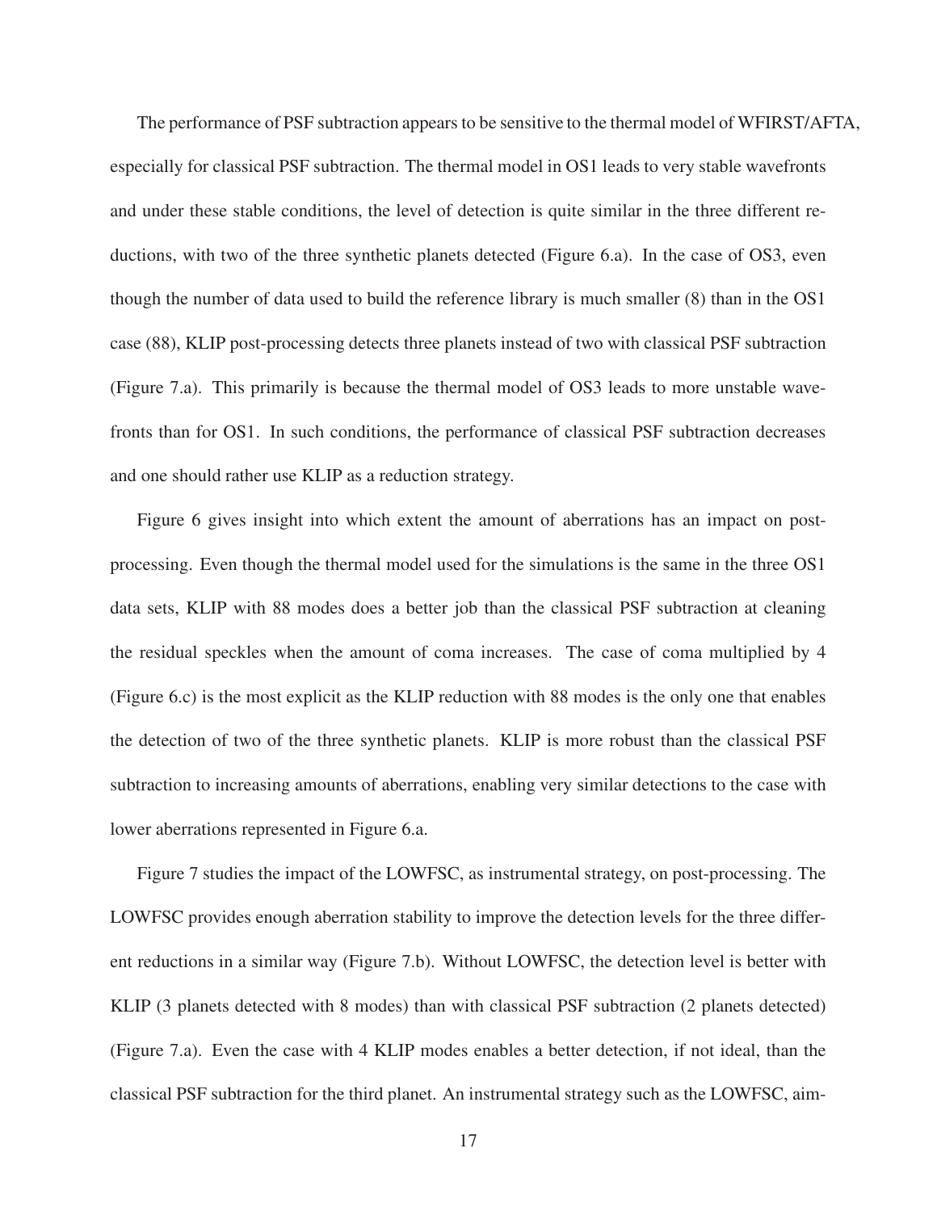The performance of PSF subtraction appears to be sensitive to the thermal model of WFIRST/AFTA, especially for classical PSF subtraction. The thermal model in OS1 leads to very stable wavefronts and under these stable conditions, the level of detection is quite similar in the three different reductions, with two of the three synthetic planets detected (Figure 6.a). In the case of OS3, even though the number of data used to build the reference library is much smaller (8) than in the OS1 case (88), KLIP post-processing detects three planets instead of two with classical PSF subtraction (Figure 7.a). This primarily is because the thermal model of OS3 leads to more unstable wavefronts than for OS1. In such conditions, the performance of classical PSF subtraction decreases and one should rather use KLIP as a reduction strategy.

Figure 6 gives insight into which extent the amount of aberrations has an impact on post-processing. Even though the thermal model used for the simulations is the same in the three OS1 data sets, KLIP with 88 modes does a better job than the classical PSF subtraction at cleaning the residual speckles when the amount of coma increases. The case of coma multiplied by 4 (Figure 6.c) is the most explicit as the KLIP reduction with 88 modes is the only one that enables the detection of two of the three synthetic planets. KLIP is more robust than the classical PSF subtraction to increasing amounts of aberrations, enabling very similar detections to the case with lower aberrations represented in Figure 6.a.

Figure 7 studies the impact of the LOWFSC, as instrumental strategy, on post-processing. The LOWFSC provides enough aberration stability to improve the detection levels for the three different reductions in a similar way (Figure 7.b). Without LOWFSC, the detection level is better with KLIP (3 planets detected with 8 modes) than with classical PSF subtraction (2 planets detected) (Figure 7.a). Even the case with 4 KLIP modes enables a better detection, if not ideal, than the classical PSF subtraction for the third planet. An instrumental strategy such as the LOWFSC, aim-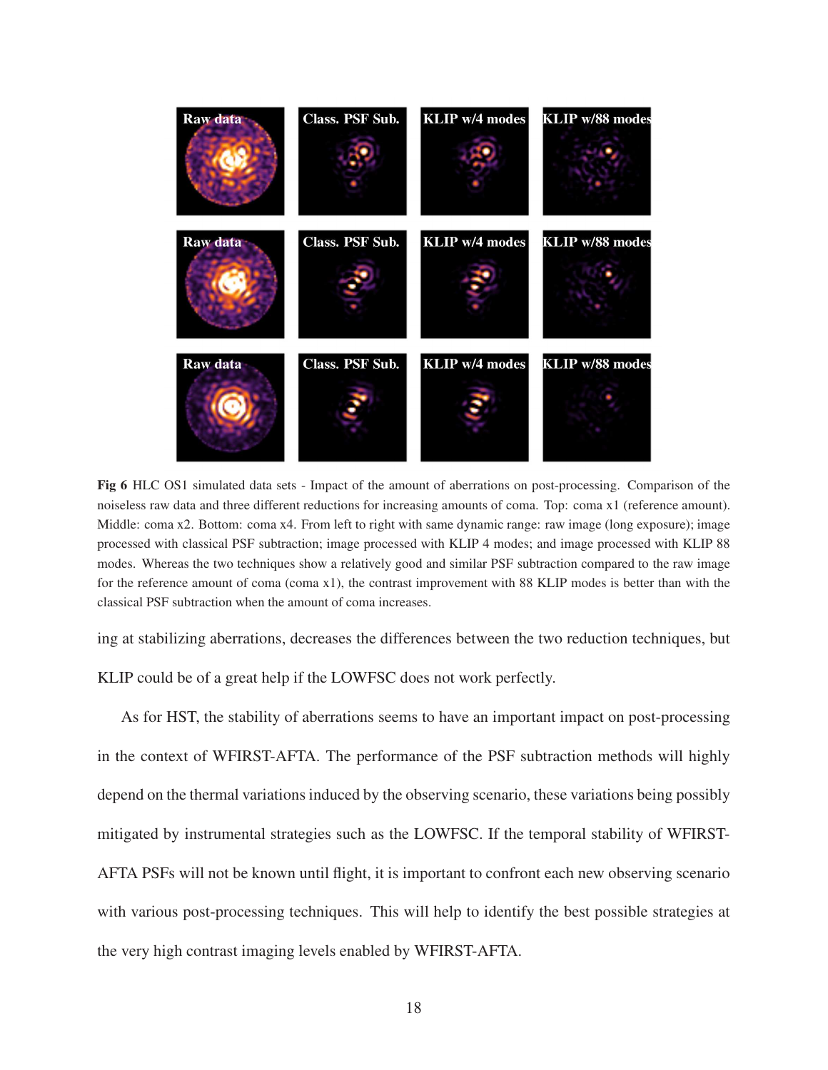**Fig 6** HLC OS1 simulated data sets - Impact of the amount of aberrations on post-processing. Comparison of the noiseless raw data and three different reductions for increasing amounts of coma. Top: coma x1 (reference amount). Middle: coma x2. Bottom: coma x4. From left to right with same dynamic range: raw image (long exposure); image processed with classical PSF subtraction; image processed with KLIP 4 modes; and image processed with KLIP 88 modes. Whereas the two techniques show a relatively good and similar PSF subtraction compared to the raw image for the reference amount of coma (coma x1), the contrast improvement with 88 KLIP modes is better than with the classical PSF subtraction when the amount of coma increases.

ing at stabilizing aberrations, decreases the differences between the two reduction techniques, but KLIP could be of a great help if the LOWFSC does not work perfectly.

As for HST, the stability of aberrations seems to have an important impact on post-processing in the context of WFIRST-AFTA. The performance of the PSF subtraction methods will highly depend on the thermal variations induced by the observing scenario, these variations being possibly mitigated by instrumental strategies such as the LOWFSC. If the temporal stability of WFIRST-AFTA PSFs will not be known until flight, it is important to confront each new observing scenario with various post-processing techniques. This will help to identify the best possible strategies at the very high contrast imaging levels enabled by WFIRST-AFTA.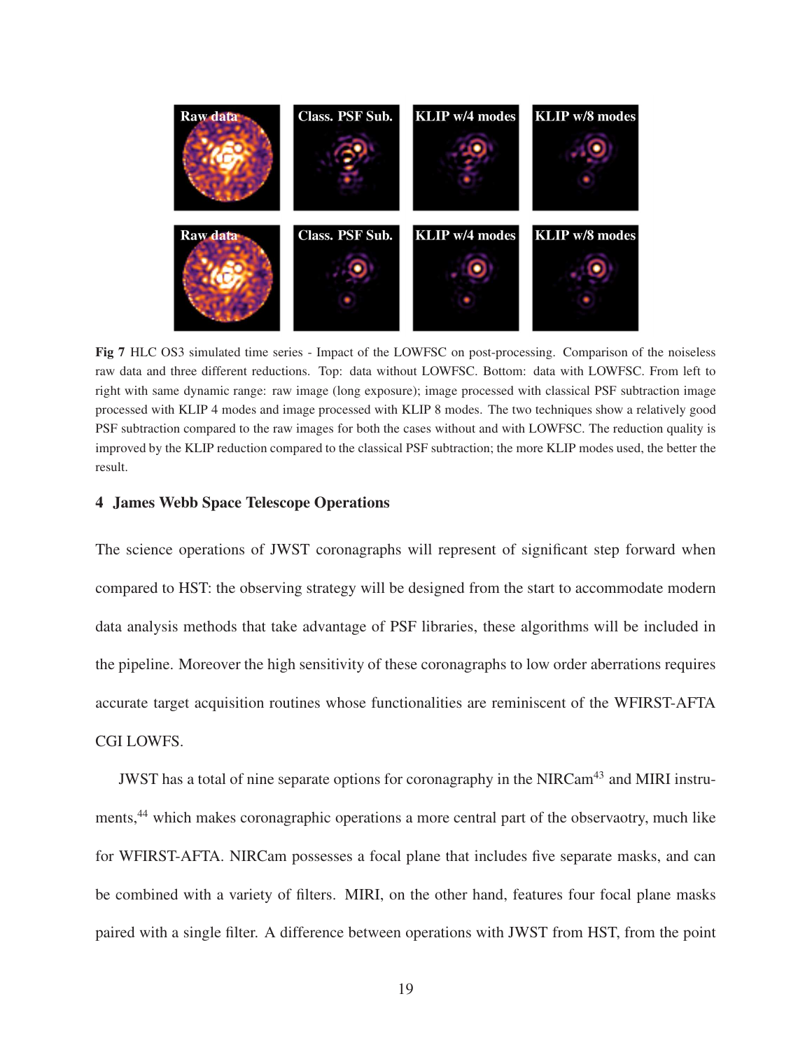**Fig 7** HLC OS3 simulated time series - Impact of the LOWFSC on post-processing. Comparison of the noiseless raw data and three different reductions. Top: data without LOWFSC. Bottom: data with LOWFSC. From left to right with same dynamic range: raw image (long exposure); image processed with classical PSF subtraction image processed with KLIP 4 modes and image processed with KLIP 8 modes. The two techniques show a relatively good PSF subtraction compared to the raw images for both the cases without and with LOWFSC. The reduction quality is improved by the KLIP reduction compared to the classical PSF subtraction; the more KLIP modes used, the better the result.

## 4 James Webb Space Telescope Operations

The science operations of JWST coronagraphs will represent of significant step forward when compared to HST: the observing strategy will be designed from the start to accommodate modern data analysis methods that take advantage of PSF libraries, these algorithms will be included in the pipeline. Moreover the high sensitivity of these coronagraphs to low order aberrations requires accurate target acquisition routines whose functionalities are reminiscent of the WFIRST-AFTA CGI LOWFS.

JWST has a total of nine separate options for coronagraphy in the NIRCam[43] and MIRI instruments,[44] which makes coronagraphic operations a more central part of the observaotry, much like for WFIRST-AFTA. NIRCam possesses a focal plane that includes five separate masks, and can be combined with a variety of filters. MIRI, on the other hand, features four focal plane masks paired with a single filter. A difference between operations with JWST from HST, from the point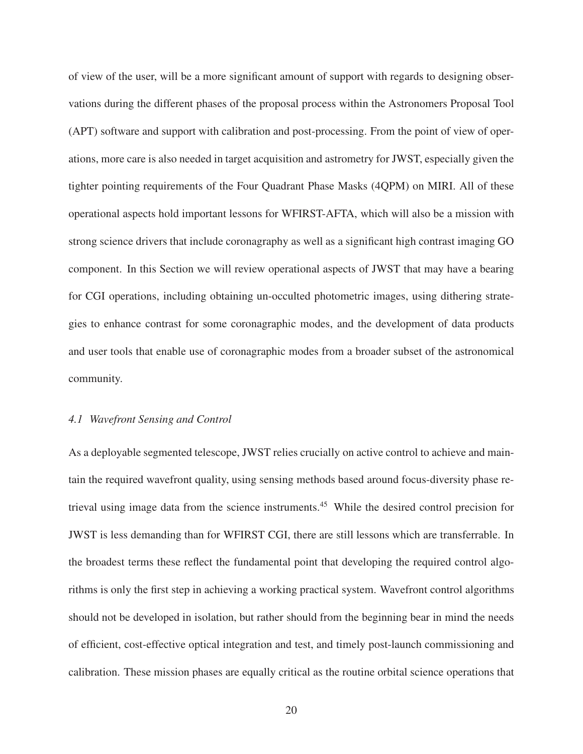of view of the user, will be a more significant amount of support with regards to designing observations during the different phases of the proposal process within the Astronomers Proposal Tool (APT) software and support with calibration and post-processing. From the point of view of operations, more care is also needed in target acquisition and astrometry for JWST, especially given the tighter pointing requirements of the Four Quadrant Phase Masks (4QPM) on MIRI. All of these operational aspects hold important lessons for WFIRST-AFTA, which will also be a mission with strong science drivers that include coronagraphy as well as a significant high contrast imaging GO component. In this Section we will review operational aspects of JWST that may have a bearing for CGI operations, including obtaining un-occulted photometric images, using dithering strategies to enhance contrast for some coronagraphic modes, and the development of data products and user tools that enable use of coronagraphic modes from a broader subset of the astronomical community.

### *4.1 Wavefront Sensing and Control*

As a deployable segmented telescope, JWST relies crucially on active control to achieve and maintain the required wavefront quality, using sensing methods based around focus-diversity phase retrieval using image data from the science instruments.[45] While the desired control precision for JWST is less demanding than for WFIRST CGI, there are still lessons which are transferrable. In the broadest terms these reflect the fundamental point that developing the required control algorithms is only the first step in achieving a working practical system. Wavefront control algorithms should not be developed in isolation, but rather should from the beginning bear in mind the needs of efficient, cost-effective optical integration and test, and timely post-launch commissioning and calibration. These mission phases are equally critical as the routine orbital science operations that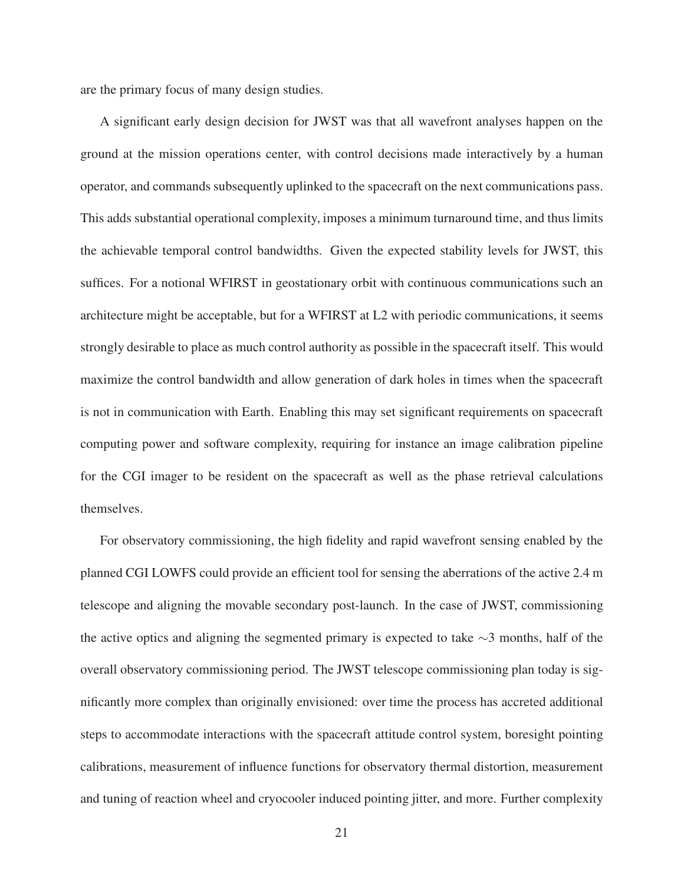are the primary focus of many design studies.

A significant early design decision for JWST was that all wavefront analyses happen on the ground at the mission operations center, with control decisions made interactively by a human operator, and commands subsequently uplinked to the spacecraft on the next communications pass. This adds substantial operational complexity, imposes a minimum turnaround time, and thus limits the achievable temporal control bandwidths. Given the expected stability levels for JWST, this suffices. For a notional WFIRST in geostationary orbit with continuous communications such an architecture might be acceptable, but for a WFIRST at L2 with periodic communications, it seems strongly desirable to place as much control authority as possible in the spacecraft itself. This would maximize the control bandwidth and allow generation of dark holes in times when the spacecraft is not in communication with Earth. Enabling this may set significant requirements on spacecraft computing power and software complexity, requiring for instance an image calibration pipeline for the CGI imager to be resident on the spacecraft as well as the phase retrieval calculations themselves.

For observatory commissioning, the high fidelity and rapid wavefront sensing enabled by the planned CGI LOWFS could provide an efficient tool for sensing the aberrations of the active 2.4 m telescope and aligning the movable secondary post-launch. In the case of JWST, commissioning the active optics and aligning the segmented primary is expected to take $\sim$3 months, half of the overall observatory commissioning period. The JWST telescope commissioning plan today is significantly more complex than originally envisioned: over time the process has accreted additional steps to accommodate interactions with the spacecraft attitude control system, boresight pointing calibrations, measurement of influence functions for observatory thermal distortion, measurement and tuning of reaction wheel and cryocooler induced pointing jitter, and more. Further complexity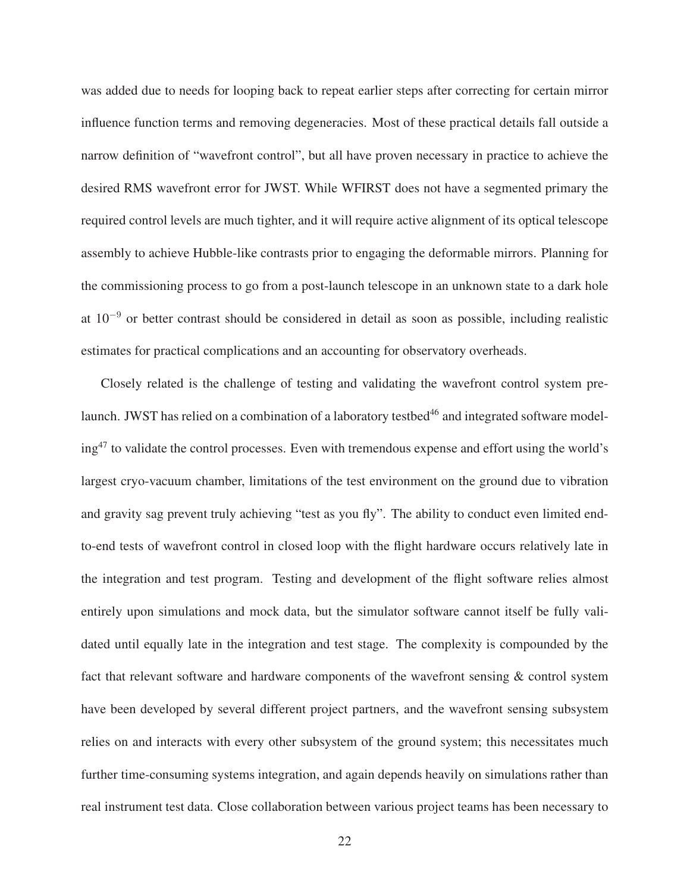was added due to needs for looping back to repeat earlier steps after correcting for certain mirror influence function terms and removing degeneracies. Most of these practical details fall outside a narrow definition of "wavefront control", but all have proven necessary in practice to achieve the desired RMS wavefront error for JWST. While WFIRST does not have a segmented primary the required control levels are much tighter, and it will require active alignment of its optical telescope assembly to achieve Hubble-like contrasts prior to engaging the deformable mirrors. Planning for the commissioning process to go from a post-launch telescope in an unknown state to a dark hole at $10^{-9}$ or better contrast should be considered in detail as soon as possible, including realistic estimates for practical complications and an accounting for observatory overheads.

Closely related is the challenge of testing and validating the wavefront control system pre-launch. JWST has relied on a combination of a laboratory testbed[46] and integrated software modeling[47] to validate the control processes. Even with tremendous expense and effort using the world's largest cryo-vacuum chamber, limitations of the test environment on the ground due to vibration and gravity sag prevent truly achieving "test as you fly". The ability to conduct even limited end-to-end tests of wavefront control in closed loop with the flight hardware occurs relatively late in the integration and test program. Testing and development of the flight software relies almost entirely upon simulations and mock data, but the simulator software cannot itself be fully validated until equally late in the integration and test stage. The complexity is compounded by the fact that relevant software and hardware components of the wavefront sensing & control system have been developed by several different project partners, and the wavefront sensing subsystem relies on and interacts with every other subsystem of the ground system; this necessitates much further time-consuming systems integration, and again depends heavily on simulations rather than real instrument test data. Close collaboration between various project teams has been necessary to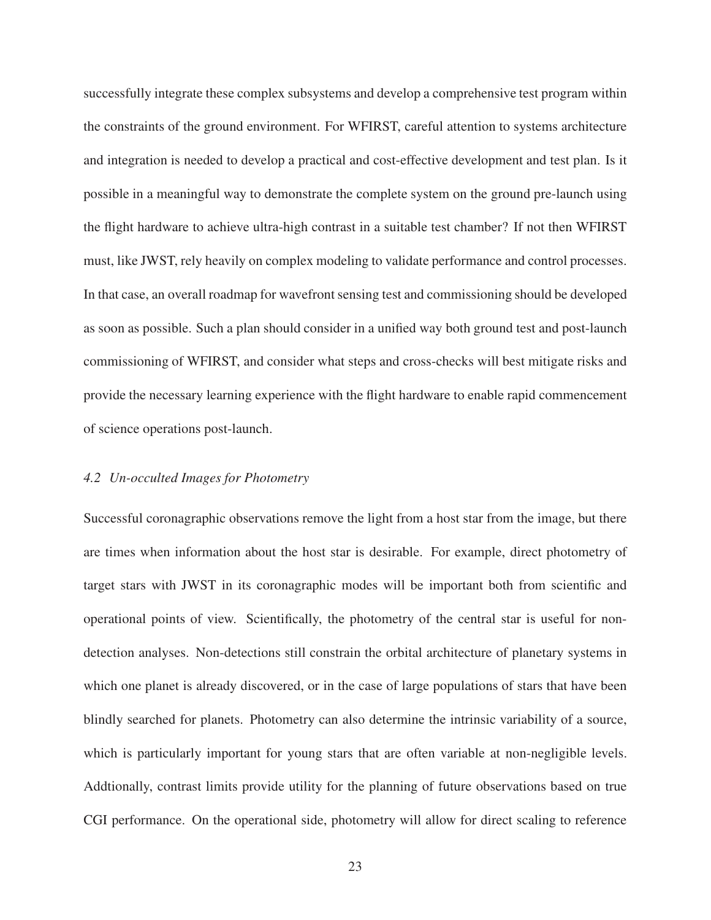successfully integrate these complex subsystems and develop a comprehensive test program within the constraints of the ground environment. For WFIRST, careful attention to systems architecture and integration is needed to develop a practical and cost-effective development and test plan. Is it possible in a meaningful way to demonstrate the complete system on the ground pre-launch using the flight hardware to achieve ultra-high contrast in a suitable test chamber? If not then WFIRST must, like JWST, rely heavily on complex modeling to validate performance and control processes. In that case, an overall roadmap for wavefront sensing test and commissioning should be developed as soon as possible. Such a plan should consider in a unified way both ground test and post-launch commissioning of WFIRST, and consider what steps and cross-checks will best mitigate risks and provide the necessary learning experience with the flight hardware to enable rapid commencement of science operations post-launch.

### *4.2 Un-occulted Images for Photometry*

Successful coronagraphic observations remove the light from a host star from the image, but there are times when information about the host star is desirable. For example, direct photometry of target stars with JWST in its coronagraphic modes will be important both from scientific and operational points of view. Scientifically, the photometry of the central star is useful for non-detection analyses. Non-detections still constrain the orbital architecture of planetary systems in which one planet is already discovered, or in the case of large populations of stars that have been blindly searched for planets. Photometry can also determine the intrinsic variability of a source, which is particularly important for young stars that are often variable at non-negligible levels. Addtionally, contrast limits provide utility for the planning of future observations based on true CGI performance. On the operational side, photometry will allow for direct scaling to reference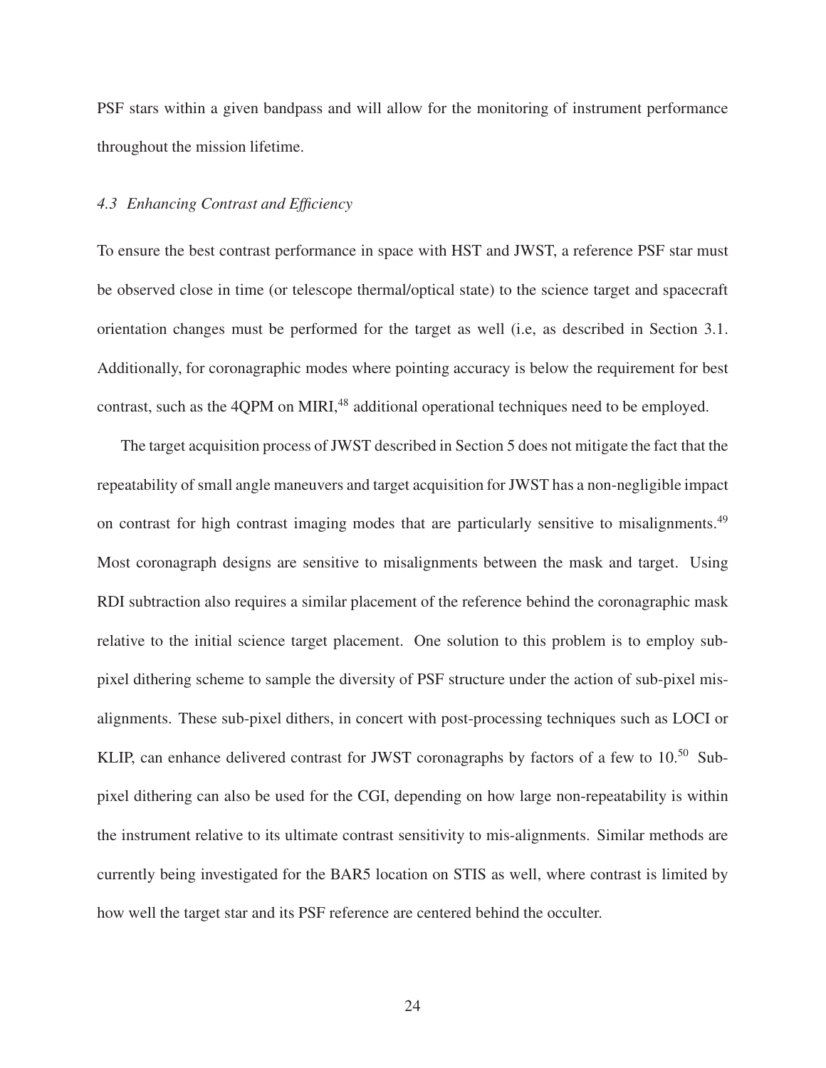PSF stars within a given bandpass and will allow for the monitoring of instrument performance throughout the mission lifetime.

### *4.3 Enhancing Contrast and Efficiency*

To ensure the best contrast performance in space with HST and JWST, a reference PSF star must be observed close in time (or telescope thermal/optical state) to the science target and spacecraft orientation changes must be performed for the target as well (i.e, as described in Section 3.1. Additionally, for coronagraphic modes where pointing accuracy is below the requirement for best contrast, such as the 4QPM on MIRI,[48] additional operational techniques need to be employed.

The target acquisition process of JWST described in Section 5 does not mitigate the fact that the repeatability of small angle maneuvers and target acquisition for JWST has a non-negligible impact on contrast for high contrast imaging modes that are particularly sensitive to misalignments.[49] Most coronagraph designs are sensitive to misalignments between the mask and target. Using RDI subtraction also requires a similar placement of the reference behind the coronagraphic mask relative to the initial science target placement. One solution to this problem is to employ sub-pixel dithering scheme to sample the diversity of PSF structure under the action of sub-pixel mis-alignments. These sub-pixel dithers, in concert with post-processing techniques such as LOCI or KLIP, can enhance delivered contrast for JWST coronagraphs by factors of a few to 10.[50] Sub-pixel dithering can also be used for the CGI, depending on how large non-repeatability is within the instrument relative to its ultimate contrast sensitivity to mis-alignments. Similar methods are currently being investigated for the BAR5 location on STIS as well, where contrast is limited by how well the target star and its PSF reference are centered behind the occulter.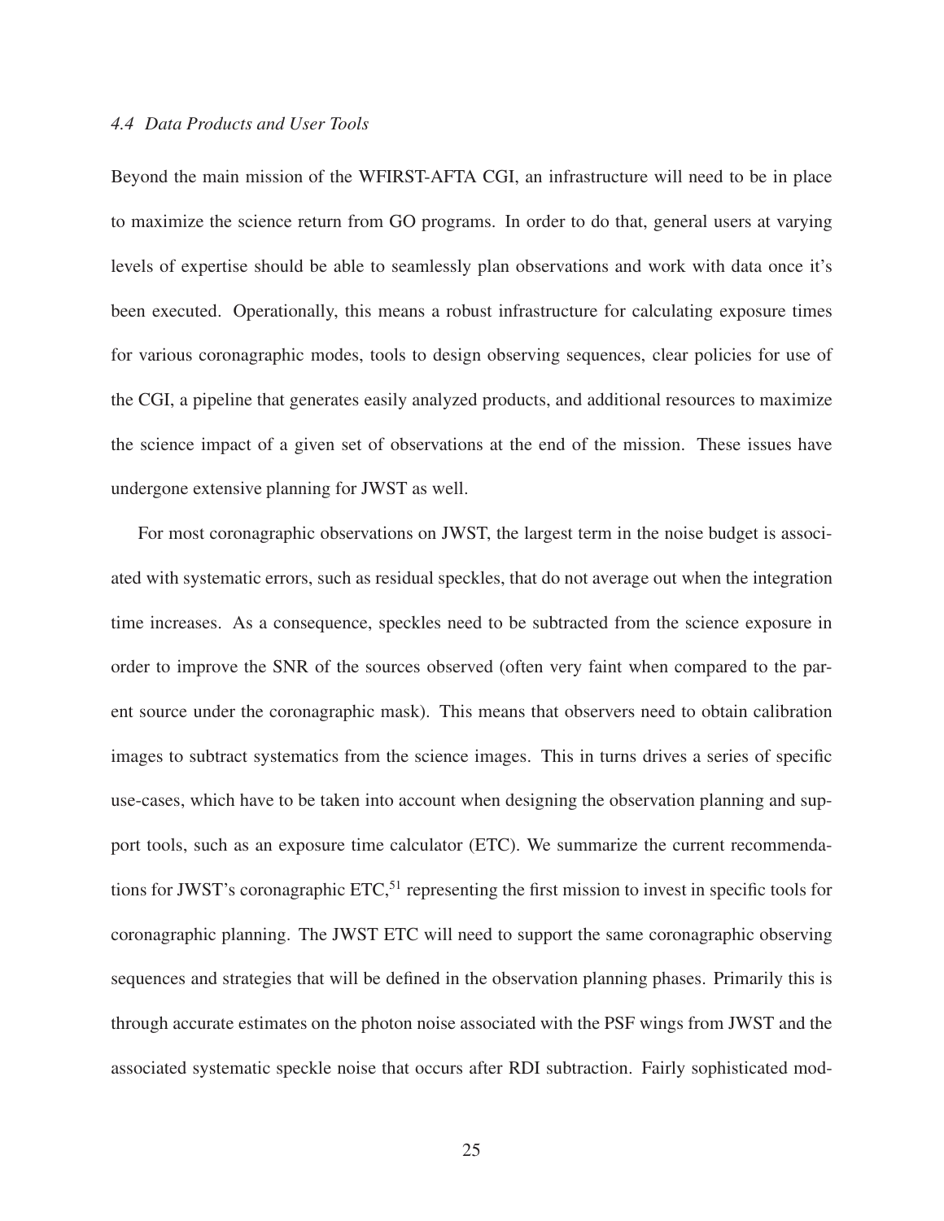### *4.4 Data Products and User Tools*

Beyond the main mission of the WFIRST-AFTA CGI, an infrastructure will need to be in place to maximize the science return from GO programs. In order to do that, general users at varying levels of expertise should be able to seamlessly plan observations and work with data once it's been executed. Operationally, this means a robust infrastructure for calculating exposure times for various coronagraphic modes, tools to design observing sequences, clear policies for use of the CGI, a pipeline that generates easily analyzed products, and additional resources to maximize the science impact of a given set of observations at the end of the mission. These issues have undergone extensive planning for JWST as well.

For most coronagraphic observations on JWST, the largest term in the noise budget is associated with systematic errors, such as residual speckles, that do not average out when the integration time increases. As a consequence, speckles need to be subtracted from the science exposure in order to improve the SNR of the sources observed (often very faint when compared to the parent source under the coronagraphic mask). This means that observers need to obtain calibration images to subtract systematics from the science images. This in turns drives a series of specific use-cases, which have to be taken into account when designing the observation planning and support tools, such as an exposure time calculator (ETC). We summarize the current recommendations for JWST's coronagraphic ETC,[51] representing the first mission to invest in specific tools for coronagraphic planning. The JWST ETC will need to support the same coronagraphic observing sequences and strategies that will be defined in the observation planning phases. Primarily this is through accurate estimates on the photon noise associated with the PSF wings from JWST and the associated systematic speckle noise that occurs after RDI subtraction. Fairly sophisticated mod-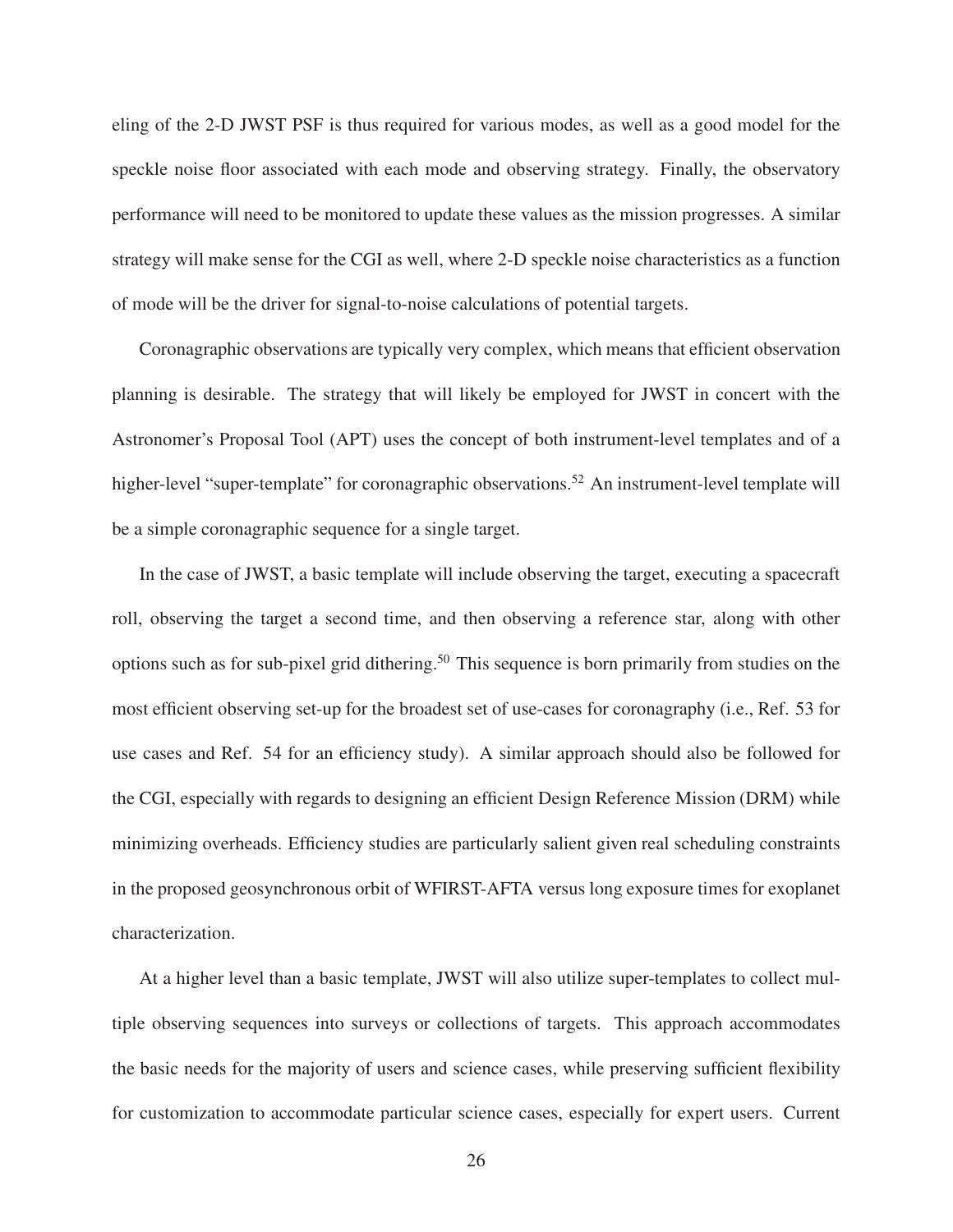eling of the 2-D JWST PSF is thus required for various modes, as well as a good model for the speckle noise floor associated with each mode and observing strategy. Finally, the observatory performance will need to be monitored to update these values as the mission progresses. A similar strategy will make sense for the CGI as well, where 2-D speckle noise characteristics as a function of mode will be the driver for signal-to-noise calculations of potential targets.

Coronagraphic observations are typically very complex, which means that efficient observation planning is desirable. The strategy that will likely be employed for JWST in concert with the Astronomer's Proposal Tool (APT) uses the concept of both instrument-level templates and of a higher-level "super-template" for coronagraphic observations.[52] An instrument-level template will be a simple coronagraphic sequence for a single target.

In the case of JWST, a basic template will include observing the target, executing a spacecraft roll, observing the target a second time, and then observing a reference star, along with other options such as for sub-pixel grid dithering.[50] This sequence is born primarily from studies on the most efficient observing set-up for the broadest set of use-cases for coronagraphy (i.e., Ref. 53 for use cases and Ref. 54 for an efficiency study). A similar approach should also be followed for the CGI, especially with regards to designing an efficient Design Reference Mission (DRM) while minimizing overheads. Efficiency studies are particularly salient given real scheduling constraints in the proposed geosynchronous orbit of WFIRST-AFTA versus long exposure times for exoplanet characterization.

At a higher level than a basic template, JWST will also utilize super-templates to collect multiple observing sequences into surveys or collections of targets. This approach accommodates the basic needs for the majority of users and science cases, while preserving sufficient flexibility for customization to accommodate particular science cases, especially for expert users. Current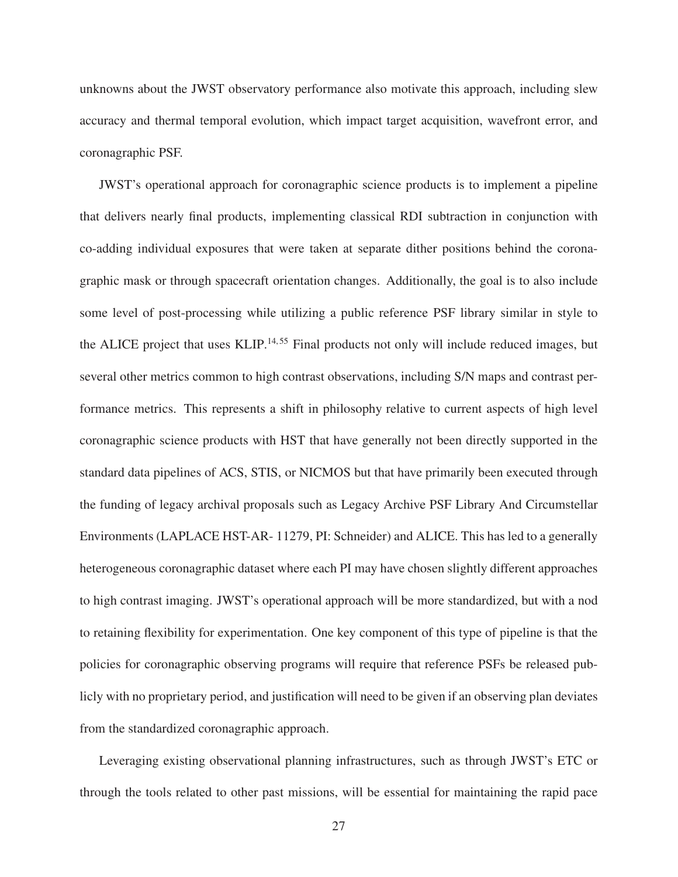unknowns about the JWST observatory performance also motivate this approach, including slew accuracy and thermal temporal evolution, which impact target acquisition, wavefront error, and coronagraphic PSF.

JWST's operational approach for coronagraphic science products is to implement a pipeline that delivers nearly final products, implementing classical RDI subtraction in conjunction with co-adding individual exposures that were taken at separate dither positions behind the coronagraphic mask or through spacecraft orientation changes. Additionally, the goal is to also include some level of post-processing while utilizing a public reference PSF library similar in style to the ALICE project that uses KLIP.[14,55] Final products not only will include reduced images, but several other metrics common to high contrast observations, including S/N maps and contrast performance metrics. This represents a shift in philosophy relative to current aspects of high level coronagraphic science products with HST that have generally not been directly supported in the standard data pipelines of ACS, STIS, or NICMOS but that have primarily been executed through the funding of legacy archival proposals such as Legacy Archive PSF Library And Circumstellar Environments (LAPLACE HST-AR- 11279, PI: Schneider) and ALICE. This has led to a generally heterogeneous coronagraphic dataset where each PI may have chosen slightly different approaches to high contrast imaging. JWST's operational approach will be more standardized, but with a nod to retaining flexibility for experimentation. One key component of this type of pipeline is that the policies for coronagraphic observing programs will require that reference PSFs be released publicly with no proprietary period, and justification will need to be given if an observing plan deviates from the standardized coronagraphic approach.

Leveraging existing observational planning infrastructures, such as through JWST's ETC or through the tools related to other past missions, will be essential for maintaining the rapid pace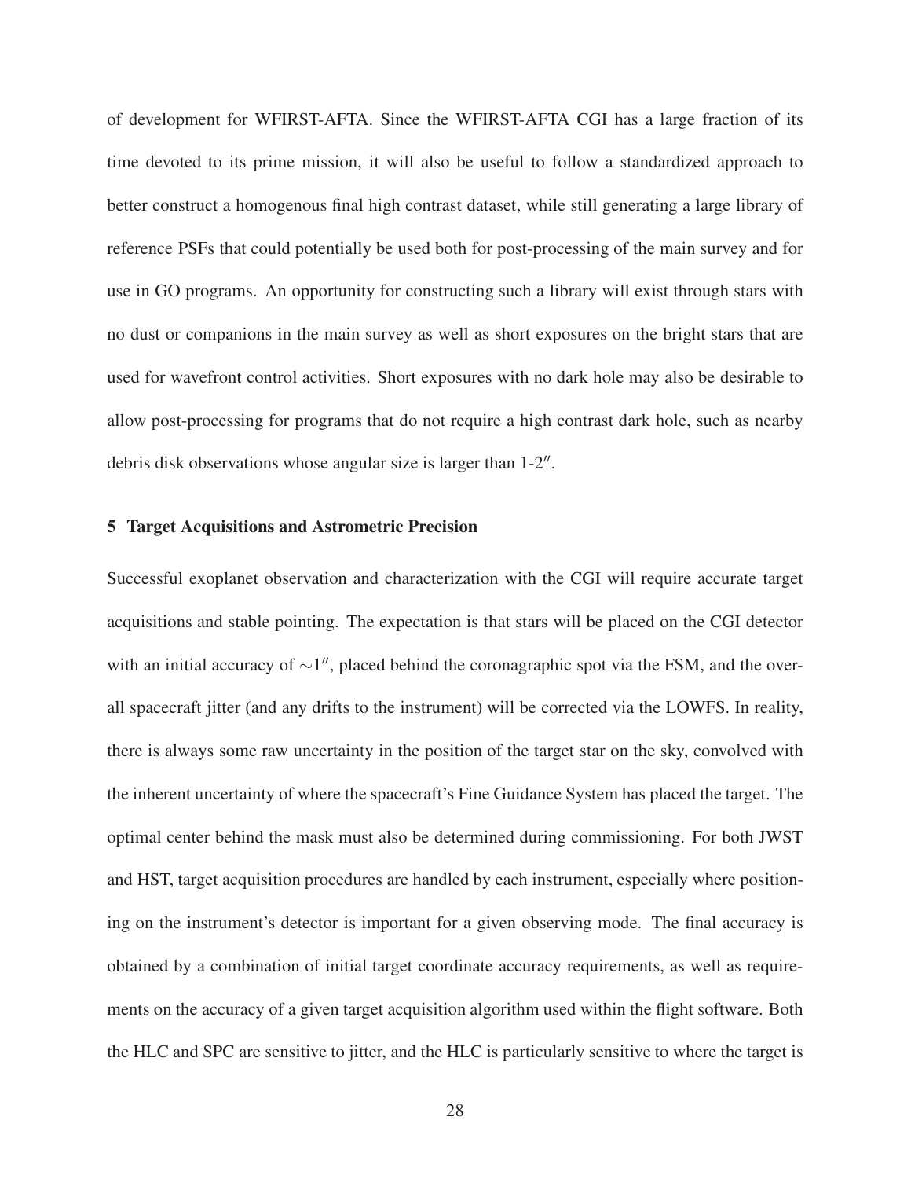of development for WFIRST-AFTA. Since the WFIRST-AFTA CGI has a large fraction of its time devoted to its prime mission, it will also be useful to follow a standardized approach to better construct a homogenous final high contrast dataset, while still generating a large library of reference PSFs that could potentially be used both for post-processing of the main survey and for use in GO programs. An opportunity for constructing such a library will exist through stars with no dust or companions in the main survey as well as short exposures on the bright stars that are used for wavefront control activities. Short exposures with no dark hole may also be desirable to allow post-processing for programs that do not require a high contrast dark hole, such as nearby debris disk observations whose angular size is larger than 1-2″.

## 5 Target Acquisitions and Astrometric Precision

Successful exoplanet observation and characterization with the CGI will require accurate target acquisitions and stable pointing. The expectation is that stars will be placed on the CGI detector with an initial accuracy of $\sim 1''$, placed behind the coronagraphic spot via the FSM, and the overall spacecraft jitter (and any drifts to the instrument) will be corrected via the LOWFS. In reality, there is always some raw uncertainty in the position of the target star on the sky, convolved with the inherent uncertainty of where the spacecraft's Fine Guidance System has placed the target. The optimal center behind the mask must also be determined during commissioning. For both JWST and HST, target acquisition procedures are handled by each instrument, especially where positioning on the instrument's detector is important for a given observing mode. The final accuracy is obtained by a combination of initial target coordinate accuracy requirements, as well as requirements on the accuracy of a given target acquisition algorithm used within the flight software. Both the HLC and SPC are sensitive to jitter, and the HLC is particularly sensitive to where the target is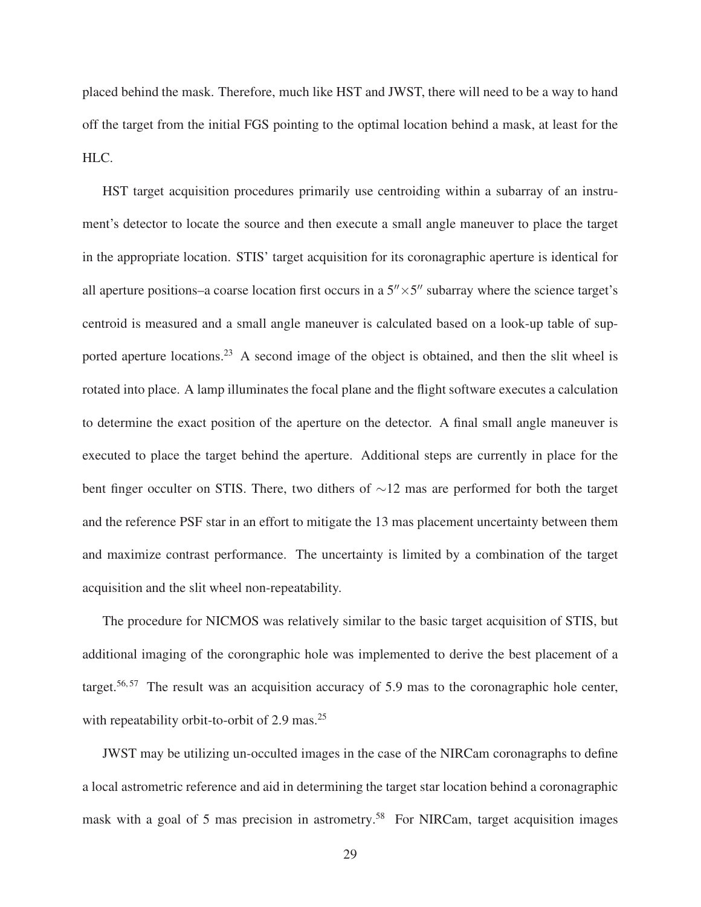placed behind the mask. Therefore, much like HST and JWST, there will need to be a way to hand off the target from the initial FGS pointing to the optimal location behind a mask, at least for the HLC.

HST target acquisition procedures primarily use centroiding within a subarray of an instrument's detector to locate the source and then execute a small angle maneuver to place the target in the appropriate location. STIS' target acquisition for its coronagraphic aperture is identical for all aperture positions–a coarse location first occurs in a $5'' \times 5''$ subarray where the science target's centroid is measured and a small angle maneuver is calculated based on a look-up table of supported aperture locations.[23] A second image of the object is obtained, and then the slit wheel is rotated into place. A lamp illuminates the focal plane and the flight software executes a calculation to determine the exact position of the aperture on the detector. A final small angle maneuver is executed to place the target behind the aperture. Additional steps are currently in place for the bent finger occulter on STIS. There, two dithers of $\sim$12 mas are performed for both the target and the reference PSF star in an effort to mitigate the 13 mas placement uncertainty between them and maximize contrast performance. The uncertainty is limited by a combination of the target acquisition and the slit wheel non-repeatability.

The procedure for NICMOS was relatively similar to the basic target acquisition of STIS, but additional imaging of the corongraphic hole was implemented to derive the best placement of a target.[56,57] The result was an acquisition accuracy of 5.9 mas to the coronagraphic hole center, with repeatability orbit-to-orbit of 2.9 mas.[25]

JWST may be utilizing un-occulted images in the case of the NIRCam coronagraphs to define a local astrometric reference and aid in determining the target star location behind a coronagraphic mask with a goal of 5 mas precision in astrometry.[58] For NIRCam, target acquisition images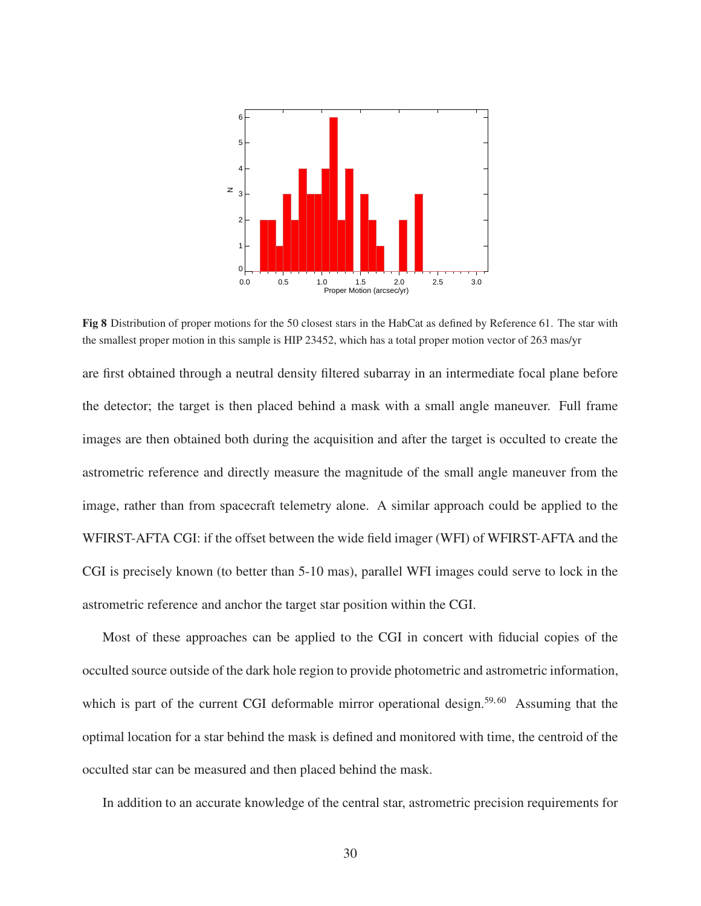**Fig 8** Distribution of proper motions for the 50 closest stars in the HabCat as defined by Reference 61. The star with the smallest proper motion in this sample is HIP 23452, which has a total proper motion vector of 263 mas/yr

are first obtained through a neutral density filtered subarray in an intermediate focal plane before the detector; the target is then placed behind a mask with a small angle maneuver. Full frame images are then obtained both during the acquisition and after the target is occulted to create the astrometric reference and directly measure the magnitude of the small angle maneuver from the image, rather than from spacecraft telemetry alone. A similar approach could be applied to the WFIRST-AFTA CGI: if the offset between the wide field imager (WFI) of WFIRST-AFTA and the CGI is precisely known (to better than 5-10 mas), parallel WFI images could serve to lock in the astrometric reference and anchor the target star position within the CGI.

Most of these approaches can be applied to the CGI in concert with fiducial copies of the occulted source outside of the dark hole region to provide photometric and astrometric information, which is part of the current CGI deformable mirror operational design.[59,60] Assuming that the optimal location for a star behind the mask is defined and monitored with time, the centroid of the occulted star can be measured and then placed behind the mask.

In addition to an accurate knowledge of the central star, astrometric precision requirements for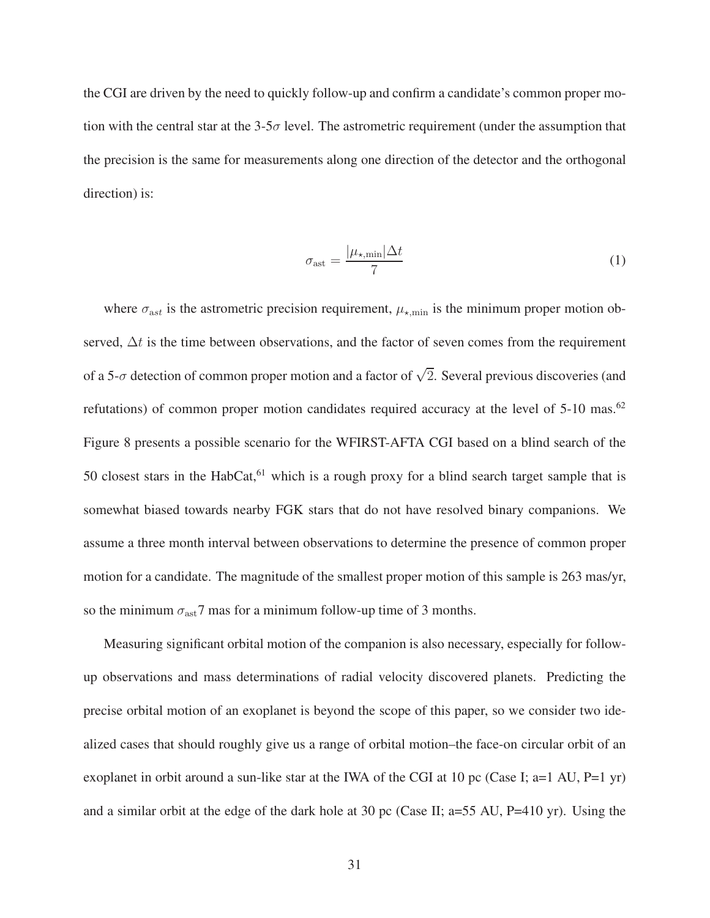the CGI are driven by the need to quickly follow-up and confirm a candidate's common proper motion with the central star at the 3-5$\sigma$ level. The astrometric requirement (under the assumption that the precision is the same for measurements along one direction of the detector and the orthogonal direction) is:

$$\sigma_{\rm ast} = \frac{|\mu_{\star,\rm min}|\Delta t}{7} \tag{1}$$

where $\sigma_{ast}$ is the astrometric precision requirement, $\mu_{\star,\rm min}$ is the minimum proper motion observed, $\Delta t$ is the time between observations, and the factor of seven comes from the requirement of a 5-$\sigma$ detection of common proper motion and a factor of $\sqrt{2}$. Several previous discoveries (and refutations) of common proper motion candidates required accuracy at the level of 5-10 mas.[62] Figure 8 presents a possible scenario for the WFIRST-AFTA CGI based on a blind search of the 50 closest stars in the HabCat,[61] which is a rough proxy for a blind search target sample that is somewhat biased towards nearby FGK stars that do not have resolved binary companions. We assume a three month interval between observations to determine the presence of common proper motion for a candidate. The magnitude of the smallest proper motion of this sample is 263 mas/yr, so the minimum $\sigma_{\rm ast}$7 mas for a minimum follow-up time of 3 months.

Measuring significant orbital motion of the companion is also necessary, especially for follow-up observations and mass determinations of radial velocity discovered planets. Predicting the precise orbital motion of an exoplanet is beyond the scope of this paper, so we consider two idealized cases that should roughly give us a range of orbital motion–the face-on circular orbit of an exoplanet in orbit around a sun-like star at the IWA of the CGI at 10 pc (Case I; a=1 AU, P=1 yr) and a similar orbit at the edge of the dark hole at 30 pc (Case II; a=55 AU, P=410 yr). Using the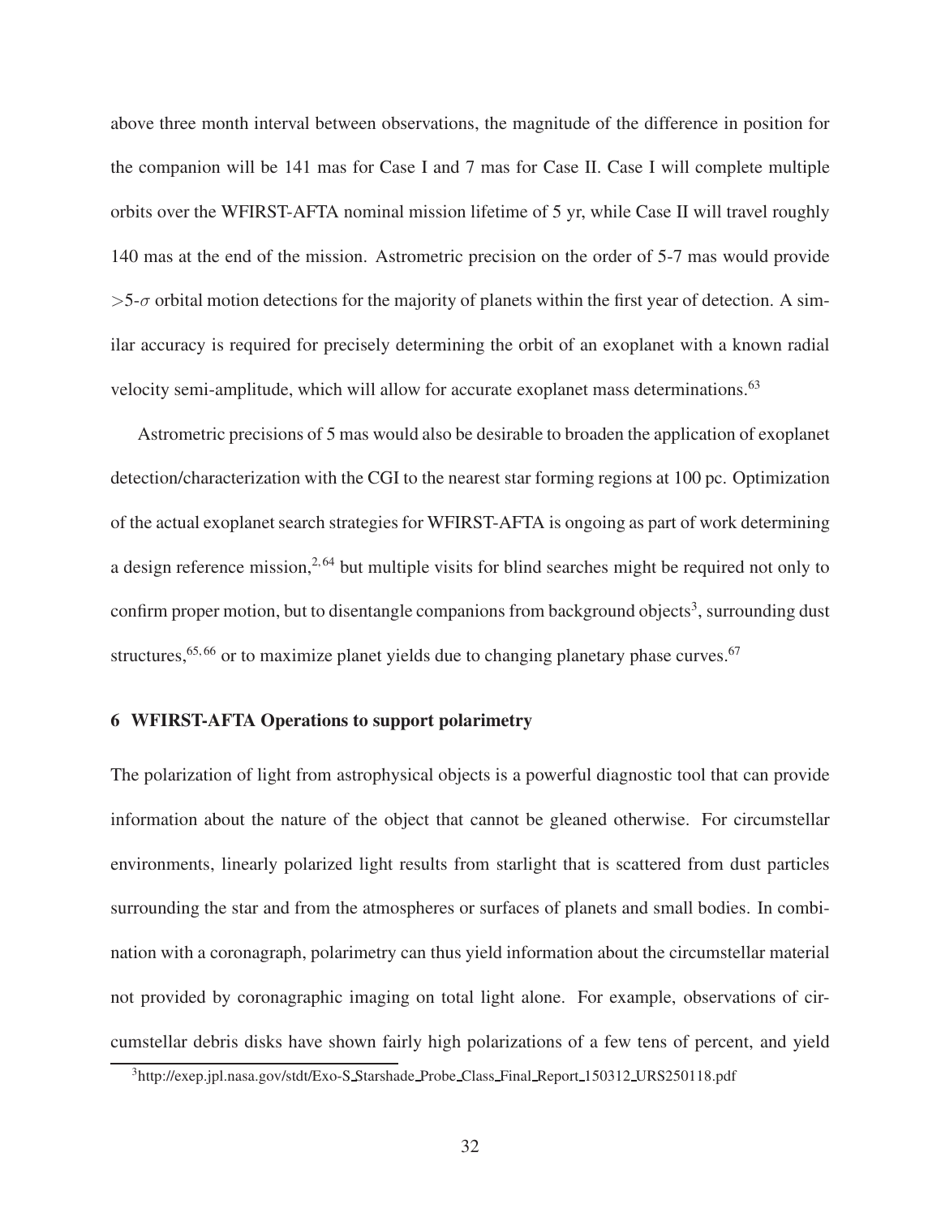above three month interval between observations, the magnitude of the difference in position for the companion will be 141 mas for Case I and 7 mas for Case II. Case I will complete multiple orbits over the WFIRST-AFTA nominal mission lifetime of 5 yr, while Case II will travel roughly 140 mas at the end of the mission. Astrometric precision on the order of 5-7 mas would provide $>5$-$\sigma$ orbital motion detections for the majority of planets within the first year of detection. A similar accuracy is required for precisely determining the orbit of an exoplanet with a known radial velocity semi-amplitude, which will allow for accurate exoplanet mass determinations.[63]

Astrometric precisions of 5 mas would also be desirable to broaden the application of exoplanet detection/characterization with the CGI to the nearest star forming regions at 100 pc. Optimization of the actual exoplanet search strategies for WFIRST-AFTA is ongoing as part of work determining a design reference mission,[2,64] but multiple visits for blind searches might be required not only to confirm proper motion, but to disentangle companions from background objects[3], surrounding dust structures,[65,66] or to maximize planet yields due to changing planetary phase curves.[67]

## 6 WFIRST-AFTA Operations to support polarimetry

The polarization of light from astrophysical objects is a powerful diagnostic tool that can provide information about the nature of the object that cannot be gleaned otherwise. For circumstellar environments, linearly polarized light results from starlight that is scattered from dust particles surrounding the star and from the atmospheres or surfaces of planets and small bodies. In combination with a coronagraph, polarimetry can thus yield information about the circumstellar material not provided by coronagraphic imaging on total light alone. For example, observations of circumstellar debris disks have shown fairly high polarizations of a few tens of percent, and yield

[3]http://exep.jpl.nasa.gov/stdt/Exo-S_Starshade_Probe_Class_Final_Report_150312_URS250118.pdf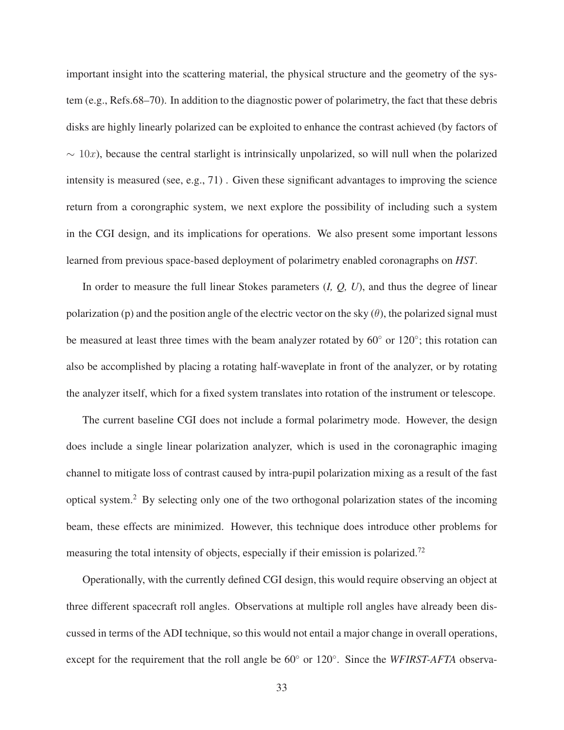important insight into the scattering material, the physical structure and the geometry of the system (e.g., Refs.68–70). In addition to the diagnostic power of polarimetry, the fact that these debris disks are highly linearly polarized can be exploited to enhance the contrast achieved (by factors of $\sim 10x$), because the central starlight is intrinsically unpolarized, so will null when the polarized intensity is measured (see, e.g., 71) . Given these significant advantages to improving the science return from a corongraphic system, we next explore the possibility of including such a system in the CGI design, and its implications for operations. We also present some important lessons learned from previous space-based deployment of polarimetry enabled coronagraphs on *HST*.

In order to measure the full linear Stokes parameters (*I, Q, U*), and thus the degree of linear polarization (p) and the position angle of the electric vector on the sky ($\theta$), the polarized signal must be measured at least three times with the beam analyzer rotated by 60$^\circ$ or 120$^\circ$; this rotation can also be accomplished by placing a rotating half-waveplate in front of the analyzer, or by rotating the analyzer itself, which for a fixed system translates into rotation of the instrument or telescope.

The current baseline CGI does not include a formal polarimetry mode. However, the design does include a single linear polarization analyzer, which is used in the coronagraphic imaging channel to mitigate loss of contrast caused by intra-pupil polarization mixing as a result of the fast optical system.[2] By selecting only one of the two orthogonal polarization states of the incoming beam, these effects are minimized. However, this technique does introduce other problems for measuring the total intensity of objects, especially if their emission is polarized.[72]

Operationally, with the currently defined CGI design, this would require observing an object at three different spacecraft roll angles. Observations at multiple roll angles have already been discussed in terms of the ADI technique, so this would not entail a major change in overall operations, except for the requirement that the roll angle be 60$^\circ$ or 120$^\circ$. Since the *WFIRST-AFTA* observa-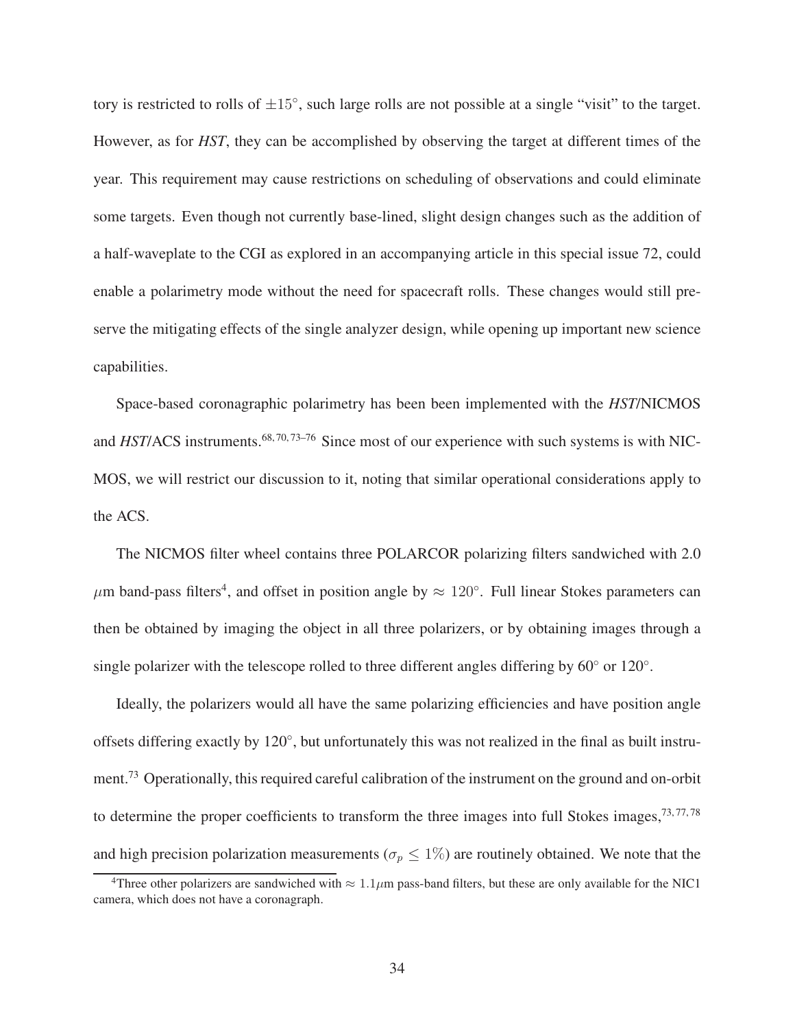tory is restricted to rolls of $\pm 15^{\circ}$, such large rolls are not possible at a single "visit" to the target. However, as for *HST*, they can be accomplished by observing the target at different times of the year. This requirement may cause restrictions on scheduling of observations and could eliminate some targets. Even though not currently base-lined, slight design changes such as the addition of a half-waveplate to the CGI as explored in an accompanying article in this special issue 72, could enable a polarimetry mode without the need for spacecraft rolls. These changes would still preserve the mitigating effects of the single analyzer design, while opening up important new science capabilities.

Space-based coronagraphic polarimetry has been been implemented with the *HST*/NICMOS and *HST*/ACS instruments.[68,70,73–76] Since most of our experience with such systems is with NICMOS, we will restrict our discussion to it, noting that similar operational considerations apply to the ACS.

The NICMOS filter wheel contains three POLARCOR polarizing filters sandwiched with 2.0 $\mu$m band-pass filters[4], and offset in position angle by $\approx 120^{\circ}$. Full linear Stokes parameters can then be obtained by imaging the object in all three polarizers, or by obtaining images through a single polarizer with the telescope rolled to three different angles differing by 60° or 120°.

Ideally, the polarizers would all have the same polarizing efficiencies and have position angle offsets differing exactly by $120^{\circ}$, but unfortunately this was not realized in the final as built instrument.[73] Operationally, this required careful calibration of the instrument on the ground and on-orbit to determine the proper coefficients to transform the three images into full Stokes images,[73,77,78] and high precision polarization measurements ($\sigma_p \leq 1\%$) are routinely obtained. We note that the

[4]Three other polarizers are sandwiched with $\approx 1.1\mu$m pass-band filters, but these are only available for the NIC1 camera, which does not have a coronagraph.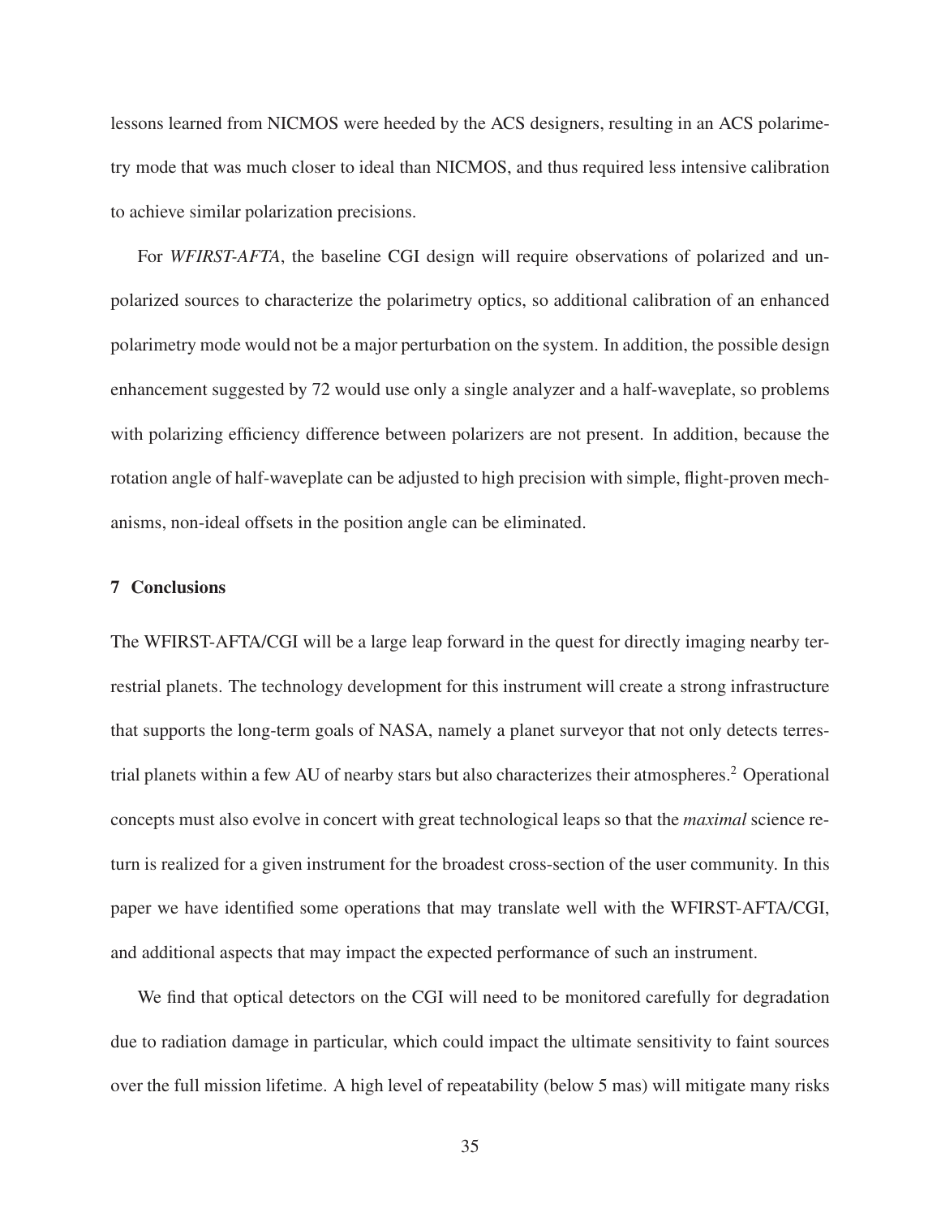lessons learned from NICMOS were heeded by the ACS designers, resulting in an ACS polarimetry mode that was much closer to ideal than NICMOS, and thus required less intensive calibration to achieve similar polarization precisions.

For *WFIRST-AFTA*, the baseline CGI design will require observations of polarized and unpolarized sources to characterize the polarimetry optics, so additional calibration of an enhanced polarimetry mode would not be a major perturbation on the system. In addition, the possible design enhancement suggested by 72 would use only a single analyzer and a half-waveplate, so problems with polarizing efficiency difference between polarizers are not present. In addition, because the rotation angle of half-waveplate can be adjusted to high precision with simple, flight-proven mechanisms, non-ideal offsets in the position angle can be eliminated.

## 7 Conclusions

The WFIRST-AFTA/CGI will be a large leap forward in the quest for directly imaging nearby terrestrial planets. The technology development for this instrument will create a strong infrastructure that supports the long-term goals of NASA, namely a planet surveyor that not only detects terrestrial planets within a few AU of nearby stars but also characterizes their atmospheres.[2] Operational concepts must also evolve in concert with great technological leaps so that the *maximal* science return is realized for a given instrument for the broadest cross-section of the user community. In this paper we have identified some operations that may translate well with the WFIRST-AFTA/CGI, and additional aspects that may impact the expected performance of such an instrument.

We find that optical detectors on the CGI will need to be monitored carefully for degradation due to radiation damage in particular, which could impact the ultimate sensitivity to faint sources over the full mission lifetime. A high level of repeatability (below 5 mas) will mitigate many risks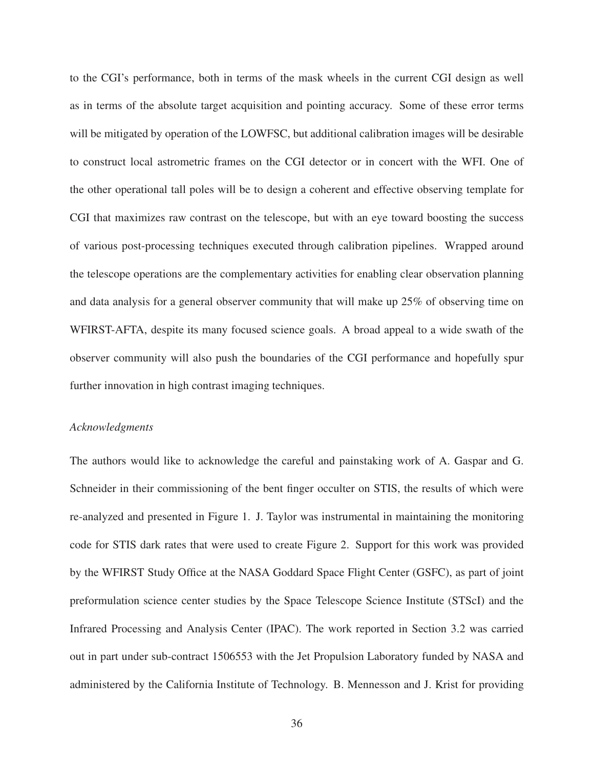to the CGI's performance, both in terms of the mask wheels in the current CGI design as well as in terms of the absolute target acquisition and pointing accuracy. Some of these error terms will be mitigated by operation of the LOWFSC, but additional calibration images will be desirable to construct local astrometric frames on the CGI detector or in concert with the WFI. One of the other operational tall poles will be to design a coherent and effective observing template for CGI that maximizes raw contrast on the telescope, but with an eye toward boosting the success of various post-processing techniques executed through calibration pipelines. Wrapped around the telescope operations are the complementary activities for enabling clear observation planning and data analysis for a general observer community that will make up 25% of observing time on WFIRST-AFTA, despite its many focused science goals. A broad appeal to a wide swath of the observer community will also push the boundaries of the CGI performance and hopefully spur further innovation in high contrast imaging techniques.

*Acknowledgments*

The authors would like to acknowledge the careful and painstaking work of A. Gaspar and G. Schneider in their commissioning of the bent finger occulter on STIS, the results of which were re-analyzed and presented in Figure 1. J. Taylor was instrumental in maintaining the monitoring code for STIS dark rates that were used to create Figure 2. Support for this work was provided by the WFIRST Study Office at the NASA Goddard Space Flight Center (GSFC), as part of joint preformulation science center studies by the Space Telescope Science Institute (STScI) and the Infrared Processing and Analysis Center (IPAC). The work reported in Section 3.2 was carried out in part under sub-contract 1506553 with the Jet Propulsion Laboratory funded by NASA and administered by the California Institute of Technology. B. Mennesson and J. Krist for providing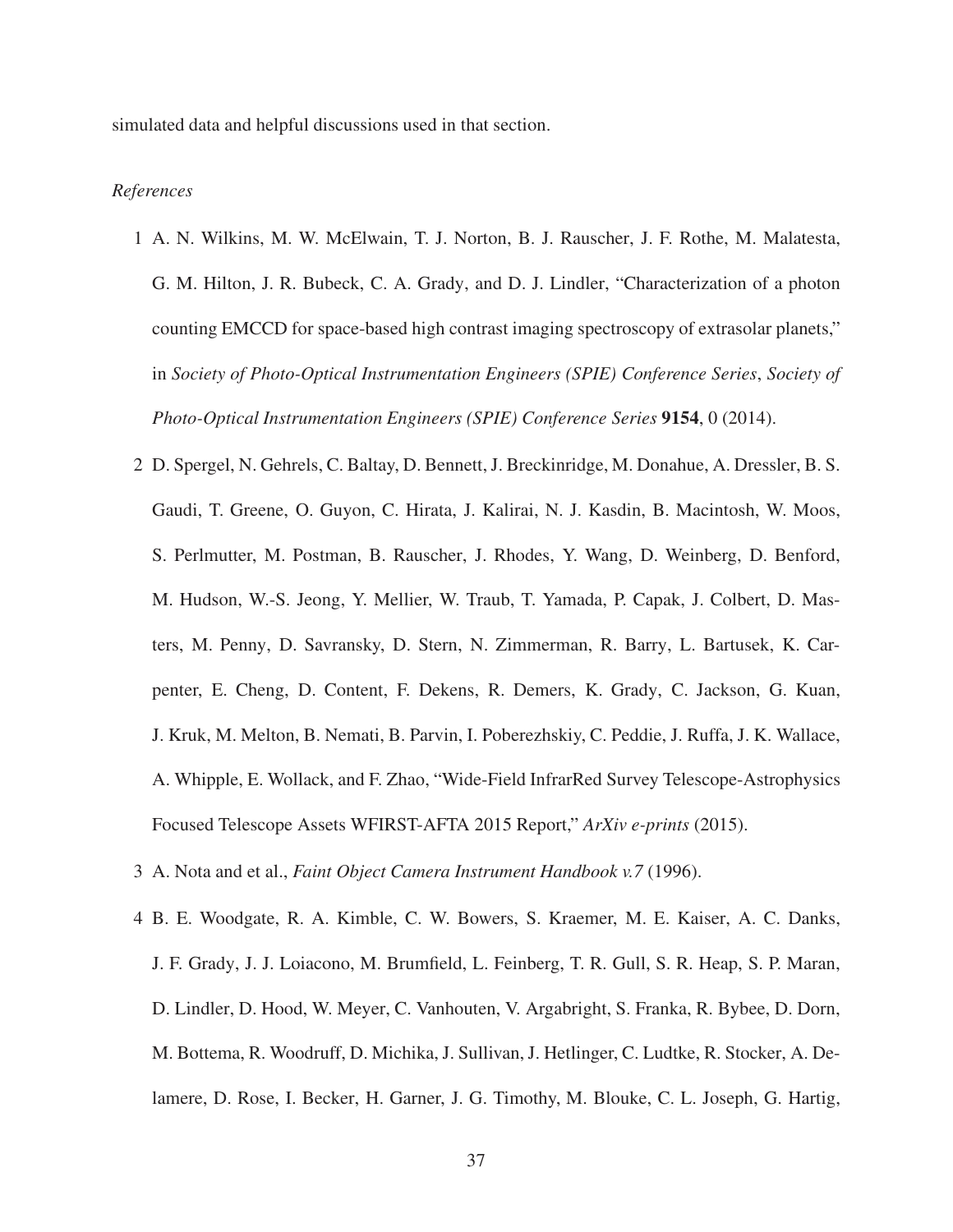simulated data and helpful discussions used in that section.

*References*

1. A. N. Wilkins, M. W. McElwain, T. J. Norton, B. J. Rauscher, J. F. Rothe, M. Malatesta, G. M. Hilton, J. R. Bubeck, C. A. Grady, and D. J. Lindler, "Characterization of a photon counting EMCCD for space-based high contrast imaging spectroscopy of extrasolar planets," in *Society of Photo-Optical Instrumentation Engineers (SPIE) Conference Series*, *Society of Photo-Optical Instrumentation Engineers (SPIE) Conference Series* **9154**, 0 (2014).
2. D. Spergel, N. Gehrels, C. Baltay, D. Bennett, J. Breckinridge, M. Donahue, A. Dressler, B. S. Gaudi, T. Greene, O. Guyon, C. Hirata, J. Kalirai, N. J. Kasdin, B. Macintosh, W. Moos, S. Perlmutter, M. Postman, B. Rauscher, J. Rhodes, Y. Wang, D. Weinberg, D. Benford, M. Hudson, W.-S. Jeong, Y. Mellier, W. Traub, T. Yamada, P. Capak, J. Colbert, D. Masters, M. Penny, D. Savransky, D. Stern, N. Zimmerman, R. Barry, L. Bartusek, K. Carpenter, E. Cheng, D. Content, F. Dekens, R. Demers, K. Grady, C. Jackson, G. Kuan, J. Kruk, M. Melton, B. Nemati, B. Parvin, I. Poberezhskiy, C. Peddie, J. Ruffa, J. K. Wallace, A. Whipple, E. Wollack, and F. Zhao, "Wide-Field InfrarRed Survey Telescope-Astrophysics Focused Telescope Assets WFIRST-AFTA 2015 Report," *ArXiv e-prints* (2015).
3. A. Nota and et al., *Faint Object Camera Instrument Handbook v.7* (1996).
4. B. E. Woodgate, R. A. Kimble, C. W. Bowers, S. Kraemer, M. E. Kaiser, A. C. Danks, J. F. Grady, J. J. Loiacono, M. Brumfield, L. Feinberg, T. R. Gull, S. R. Heap, S. P. Maran, D. Lindler, D. Hood, W. Meyer, C. Vanhouten, V. Argabright, S. Franka, R. Bybee, D. Dorn, M. Bottema, R. Woodruff, D. Michika, J. Sullivan, J. Hetlinger, C. Ludtke, R. Stocker, A. Delamere, D. Rose, I. Becker, H. Garner, J. G. Timothy, M. Blouke, C. L. Joseph, G. Hartig,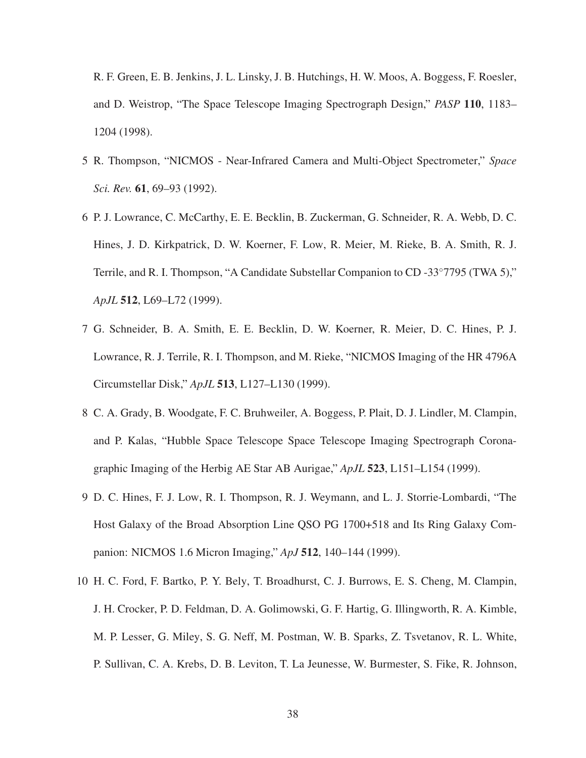R. F. Green, E. B. Jenkins, J. L. Linsky, J. B. Hutchings, H. W. Moos, A. Boggess, F. Roesler, and D. Weistrop, "The Space Telescope Imaging Spectrograph Design," *PASP* **110**, 1183–1204 (1998).

5 R. Thompson, "NICMOS - Near-Infrared Camera and Multi-Object Spectrometer," *Space Sci. Rev.* **61**, 69–93 (1992).

6 P. J. Lowrance, C. McCarthy, E. E. Becklin, B. Zuckerman, G. Schneider, R. A. Webb, D. C. Hines, J. D. Kirkpatrick, D. W. Koerner, F. Low, R. Meier, M. Rieke, B. A. Smith, R. J. Terrile, and R. I. Thompson, "A Candidate Substellar Companion to CD -33°7795 (TWA 5)," *ApJL* **512**, L69–L72 (1999).

7 G. Schneider, B. A. Smith, E. E. Becklin, D. W. Koerner, R. Meier, D. C. Hines, P. J. Lowrance, R. J. Terrile, R. I. Thompson, and M. Rieke, "NICMOS Imaging of the HR 4796A Circumstellar Disk," *ApJL* **513**, L127–L130 (1999).

8 C. A. Grady, B. Woodgate, F. C. Bruhweiler, A. Boggess, P. Plait, D. J. Lindler, M. Clampin, and P. Kalas, "Hubble Space Telescope Space Telescope Imaging Spectrograph Coronagraphic Imaging of the Herbig AE Star AB Aurigae," *ApJL* **523**, L151–L154 (1999).

9 D. C. Hines, F. J. Low, R. I. Thompson, R. J. Weymann, and L. J. Storrie-Lombardi, "The Host Galaxy of the Broad Absorption Line QSO PG 1700+518 and Its Ring Galaxy Companion: NICMOS 1.6 Micron Imaging," *ApJ* **512**, 140–144 (1999).

10 H. C. Ford, F. Bartko, P. Y. Bely, T. Broadhurst, C. J. Burrows, E. S. Cheng, M. Clampin, J. H. Crocker, P. D. Feldman, D. A. Golimowski, G. F. Hartig, G. Illingworth, R. A. Kimble, M. P. Lesser, G. Miley, S. G. Neff, M. Postman, W. B. Sparks, Z. Tsvetanov, R. L. White, P. Sullivan, C. A. Krebs, D. B. Leviton, T. La Jeunesse, W. Burmester, S. Fike, R. Johnson,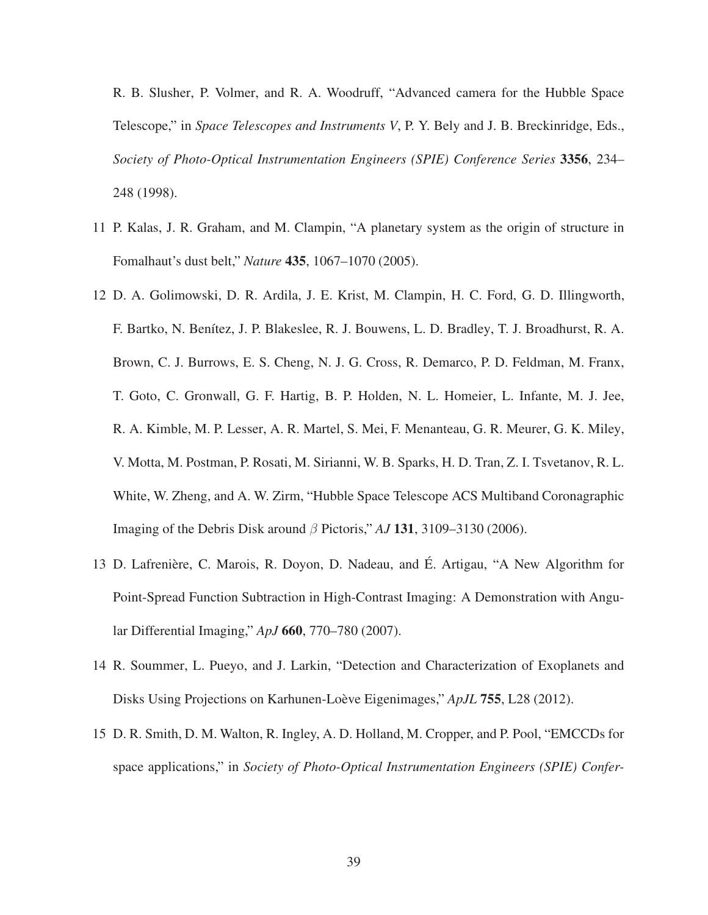R. B. Slusher, P. Volmer, and R. A. Woodruff, "Advanced camera for the Hubble Space Telescope," in *Space Telescopes and Instruments V*, P. Y. Bely and J. B. Breckinridge, Eds., *Society of Photo-Optical Instrumentation Engineers (SPIE) Conference Series* **3356**, 234–248 (1998).

11 P. Kalas, J. R. Graham, and M. Clampin, "A planetary system as the origin of structure in Fomalhaut's dust belt," *Nature* **435**, 1067–1070 (2005).

12 D. A. Golimowski, D. R. Ardila, J. E. Krist, M. Clampin, H. C. Ford, G. D. Illingworth, F. Bartko, N. Benítez, J. P. Blakeslee, R. J. Bouwens, L. D. Bradley, T. J. Broadhurst, R. A. Brown, C. J. Burrows, E. S. Cheng, N. J. G. Cross, R. Demarco, P. D. Feldman, M. Franx, T. Goto, C. Gronwall, G. F. Hartig, B. P. Holden, N. L. Homeier, L. Infante, M. J. Jee, R. A. Kimble, M. P. Lesser, A. R. Martel, S. Mei, F. Menanteau, G. R. Meurer, G. K. Miley, V. Motta, M. Postman, P. Rosati, M. Sirianni, W. B. Sparks, H. D. Tran, Z. I. Tsvetanov, R. L. White, W. Zheng, and A. W. Zirm, "Hubble Space Telescope ACS Multiband Coronagraphic Imaging of the Debris Disk around $\beta$ Pictoris," *AJ* **131**, 3109–3130 (2006).

13 D. Lafrenière, C. Marois, R. Doyon, D. Nadeau, and É. Artigau, "A New Algorithm for Point-Spread Function Subtraction in High-Contrast Imaging: A Demonstration with Angular Differential Imaging," *ApJ* **660**, 770–780 (2007).

14 R. Soummer, L. Pueyo, and J. Larkin, "Detection and Characterization of Exoplanets and Disks Using Projections on Karhunen-Loève Eigenimages," *ApJL* **755**, L28 (2012).

15 D. R. Smith, D. M. Walton, R. Ingley, A. D. Holland, M. Cropper, and P. Pool, "EMCCDs for space applications," in *Society of Photo-Optical Instrumentation Engineers (SPIE) Confer-*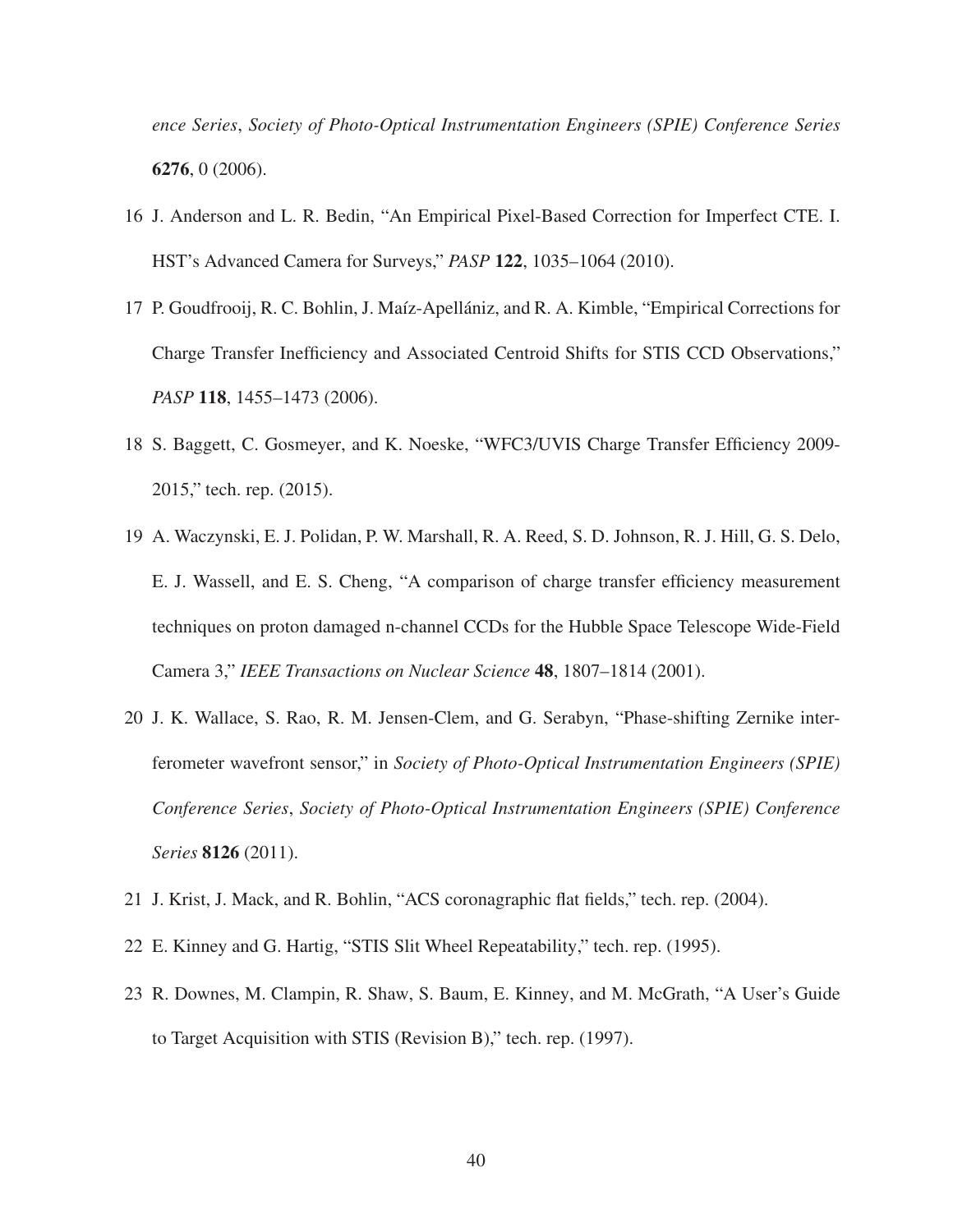*ence Series*, *Society of Photo-Optical Instrumentation Engineers (SPIE) Conference Series* **6276**, 0 (2006).

16 J. Anderson and L. R. Bedin, "An Empirical Pixel-Based Correction for Imperfect CTE. I. HST's Advanced Camera for Surveys," *PASP* **122**, 1035–1064 (2010).

17 P. Goudfrooij, R. C. Bohlin, J. Maíz-Apellániz, and R. A. Kimble, "Empirical Corrections for Charge Transfer Inefficiency and Associated Centroid Shifts for STIS CCD Observations," *PASP* **118**, 1455–1473 (2006).

18 S. Baggett, C. Gosmeyer, and K. Noeske, "WFC3/UVIS Charge Transfer Efficiency 2009-2015," tech. rep. (2015).

19 A. Waczynski, E. J. Polidan, P. W. Marshall, R. A. Reed, S. D. Johnson, R. J. Hill, G. S. Delo, E. J. Wassell, and E. S. Cheng, "A comparison of charge transfer efficiency measurement techniques on proton damaged n-channel CCDs for the Hubble Space Telescope Wide-Field Camera 3," *IEEE Transactions on Nuclear Science* **48**, 1807–1814 (2001).

20 J. K. Wallace, S. Rao, R. M. Jensen-Clem, and G. Serabyn, "Phase-shifting Zernike interferometer wavefront sensor," in *Society of Photo-Optical Instrumentation Engineers (SPIE) Conference Series*, *Society of Photo-Optical Instrumentation Engineers (SPIE) Conference Series* **8126** (2011).

21 J. Krist, J. Mack, and R. Bohlin, "ACS coronagraphic flat fields," tech. rep. (2004).

22 E. Kinney and G. Hartig, "STIS Slit Wheel Repeatability," tech. rep. (1995).

23 R. Downes, M. Clampin, R. Shaw, S. Baum, E. Kinney, and M. McGrath, "A User's Guide to Target Acquisition with STIS (Revision B)," tech. rep. (1997).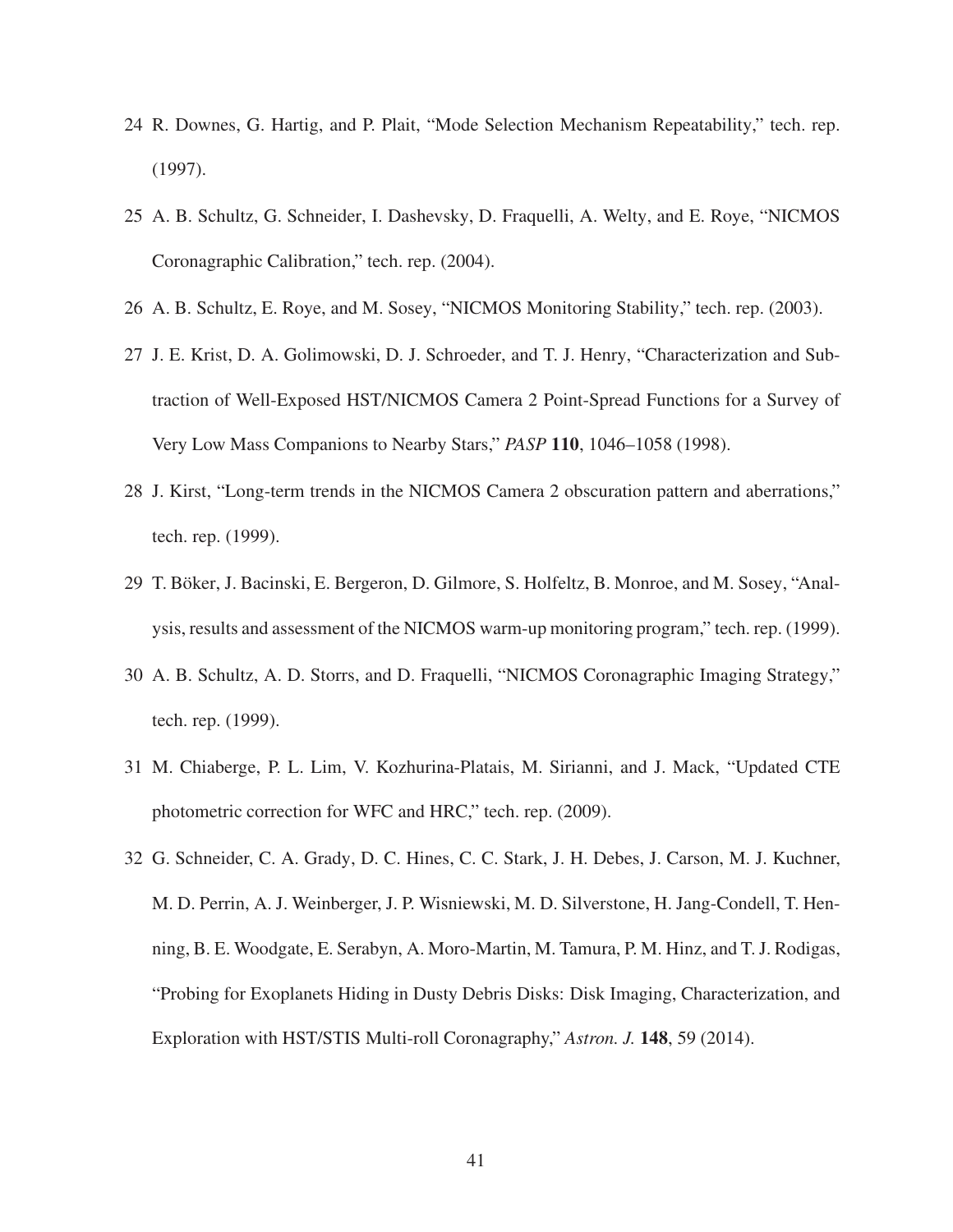24 R. Downes, G. Hartig, and P. Plait, "Mode Selection Mechanism Repeatability," tech. rep. (1997).

25 A. B. Schultz, G. Schneider, I. Dashevsky, D. Fraquelli, A. Welty, and E. Roye, "NICMOS Coronagraphic Calibration," tech. rep. (2004).

26 A. B. Schultz, E. Roye, and M. Sosey, "NICMOS Monitoring Stability," tech. rep. (2003).

27 J. E. Krist, D. A. Golimowski, D. J. Schroeder, and T. J. Henry, "Characterization and Subtraction of Well-Exposed HST/NICMOS Camera 2 Point-Spread Functions for a Survey of Very Low Mass Companions to Nearby Stars," *PASP* **110**, 1046–1058 (1998).

28 J. Kirst, "Long-term trends in the NICMOS Camera 2 obscuration pattern and aberrations," tech. rep. (1999).

29 T. Böker, J. Bacinski, E. Bergeron, D. Gilmore, S. Holfeltz, B. Monroe, and M. Sosey, "Analysis, results and assessment of the NICMOS warm-up monitoring program," tech. rep. (1999).

30 A. B. Schultz, A. D. Storrs, and D. Fraquelli, "NICMOS Coronagraphic Imaging Strategy," tech. rep. (1999).

31 M. Chiaberge, P. L. Lim, V. Kozhurina-Platais, M. Sirianni, and J. Mack, "Updated CTE photometric correction for WFC and HRC," tech. rep. (2009).

32 G. Schneider, C. A. Grady, D. C. Hines, C. C. Stark, J. H. Debes, J. Carson, M. J. Kuchner, M. D. Perrin, A. J. Weinberger, J. P. Wisniewski, M. D. Silverstone, H. Jang-Condell, T. Henning, B. E. Woodgate, E. Serabyn, A. Moro-Martin, M. Tamura, P. M. Hinz, and T. J. Rodigas, "Probing for Exoplanets Hiding in Dusty Debris Disks: Disk Imaging, Characterization, and Exploration with HST/STIS Multi-roll Coronagraphy," *Astron. J.* **148**, 59 (2014).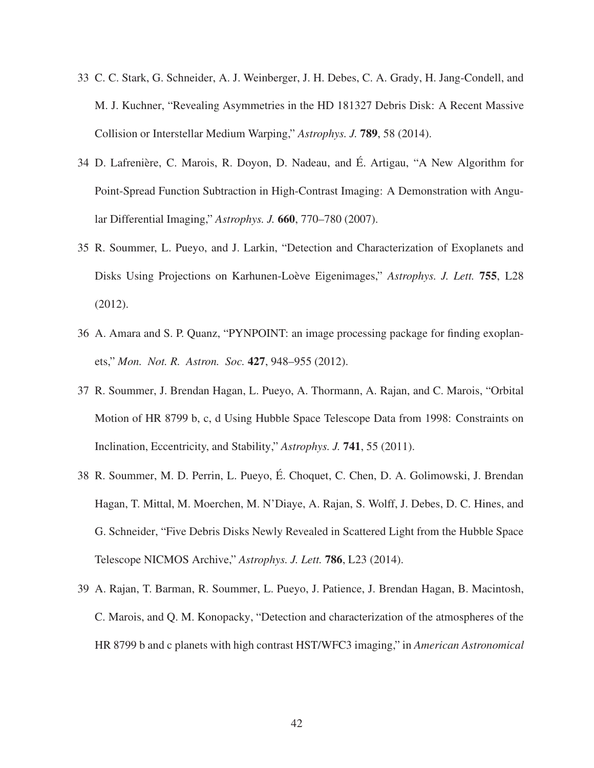33 C. C. Stark, G. Schneider, A. J. Weinberger, J. H. Debes, C. A. Grady, H. Jang-Condell, and M. J. Kuchner, "Revealing Asymmetries in the HD 181327 Debris Disk: A Recent Massive Collision or Interstellar Medium Warping," *Astrophys. J.* **789**, 58 (2014).

34 D. Lafrenière, C. Marois, R. Doyon, D. Nadeau, and É. Artigau, "A New Algorithm for Point-Spread Function Subtraction in High-Contrast Imaging: A Demonstration with Angular Differential Imaging," *Astrophys. J.* **660**, 770–780 (2007).

35 R. Soummer, L. Pueyo, and J. Larkin, "Detection and Characterization of Exoplanets and Disks Using Projections on Karhunen-Loève Eigenimages," *Astrophys. J. Lett.* **755**, L28 (2012).

36 A. Amara and S. P. Quanz, "PYNPOINT: an image processing package for finding exoplanets," *Mon. Not. R. Astron. Soc.* **427**, 948–955 (2012).

37 R. Soummer, J. Brendan Hagan, L. Pueyo, A. Thormann, A. Rajan, and C. Marois, "Orbital Motion of HR 8799 b, c, d Using Hubble Space Telescope Data from 1998: Constraints on Inclination, Eccentricity, and Stability," *Astrophys. J.* **741**, 55 (2011).

38 R. Soummer, M. D. Perrin, L. Pueyo, É. Choquet, C. Chen, D. A. Golimowski, J. Brendan Hagan, T. Mittal, M. Moerchen, M. N'Diaye, A. Rajan, S. Wolff, J. Debes, D. C. Hines, and G. Schneider, "Five Debris Disks Newly Revealed in Scattered Light from the Hubble Space Telescope NICMOS Archive," *Astrophys. J. Lett.* **786**, L23 (2014).

39 A. Rajan, T. Barman, R. Soummer, L. Pueyo, J. Patience, J. Brendan Hagan, B. Macintosh, C. Marois, and Q. M. Konopacky, "Detection and characterization of the atmospheres of the HR 8799 b and c planets with high contrast HST/WFC3 imaging," in *American Astronomical*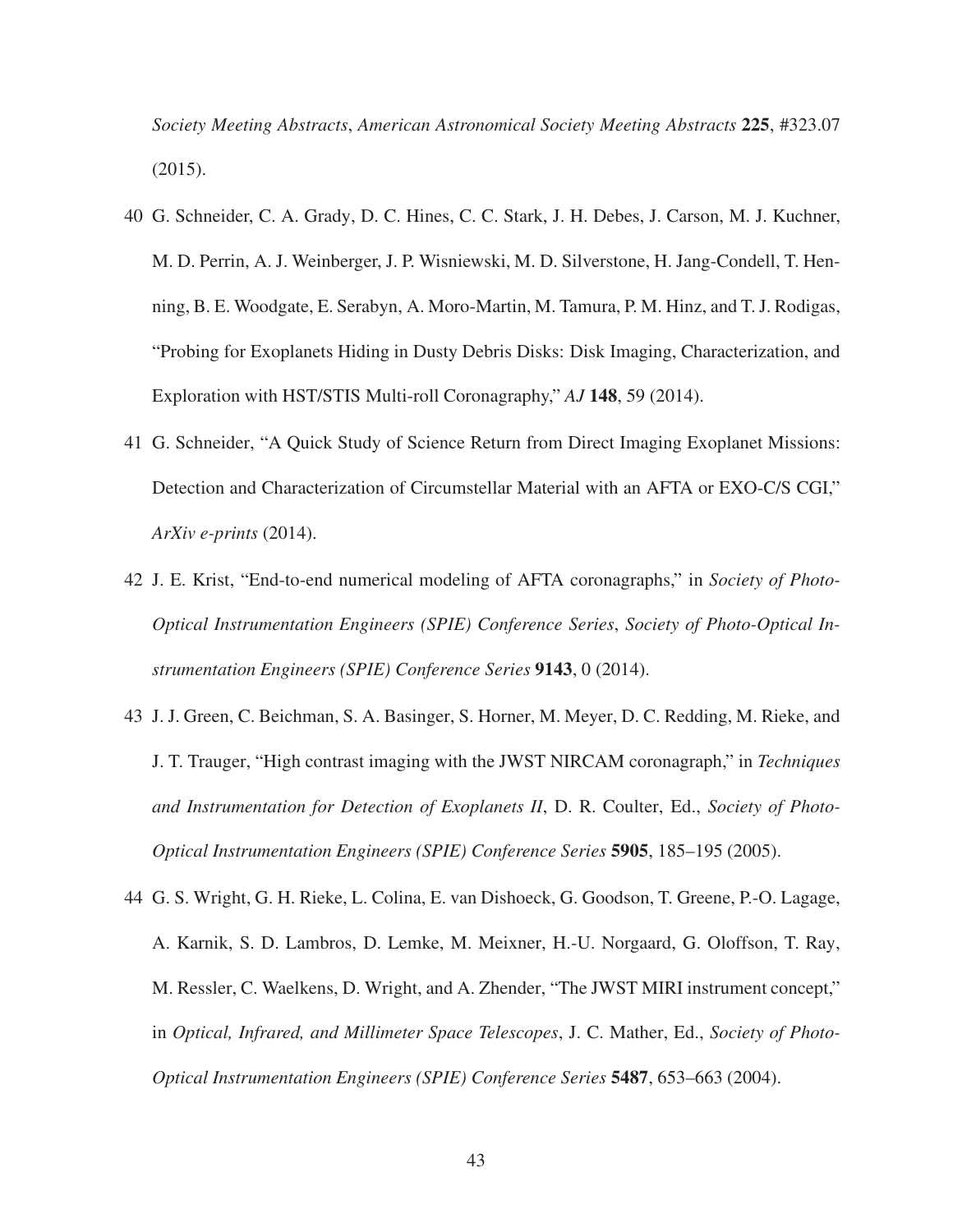*Society Meeting Abstracts*, *American Astronomical Society Meeting Abstracts* **225**, #323.07 (2015).

40 G. Schneider, C. A. Grady, D. C. Hines, C. C. Stark, J. H. Debes, J. Carson, M. J. Kuchner, M. D. Perrin, A. J. Weinberger, J. P. Wisniewski, M. D. Silverstone, H. Jang-Condell, T. Henning, B. E. Woodgate, E. Serabyn, A. Moro-Martin, M. Tamura, P. M. Hinz, and T. J. Rodigas, "Probing for Exoplanets Hiding in Dusty Debris Disks: Disk Imaging, Characterization, and Exploration with HST/STIS Multi-roll Coronagraphy," *AJ* **148**, 59 (2014).

41 G. Schneider, "A Quick Study of Science Return from Direct Imaging Exoplanet Missions: Detection and Characterization of Circumstellar Material with an AFTA or EXO-C/S CGI," *ArXiv e-prints* (2014).

42 J. E. Krist, "End-to-end numerical modeling of AFTA coronagraphs," in *Society of Photo-Optical Instrumentation Engineers (SPIE) Conference Series*, *Society of Photo-Optical Instrumentation Engineers (SPIE) Conference Series* **9143**, 0 (2014).

43 J. J. Green, C. Beichman, S. A. Basinger, S. Horner, M. Meyer, D. C. Redding, M. Rieke, and J. T. Trauger, "High contrast imaging with the JWST NIRCAM coronagraph," in *Techniques and Instrumentation for Detection of Exoplanets II*, D. R. Coulter, Ed., *Society of Photo-Optical Instrumentation Engineers (SPIE) Conference Series* **5905**, 185–195 (2005).

44 G. S. Wright, G. H. Rieke, L. Colina, E. van Dishoeck, G. Goodson, T. Greene, P.-O. Lagage, A. Karnik, S. D. Lambros, D. Lemke, M. Meixner, H.-U. Norgaard, G. Oloffson, T. Ray, M. Ressler, C. Waelkens, D. Wright, and A. Zhender, "The JWST MIRI instrument concept," in *Optical, Infrared, and Millimeter Space Telescopes*, J. C. Mather, Ed., *Society of Photo-Optical Instrumentation Engineers (SPIE) Conference Series* **5487**, 653–663 (2004).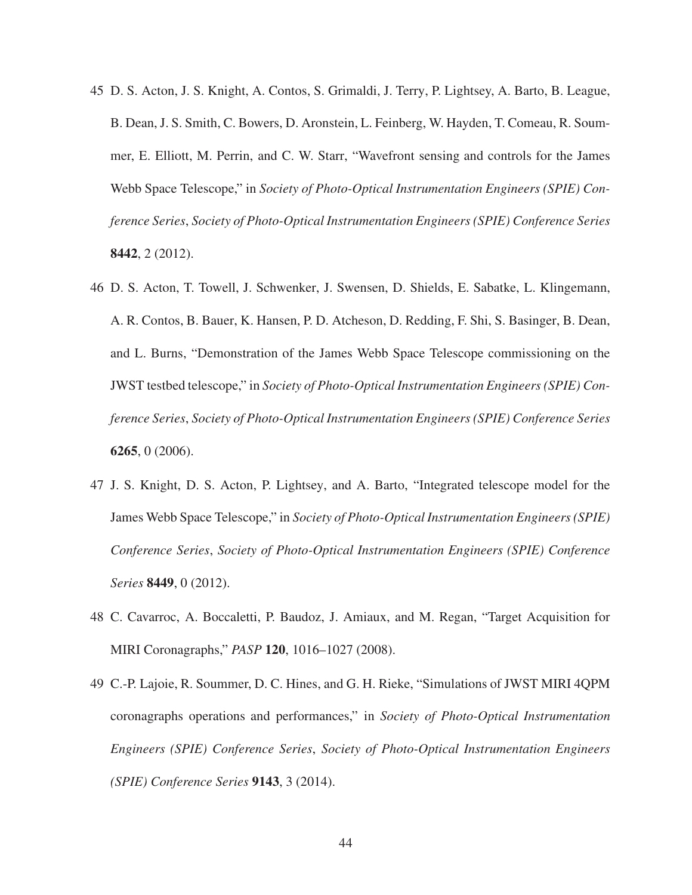45 D. S. Acton, J. S. Knight, A. Contos, S. Grimaldi, J. Terry, P. Lightsey, A. Barto, B. League, B. Dean, J. S. Smith, C. Bowers, D. Aronstein, L. Feinberg, W. Hayden, T. Comeau, R. Soummer, E. Elliott, M. Perrin, and C. W. Starr, "Wavefront sensing and controls for the James Webb Space Telescope," in *Society of Photo-Optical Instrumentation Engineers (SPIE) Conference Series*, *Society of Photo-Optical Instrumentation Engineers (SPIE) Conference Series* **8442**, 2 (2012).

46 D. S. Acton, T. Towell, J. Schwenker, J. Swensen, D. Shields, E. Sabatke, L. Klingemann, A. R. Contos, B. Bauer, K. Hansen, P. D. Atcheson, D. Redding, F. Shi, S. Basinger, B. Dean, and L. Burns, "Demonstration of the James Webb Space Telescope commissioning on the JWST testbed telescope," in *Society of Photo-Optical Instrumentation Engineers (SPIE) Conference Series*, *Society of Photo-Optical Instrumentation Engineers (SPIE) Conference Series* **6265**, 0 (2006).

47 J. S. Knight, D. S. Acton, P. Lightsey, and A. Barto, "Integrated telescope model for the James Webb Space Telescope," in *Society of Photo-Optical Instrumentation Engineers (SPIE) Conference Series*, *Society of Photo-Optical Instrumentation Engineers (SPIE) Conference Series* **8449**, 0 (2012).

48 C. Cavarroc, A. Boccaletti, P. Baudoz, J. Amiaux, and M. Regan, "Target Acquisition for MIRI Coronagraphs," *PASP* **120**, 1016–1027 (2008).

49 C.-P. Lajoie, R. Soummer, D. C. Hines, and G. H. Rieke, "Simulations of JWST MIRI 4QPM coronagraphs operations and performances," in *Society of Photo-Optical Instrumentation Engineers (SPIE) Conference Series*, *Society of Photo-Optical Instrumentation Engineers (SPIE) Conference Series* **9143**, 3 (2014).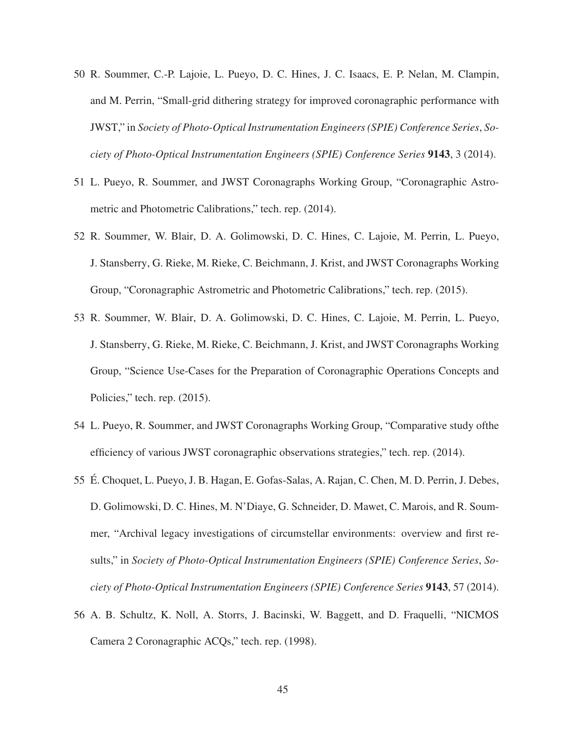50 R. Soummer, C.-P. Lajoie, L. Pueyo, D. C. Hines, J. C. Isaacs, E. P. Nelan, M. Clampin, and M. Perrin, "Small-grid dithering strategy for improved coronagraphic performance with JWST," in *Society of Photo-Optical Instrumentation Engineers (SPIE) Conference Series*, *Society of Photo-Optical Instrumentation Engineers (SPIE) Conference Series* **9143**, 3 (2014).

51 L. Pueyo, R. Soummer, and JWST Coronagraphs Working Group, "Coronagraphic Astrometric and Photometric Calibrations," tech. rep. (2014).

52 R. Soummer, W. Blair, D. A. Golimowski, D. C. Hines, C. Lajoie, M. Perrin, L. Pueyo, J. Stansberry, G. Rieke, M. Rieke, C. Beichmann, J. Krist, and JWST Coronagraphs Working Group, "Coronagraphic Astrometric and Photometric Calibrations," tech. rep. (2015).

53 R. Soummer, W. Blair, D. A. Golimowski, D. C. Hines, C. Lajoie, M. Perrin, L. Pueyo, J. Stansberry, G. Rieke, M. Rieke, C. Beichmann, J. Krist, and JWST Coronagraphs Working Group, "Science Use-Cases for the Preparation of Coronagraphic Operations Concepts and Policies," tech. rep. (2015).

54 L. Pueyo, R. Soummer, and JWST Coronagraphs Working Group, "Comparative study ofthe efficiency of various JWST coronagraphic observations strategies," tech. rep. (2014).

55 É. Choquet, L. Pueyo, J. B. Hagan, E. Gofas-Salas, A. Rajan, C. Chen, M. D. Perrin, J. Debes, D. Golimowski, D. C. Hines, M. N'Diaye, G. Schneider, D. Mawet, C. Marois, and R. Soummer, "Archival legacy investigations of circumstellar environments: overview and first results," in *Society of Photo-Optical Instrumentation Engineers (SPIE) Conference Series*, *Society of Photo-Optical Instrumentation Engineers (SPIE) Conference Series* **9143**, 57 (2014).

56 A. B. Schultz, K. Noll, A. Storrs, J. Bacinski, W. Baggett, and D. Fraquelli, "NICMOS Camera 2 Coronagraphic ACQs," tech. rep. (1998).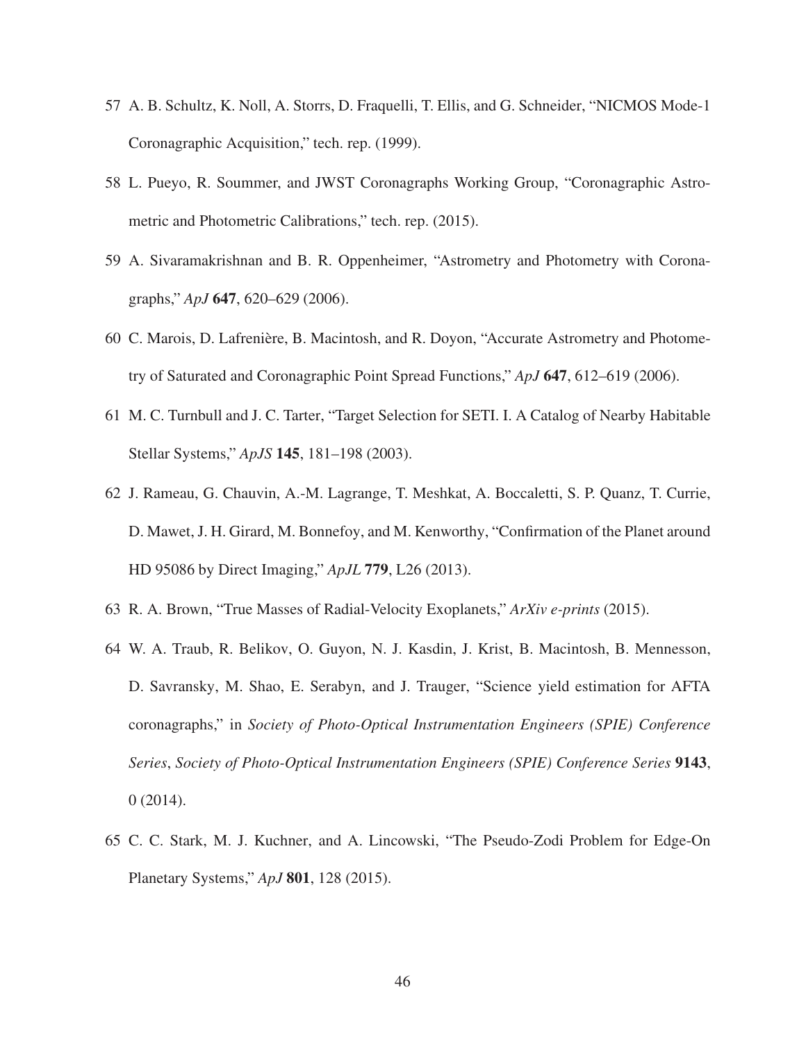57 A. B. Schultz, K. Noll, A. Storrs, D. Fraquelli, T. Ellis, and G. Schneider, "NICMOS Mode-1 Coronagraphic Acquisition," tech. rep. (1999).

58 L. Pueyo, R. Soummer, and JWST Coronagraphs Working Group, "Coronagraphic Astrometric and Photometric Calibrations," tech. rep. (2015).

59 A. Sivaramakrishnan and B. R. Oppenheimer, "Astrometry and Photometry with Coronagraphs," *ApJ* **647**, 620–629 (2006).

60 C. Marois, D. Lafrenière, B. Macintosh, and R. Doyon, "Accurate Astrometry and Photometry of Saturated and Coronagraphic Point Spread Functions," *ApJ* **647**, 612–619 (2006).

61 M. C. Turnbull and J. C. Tarter, "Target Selection for SETI. I. A Catalog of Nearby Habitable Stellar Systems," *ApJS* **145**, 181–198 (2003).

62 J. Rameau, G. Chauvin, A.-M. Lagrange, T. Meshkat, A. Boccaletti, S. P. Quanz, T. Currie, D. Mawet, J. H. Girard, M. Bonnefoy, and M. Kenworthy, "Confirmation of the Planet around HD 95086 by Direct Imaging," *ApJL* **779**, L26 (2013).

63 R. A. Brown, "True Masses of Radial-Velocity Exoplanets," *ArXiv e-prints* (2015).

64 W. A. Traub, R. Belikov, O. Guyon, N. J. Kasdin, J. Krist, B. Macintosh, B. Mennesson, D. Savransky, M. Shao, E. Serabyn, and J. Trauger, "Science yield estimation for AFTA coronagraphs," in *Society of Photo-Optical Instrumentation Engineers (SPIE) Conference Series*, *Society of Photo-Optical Instrumentation Engineers (SPIE) Conference Series* **9143**, 0 (2014).

65 C. C. Stark, M. J. Kuchner, and A. Lincowski, "The Pseudo-Zodi Problem for Edge-On Planetary Systems," *ApJ* **801**, 128 (2015).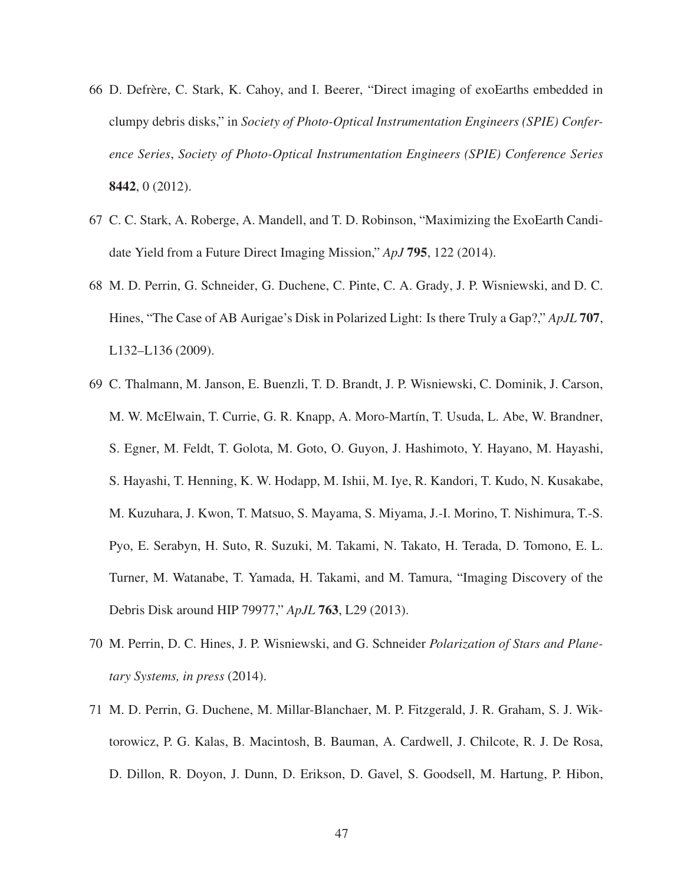66 D. Defrère, C. Stark, K. Cahoy, and I. Beerer, "Direct imaging of exoEarths embedded in clumpy debris disks," in *Society of Photo-Optical Instrumentation Engineers (SPIE) Conference Series*, *Society of Photo-Optical Instrumentation Engineers (SPIE) Conference Series* **8442**, 0 (2012).

67 C. C. Stark, A. Roberge, A. Mandell, and T. D. Robinson, "Maximizing the ExoEarth Candidate Yield from a Future Direct Imaging Mission," *ApJ* **795**, 122 (2014).

68 M. D. Perrin, G. Schneider, G. Duchene, C. Pinte, C. A. Grady, J. P. Wisniewski, and D. C. Hines, "The Case of AB Aurigae's Disk in Polarized Light: Is there Truly a Gap?," *ApJL* **707**, L132–L136 (2009).

69 C. Thalmann, M. Janson, E. Buenzli, T. D. Brandt, J. P. Wisniewski, C. Dominik, J. Carson, M. W. McElwain, T. Currie, G. R. Knapp, A. Moro-Martín, T. Usuda, L. Abe, W. Brandner, S. Egner, M. Feldt, T. Golota, M. Goto, O. Guyon, J. Hashimoto, Y. Hayano, M. Hayashi, S. Hayashi, T. Henning, K. W. Hodapp, M. Ishii, M. Iye, R. Kandori, T. Kudo, N. Kusakabe, M. Kuzuhara, J. Kwon, T. Matsuo, S. Mayama, S. Miyama, J.-I. Morino, T. Nishimura, T.-S. Pyo, E. Serabyn, H. Suto, R. Suzuki, M. Takami, N. Takato, H. Terada, D. Tomono, E. L. Turner, M. Watanabe, T. Yamada, H. Takami, and M. Tamura, "Imaging Discovery of the Debris Disk around HIP 79977," *ApJL* **763**, L29 (2013).

70 M. Perrin, D. C. Hines, J. P. Wisniewski, and G. Schneider *Polarization of Stars and Planetary Systems, in press* (2014).

71 M. D. Perrin, G. Duchene, M. Millar-Blanchaer, M. P. Fitzgerald, J. R. Graham, S. J. Wiktorowicz, P. G. Kalas, B. Macintosh, B. Bauman, A. Cardwell, J. Chilcote, R. J. De Rosa, D. Dillon, R. Doyon, J. Dunn, D. Erikson, D. Gavel, S. Goodsell, M. Hartung, P. Hibon,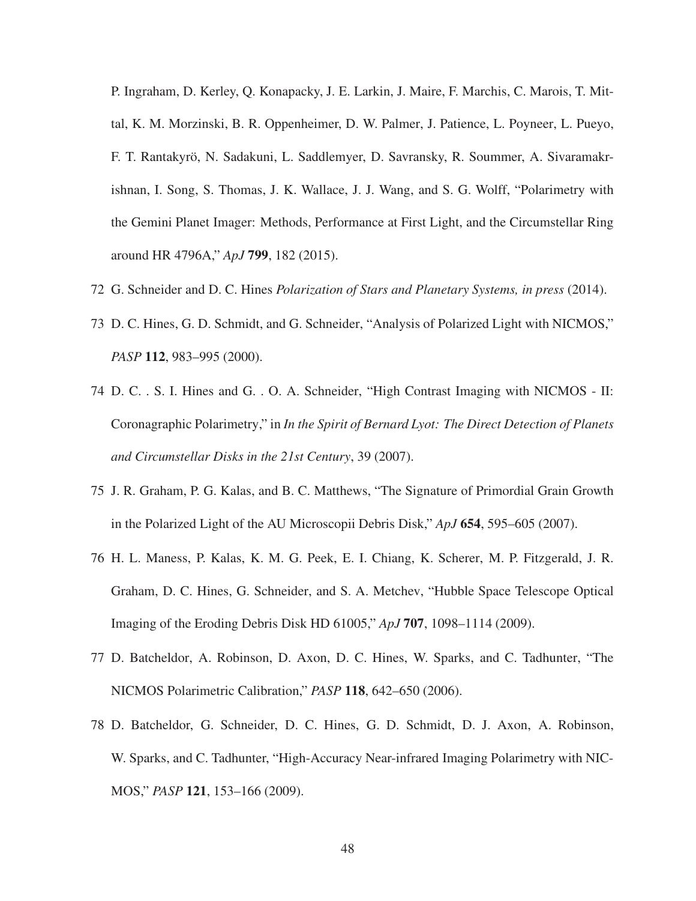P. Ingraham, D. Kerley, Q. Konapacky, J. E. Larkin, J. Maire, F. Marchis, C. Marois, T. Mittal, K. M. Morzinski, B. R. Oppenheimer, D. W. Palmer, J. Patience, L. Poyneer, L. Pueyo, F. T. Rantakyrö, N. Sadakuni, L. Saddlemyer, D. Savransky, R. Soummer, A. Sivaramakrishnan, I. Song, S. Thomas, J. K. Wallace, J. J. Wang, and S. G. Wolff, "Polarimetry with the Gemini Planet Imager: Methods, Performance at First Light, and the Circumstellar Ring around HR 4796A," *ApJ* **799**, 182 (2015).

72 G. Schneider and D. C. Hines *Polarization of Stars and Planetary Systems, in press* (2014).

73 D. C. Hines, G. D. Schmidt, and G. Schneider, "Analysis of Polarized Light with NICMOS," *PASP* **112**, 983–995 (2000).

74 D. C. . S. I. Hines and G. . O. A. Schneider, "High Contrast Imaging with NICMOS - II: Coronagraphic Polarimetry," in *In the Spirit of Bernard Lyot: The Direct Detection of Planets and Circumstellar Disks in the 21st Century*, 39 (2007).

75 J. R. Graham, P. G. Kalas, and B. C. Matthews, "The Signature of Primordial Grain Growth in the Polarized Light of the AU Microscopii Debris Disk," *ApJ* **654**, 595–605 (2007).

76 H. L. Maness, P. Kalas, K. M. G. Peek, E. I. Chiang, K. Scherer, M. P. Fitzgerald, J. R. Graham, D. C. Hines, G. Schneider, and S. A. Metchev, "Hubble Space Telescope Optical Imaging of the Eroding Debris Disk HD 61005," *ApJ* **707**, 1098–1114 (2009).

77 D. Batcheldor, A. Robinson, D. Axon, D. C. Hines, W. Sparks, and C. Tadhunter, "The NICMOS Polarimetric Calibration," *PASP* **118**, 642–650 (2006).

78 D. Batcheldor, G. Schneider, D. C. Hines, G. D. Schmidt, D. J. Axon, A. Robinson, W. Sparks, and C. Tadhunter, "High-Accuracy Near-infrared Imaging Polarimetry with NICMOS," *PASP* **121**, 153–166 (2009).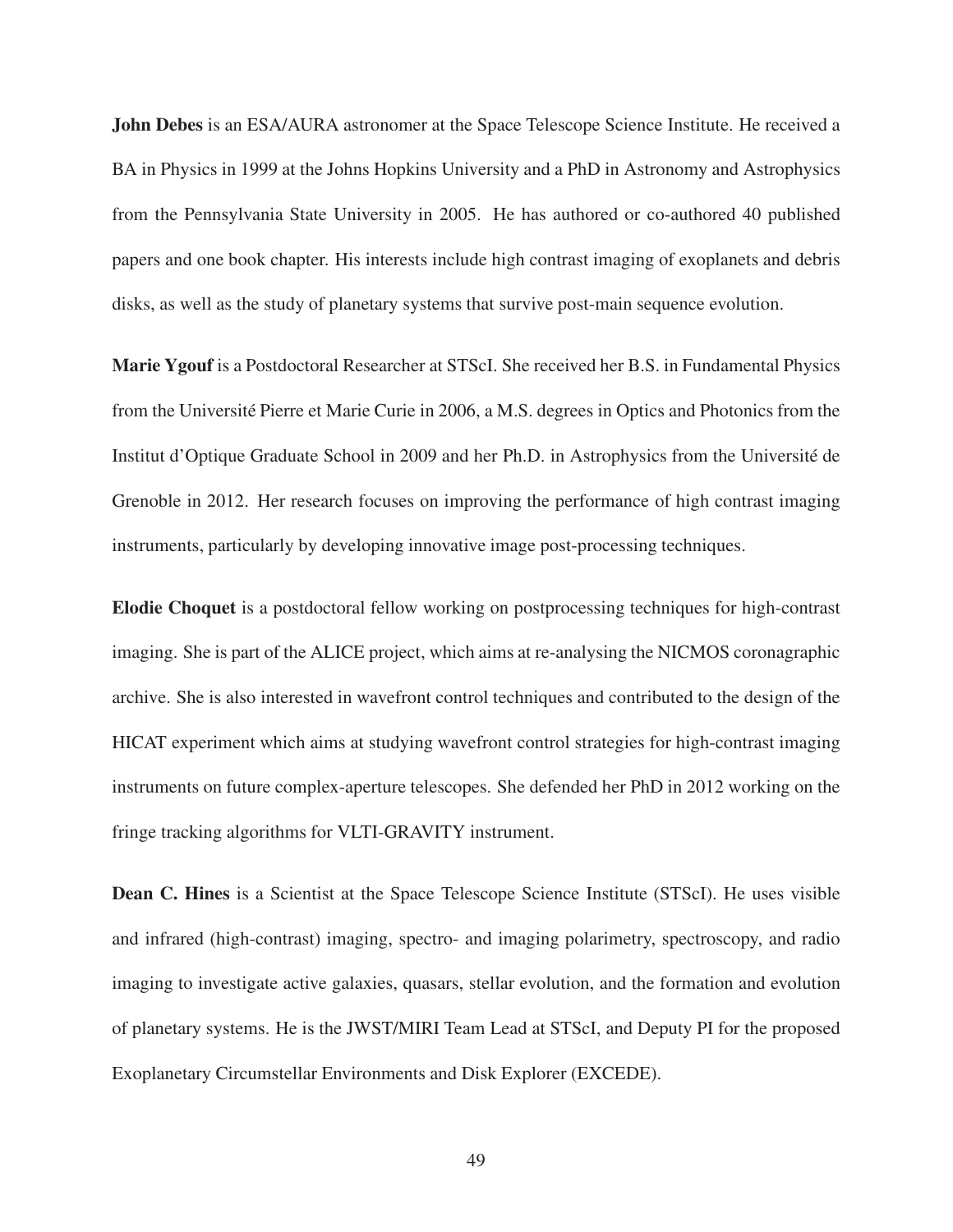**John Debes** is an ESA/AURA astronomer at the Space Telescope Science Institute. He received a BA in Physics in 1999 at the Johns Hopkins University and a PhD in Astronomy and Astrophysics from the Pennsylvania State University in 2005. He has authored or co-authored 40 published papers and one book chapter. His interests include high contrast imaging of exoplanets and debris disks, as well as the study of planetary systems that survive post-main sequence evolution.

**Marie Ygouf** is a Postdoctoral Researcher at STScI. She received her B.S. in Fundamental Physics from the Université Pierre et Marie Curie in 2006, a M.S. degrees in Optics and Photonics from the Institut d'Optique Graduate School in 2009 and her Ph.D. in Astrophysics from the Université de Grenoble in 2012. Her research focuses on improving the performance of high contrast imaging instruments, particularly by developing innovative image post-processing techniques.

**Elodie Choquet** is a postdoctoral fellow working on postprocessing techniques for high-contrast imaging. She is part of the ALICE project, which aims at re-analysing the NICMOS coronagraphic archive. She is also interested in wavefront control techniques and contributed to the design of the HICAT experiment which aims at studying wavefront control strategies for high-contrast imaging instruments on future complex-aperture telescopes. She defended her PhD in 2012 working on the fringe tracking algorithms for VLTI-GRAVITY instrument.

**Dean C. Hines** is a Scientist at the Space Telescope Science Institute (STScI). He uses visible and infrared (high-contrast) imaging, spectro- and imaging polarimetry, spectroscopy, and radio imaging to investigate active galaxies, quasars, stellar evolution, and the formation and evolution of planetary systems. He is the JWST/MIRI Team Lead at STScI, and Deputy PI for the proposed Exoplanetary Circumstellar Environments and Disk Explorer (EXCEDE).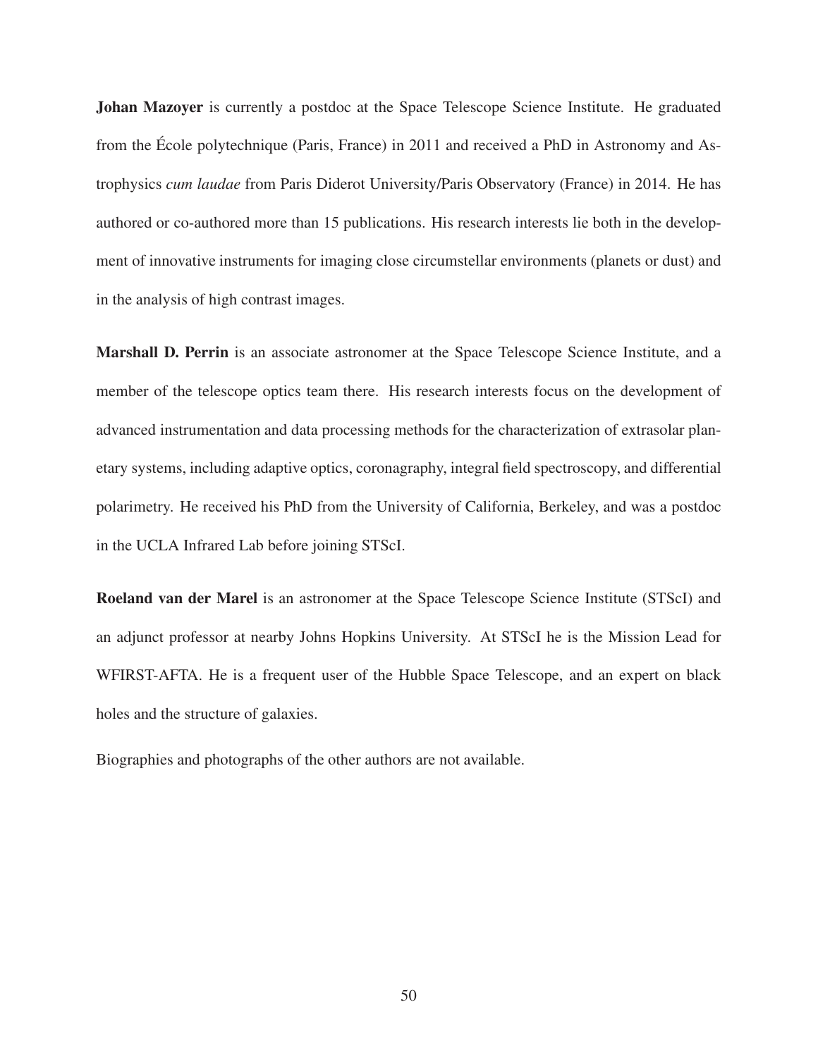**Johan Mazoyer** is currently a postdoc at the Space Telescope Science Institute. He graduated from the École polytechnique (Paris, France) in 2011 and received a PhD in Astronomy and Astrophysics *cum laudae* from Paris Diderot University/Paris Observatory (France) in 2014. He has authored or co-authored more than 15 publications. His research interests lie both in the development of innovative instruments for imaging close circumstellar environments (planets or dust) and in the analysis of high contrast images.

**Marshall D. Perrin** is an associate astronomer at the Space Telescope Science Institute, and a member of the telescope optics team there. His research interests focus on the development of advanced instrumentation and data processing methods for the characterization of extrasolar planetary systems, including adaptive optics, coronagraphy, integral field spectroscopy, and differential polarimetry. He received his PhD from the University of California, Berkeley, and was a postdoc in the UCLA Infrared Lab before joining STScI.

**Roeland van der Marel** is an astronomer at the Space Telescope Science Institute (STScI) and an adjunct professor at nearby Johns Hopkins University. At STScI he is the Mission Lead for WFIRST-AFTA. He is a frequent user of the Hubble Space Telescope, and an expert on black holes and the structure of galaxies.

Biographies and photographs of the other authors are not available.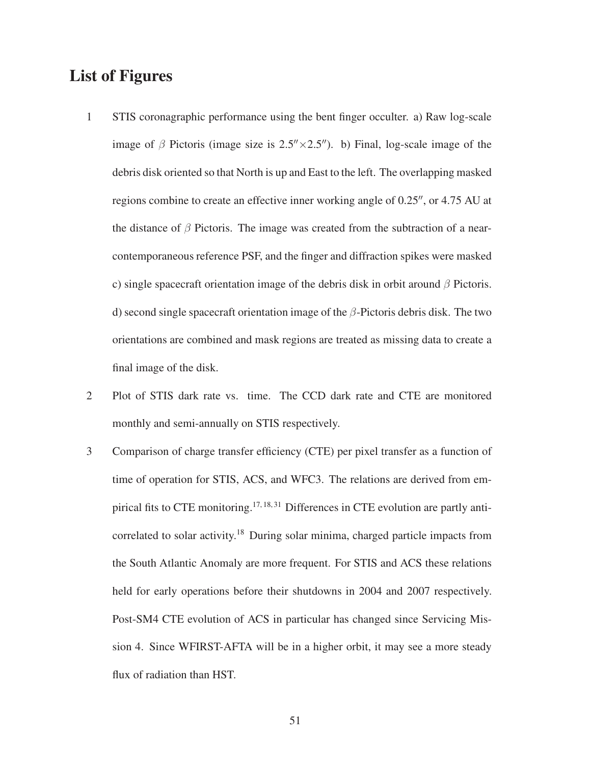# List of Figures

1. STIS coronagraphic performance using the bent finger occulter. a) Raw log-scale image of $\beta$ Pictoris (image size is $2.5'' \times 2.5''$). b) Final, log-scale image of the debris disk oriented so that North is up and East to the left. The overlapping masked regions combine to create an effective inner working angle of $0.25''$, or 4.75 AU at the distance of $\beta$ Pictoris. The image was created from the subtraction of a near-contemporaneous reference PSF, and the finger and diffraction spikes were masked c) single spacecraft orientation image of the debris disk in orbit around $\beta$ Pictoris. d) second single spacecraft orientation image of the $\beta$-Pictoris debris disk. The two orientations are combined and mask regions are treated as missing data to create a final image of the disk.

2. Plot of STIS dark rate vs. time. The CCD dark rate and CTE are monitored monthly and semi-annually on STIS respectively.

3. Comparison of charge transfer efficiency (CTE) per pixel transfer as a function of time of operation for STIS, ACS, and WFC3. The relations are derived from empirical fits to CTE monitoring.[17,18,31] Differences in CTE evolution are partly anti-correlated to solar activity.[18] During solar minima, charged particle impacts from the South Atlantic Anomaly are more frequent. For STIS and ACS these relations held for early operations before their shutdowns in 2004 and 2007 respectively. Post-SM4 CTE evolution of ACS in particular has changed since Servicing Mission 4. Since WFIRST-AFTA will be in a higher orbit, it may see a more steady flux of radiation than HST.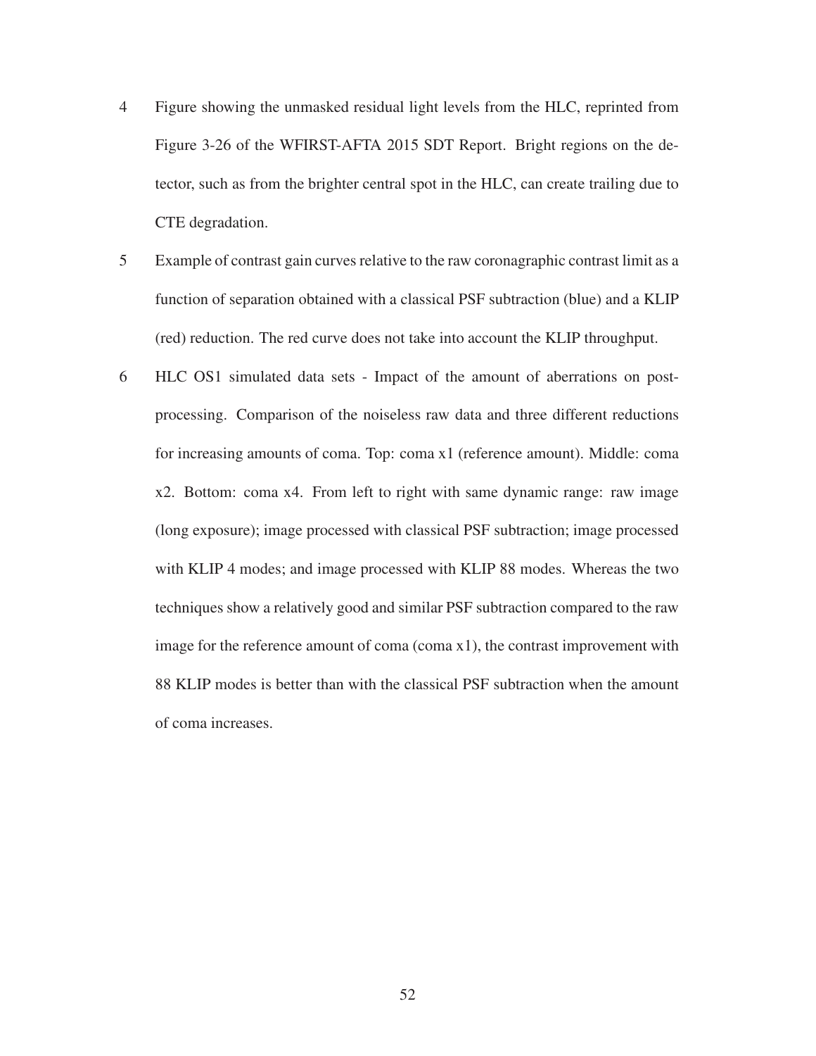4 Figure showing the unmasked residual light levels from the HLC, reprinted from Figure 3-26 of the WFIRST-AFTA 2015 SDT Report. Bright regions on the detector, such as from the brighter central spot in the HLC, can create trailing due to CTE degradation.

5 Example of contrast gain curves relative to the raw coronagraphic contrast limit as a function of separation obtained with a classical PSF subtraction (blue) and a KLIP (red) reduction. The red curve does not take into account the KLIP throughput.

6 HLC OS1 simulated data sets - Impact of the amount of aberrations on post-processing. Comparison of the noiseless raw data and three different reductions for increasing amounts of coma. Top: coma x1 (reference amount). Middle: coma x2. Bottom: coma x4. From left to right with same dynamic range: raw image (long exposure); image processed with classical PSF subtraction; image processed with KLIP 4 modes; and image processed with KLIP 88 modes. Whereas the two techniques show a relatively good and similar PSF subtraction compared to the raw image for the reference amount of coma (coma x1), the contrast improvement with 88 KLIP modes is better than with the classical PSF subtraction when the amount of coma increases.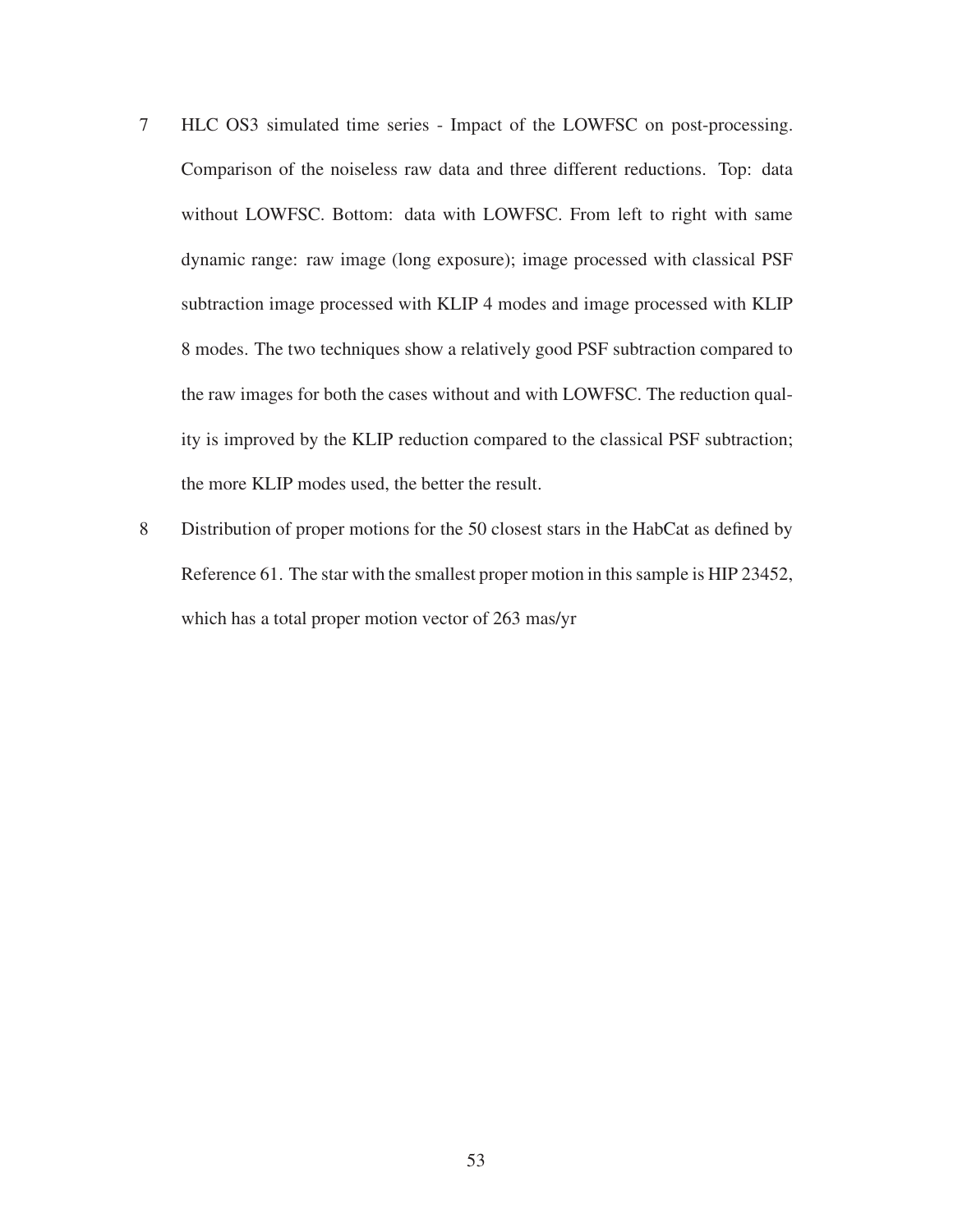7 HLC OS3 simulated time series - Impact of the LOWFSC on post-processing. Comparison of the noiseless raw data and three different reductions. Top: data without LOWFSC. Bottom: data with LOWFSC. From left to right with same dynamic range: raw image (long exposure); image processed with classical PSF subtraction image processed with KLIP 4 modes and image processed with KLIP 8 modes. The two techniques show a relatively good PSF subtraction compared to the raw images for both the cases without and with LOWFSC. The reduction quality is improved by the KLIP reduction compared to the classical PSF subtraction; the more KLIP modes used, the better the result.

8 Distribution of proper motions for the 50 closest stars in the HabCat as defined by Reference 61. The star with the smallest proper motion in this sample is HIP 23452, which has a total proper motion vector of 263 mas/yr